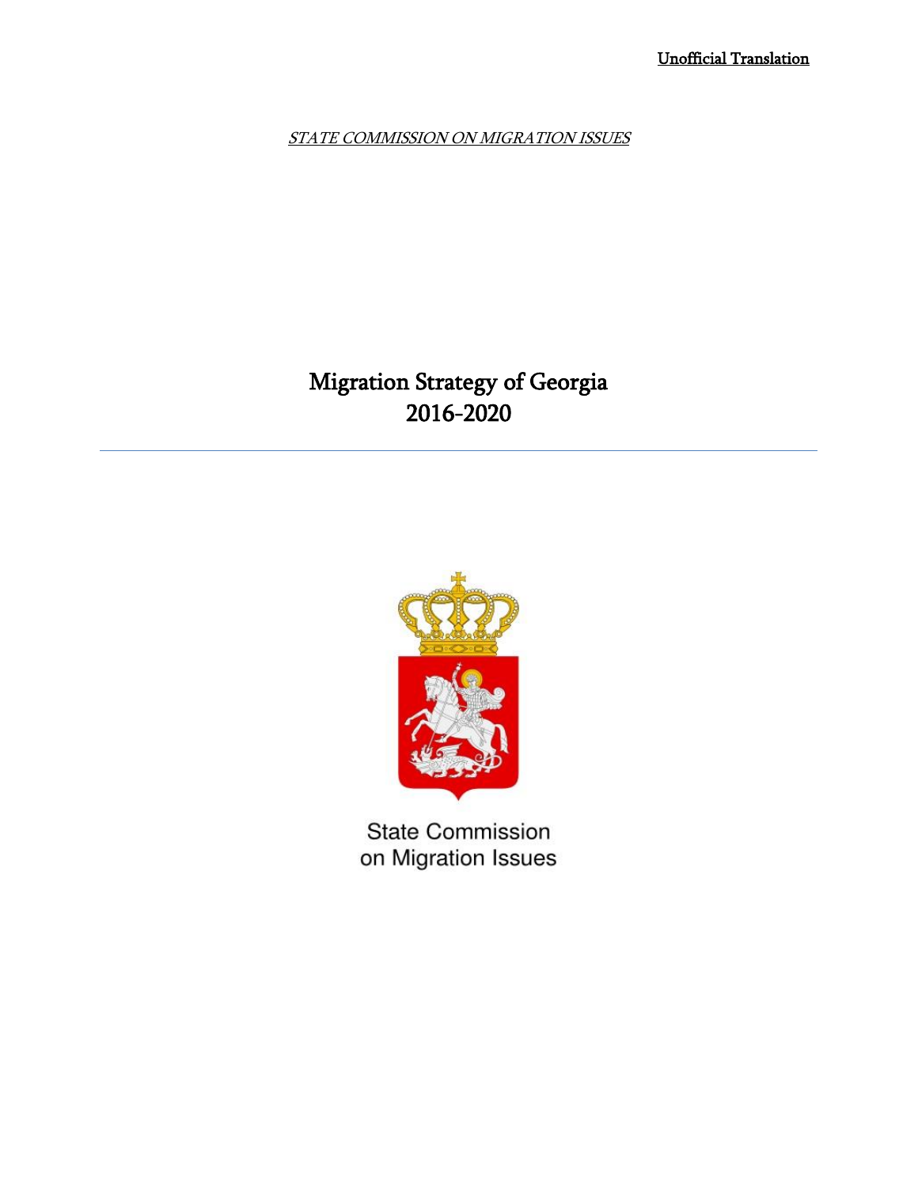Unofficial Translation

*STATE COMMISSION ON MIGRATION ISSUES*

# Migration Strategy of Georgia 2016-2020

State Commission on Migration Issues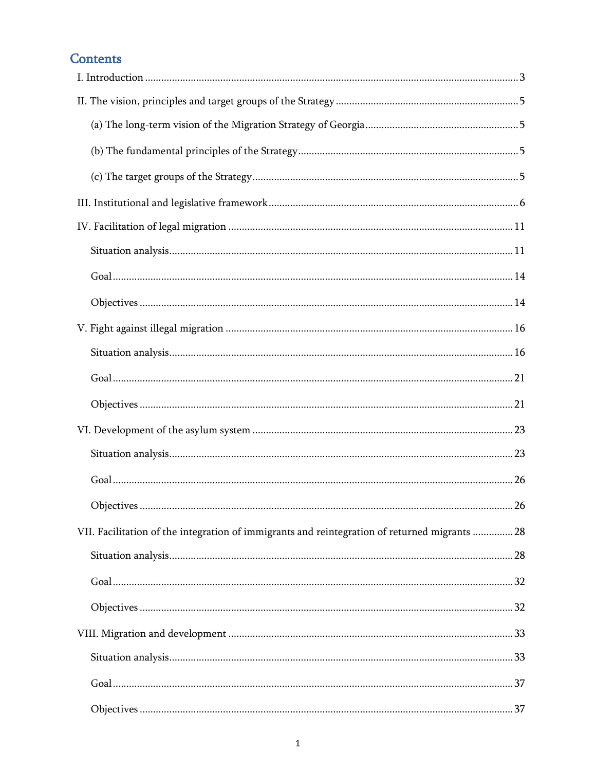# Contents

I. Introduction ........................................................................................................................ 3

II. The vision, principles and target groups of the Strategy .................................................................. 5

(a) The long-term vision of the Migration Strategy of Georgia ........................................................ 5

(b) The fundamental principles of the Strategy ................................................................................ 5

(c) The target groups of the Strategy ................................................................................................ 5

III. Institutional and legislative framework ........................................................................................... 6

IV. Facilitation of legal migration ........................................................................................................ 11

Situation analysis ............................................................................................................................ 11

Goal .................................................................................................................................................. 14

Objectives ........................................................................................................................................ 14

V. Fight against illegal migration ......................................................................................................... 16

Situation analysis ............................................................................................................................ 16

Goal .................................................................................................................................................. 21

Objectives ........................................................................................................................................ 21

VI. Development of the asylum system ............................................................................................... 23

Situation analysis ............................................................................................................................ 23

Goal .................................................................................................................................................. 26

Objectives ........................................................................................................................................ 26

VII. Facilitation of the integration of immigrants and reintegration of returned migrants ............... 28

Situation analysis ............................................................................................................................ 28

Goal .................................................................................................................................................. 32

Objectives ........................................................................................................................................ 32

VIII. Migration and development ........................................................................................................ 33

Situation analysis ............................................................................................................................ 33

Goal .................................................................................................................................................. 37

Objectives ........................................................................................................................................ 37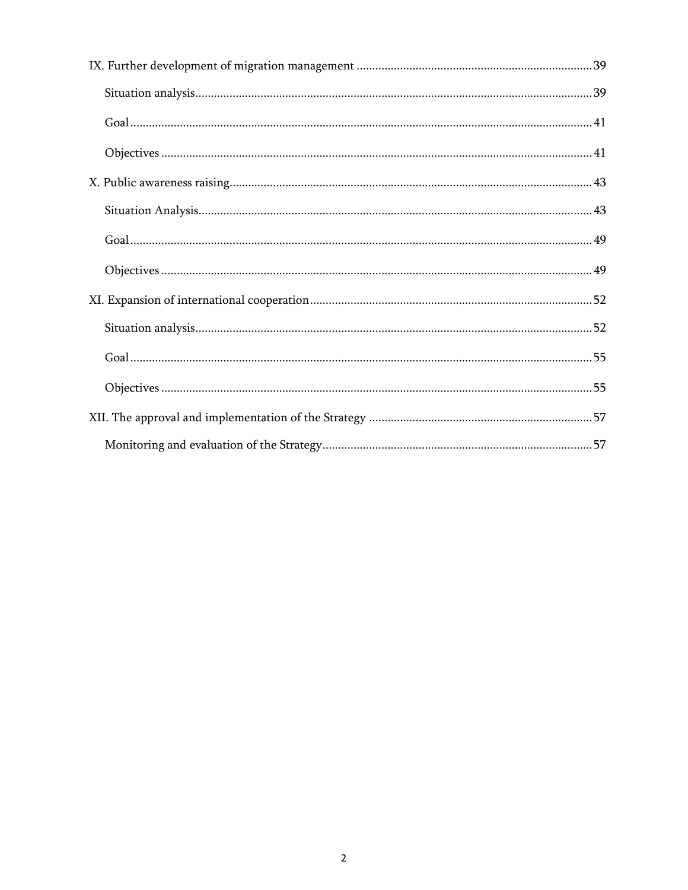IX. Further development of migration management ........................................................................... 39

Situation analysis............................................................................................................................. 39

Goal.................................................................................................................................................. 41

Objectives ........................................................................................................................................ 41

X. Public awareness raising.................................................................................................................. 43

Situation Analysis............................................................................................................................ 43

Goal.................................................................................................................................................. 49

Objectives ........................................................................................................................................ 49

XI. Expansion of international cooperation......................................................................................... 52

Situation analysis............................................................................................................................. 52

Goal.................................................................................................................................................. 55

Objectives ........................................................................................................................................ 55

XII. The approval and implementation of the Strategy ....................................................................... 57

Monitoring and evaluation of the Strategy..................................................................................... 57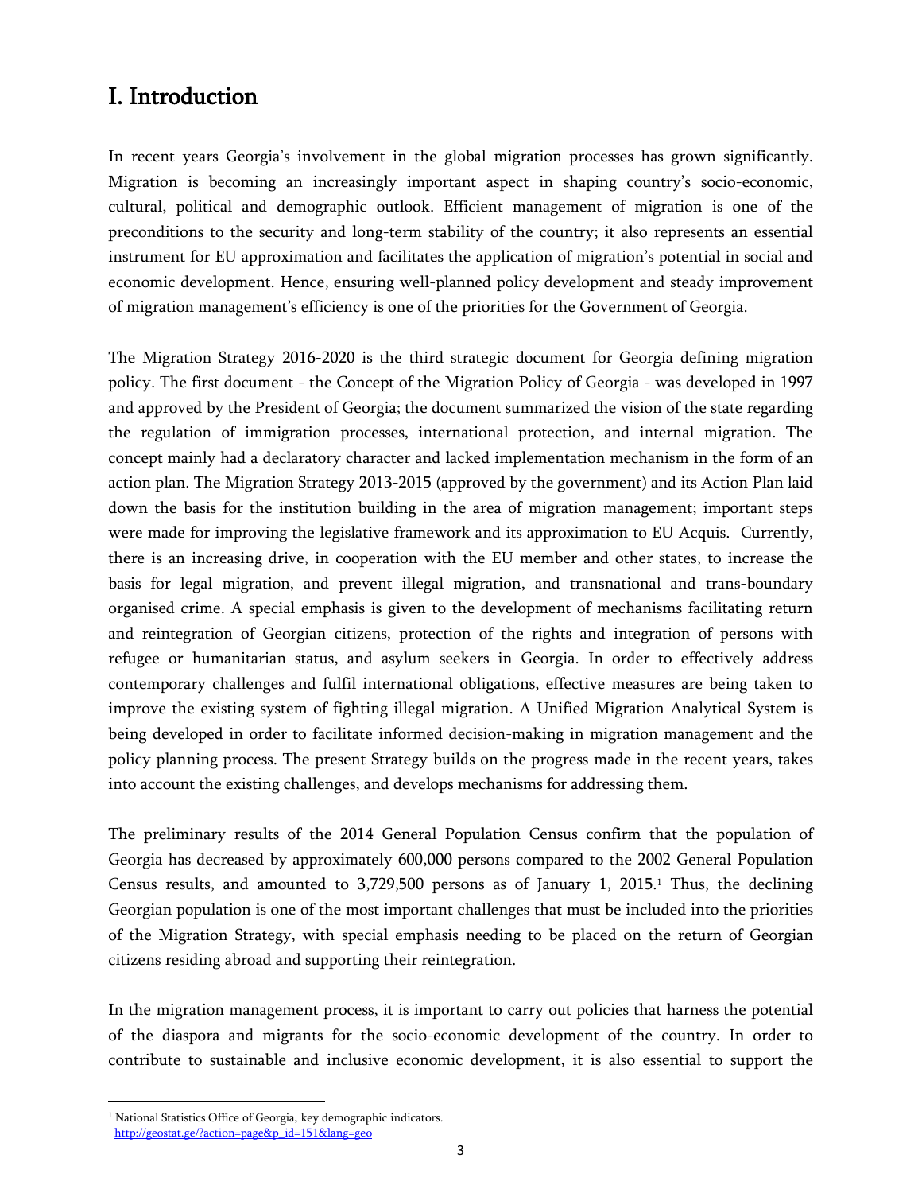# I. Introduction

In recent years Georgia's involvement in the global migration processes has grown significantly. Migration is becoming an increasingly important aspect in shaping country's socio-economic, cultural, political and demographic outlook. Efficient management of migration is one of the preconditions to the security and long-term stability of the country; it also represents an essential instrument for EU approximation and facilitates the application of migration's potential in social and economic development. Hence, ensuring well-planned policy development and steady improvement of migration management's efficiency is one of the priorities for the Government of Georgia.

The Migration Strategy 2016-2020 is the third strategic document for Georgia defining migration policy. The first document - the Concept of the Migration Policy of Georgia - was developed in 1997 and approved by the President of Georgia; the document summarized the vision of the state regarding the regulation of immigration processes, international protection, and internal migration. The concept mainly had a declaratory character and lacked implementation mechanism in the form of an action plan. The Migration Strategy 2013-2015 (approved by the government) and its Action Plan laid down the basis for the institution building in the area of migration management; important steps were made for improving the legislative framework and its approximation to EU Acquis. Currently, there is an increasing drive, in cooperation with the EU member and other states, to increase the basis for legal migration, and prevent illegal migration, and transnational and trans-boundary organised crime. A special emphasis is given to the development of mechanisms facilitating return and reintegration of Georgian citizens, protection of the rights and integration of persons with refugee or humanitarian status, and asylum seekers in Georgia. In order to effectively address contemporary challenges and fulfil international obligations, effective measures are being taken to improve the existing system of fighting illegal migration. A Unified Migration Analytical System is being developed in order to facilitate informed decision-making in migration management and the policy planning process. The present Strategy builds on the progress made in the recent years, takes into account the existing challenges, and develops mechanisms for addressing them.

The preliminary results of the 2014 General Population Census confirm that the population of Georgia has decreased by approximately 600,000 persons compared to the 2002 General Population Census results, and amounted to 3,729,500 persons as of January 1, 2015.[1] Thus, the declining Georgian population is one of the most important challenges that must be included into the priorities of the Migration Strategy, with special emphasis needing to be placed on the return of Georgian citizens residing abroad and supporting their reintegration.

In the migration management process, it is important to carry out policies that harness the potential of the diaspora and migrants for the socio-economic development of the country. In order to contribute to sustainable and inclusive economic development, it is also essential to support the

---

[1] National Statistics Office of Georgia, key demographic indicators. http://geostat.ge/?action=page&p_id=151&lang=geo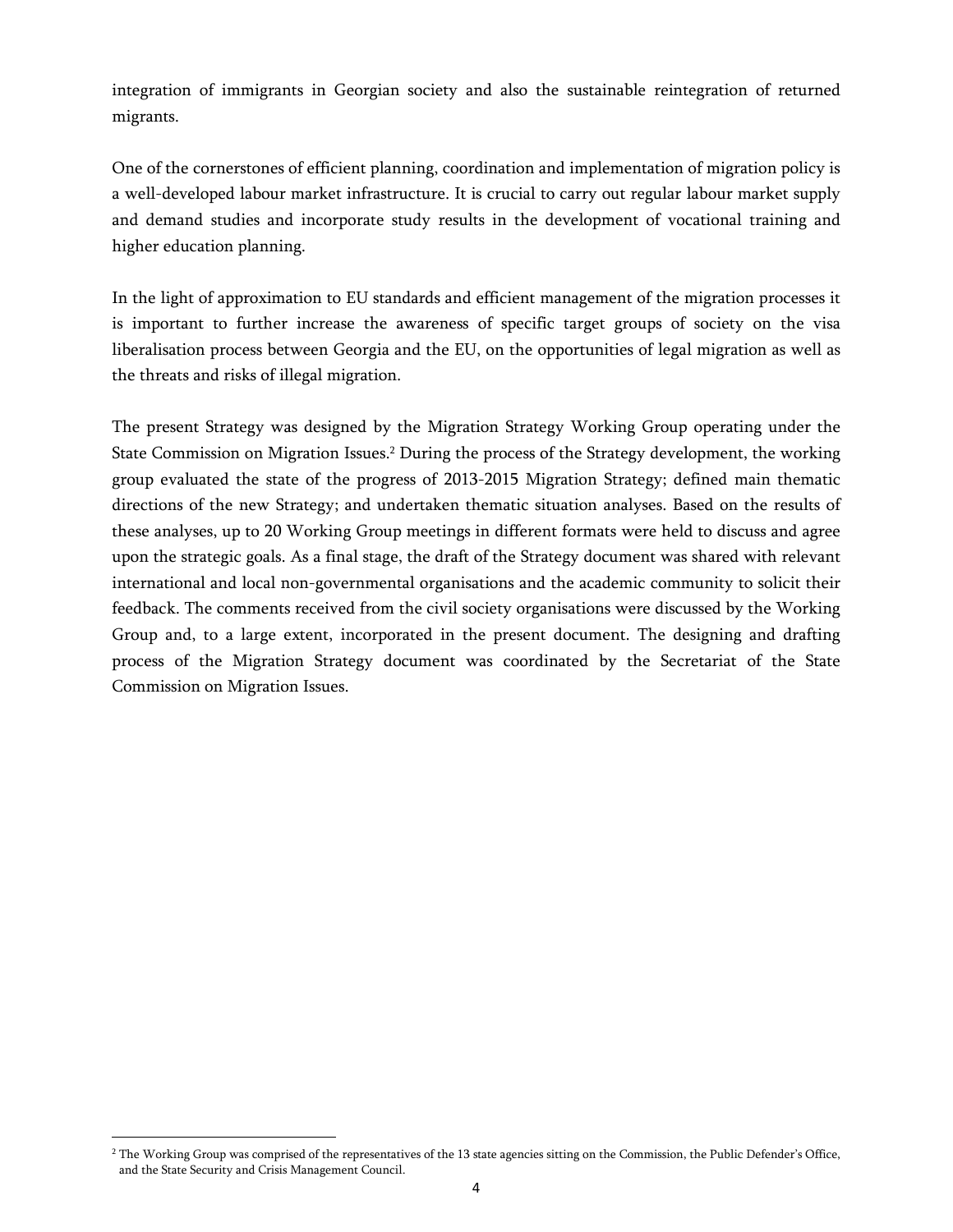integration of immigrants in Georgian society and also the sustainable reintegration of returned migrants.

One of the cornerstones of efficient planning, coordination and implementation of migration policy is a well-developed labour market infrastructure. It is crucial to carry out regular labour market supply and demand studies and incorporate study results in the development of vocational training and higher education planning.

In the light of approximation to EU standards and efficient management of the migration processes it is important to further increase the awareness of specific target groups of society on the visa liberalisation process between Georgia and the EU, on the opportunities of legal migration as well as the threats and risks of illegal migration.

The present Strategy was designed by the Migration Strategy Working Group operating under the State Commission on Migration Issues.[2] During the process of the Strategy development, the working group evaluated the state of the progress of 2013-2015 Migration Strategy; defined main thematic directions of the new Strategy; and undertaken thematic situation analyses. Based on the results of these analyses, up to 20 Working Group meetings in different formats were held to discuss and agree upon the strategic goals. As a final stage, the draft of the Strategy document was shared with relevant international and local non-governmental organisations and the academic community to solicit their feedback. The comments received from the civil society organisations were discussed by the Working Group and, to a large extent, incorporated in the present document. The designing and drafting process of the Migration Strategy document was coordinated by the Secretariat of the State Commission on Migration Issues.

[2] The Working Group was comprised of the representatives of the 13 state agencies sitting on the Commission, the Public Defender's Office, and the State Security and Crisis Management Council.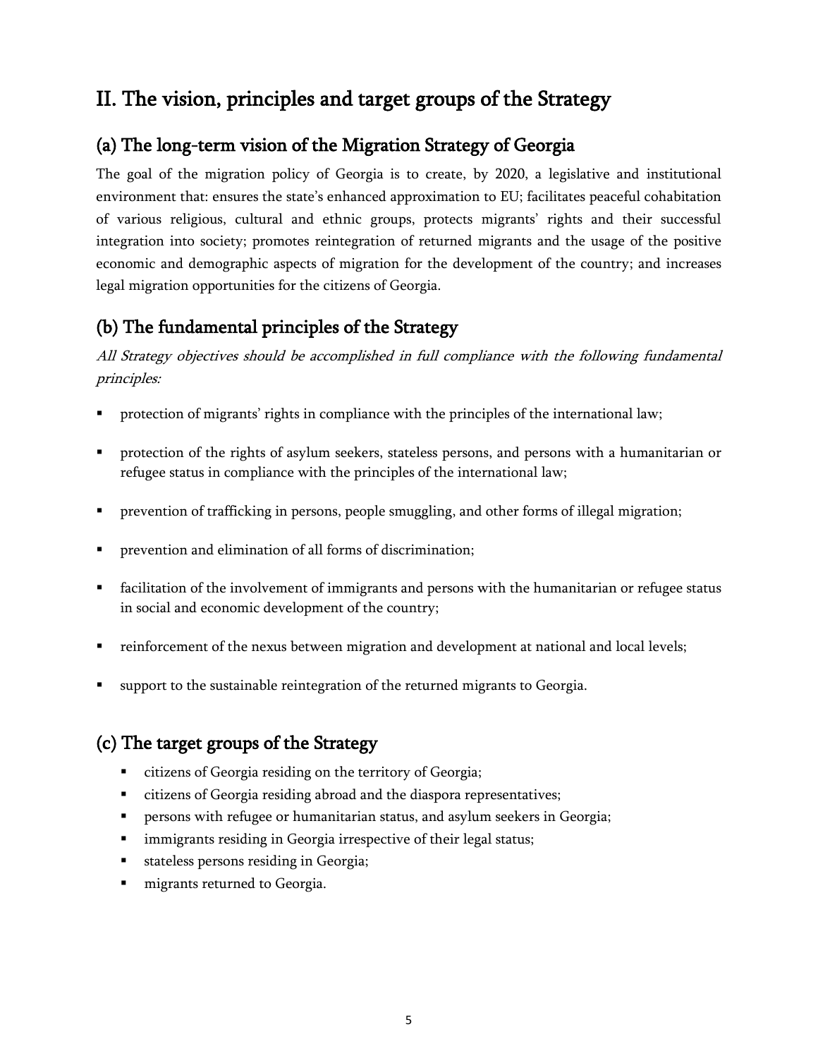# II. The vision, principles and target groups of the Strategy

## (a) The long-term vision of the Migration Strategy of Georgia

The goal of the migration policy of Georgia is to create, by 2020, a legislative and institutional environment that: ensures the state's enhanced approximation to EU; facilitates peaceful cohabitation of various religious, cultural and ethnic groups, protects migrants' rights and their successful integration into society; promotes reintegration of returned migrants and the usage of the positive economic and demographic aspects of migration for the development of the country; and increases legal migration opportunities for the citizens of Georgia.

## (b) The fundamental principles of the Strategy

*All Strategy objectives should be accomplished in full compliance with the following fundamental principles:*

- protection of migrants' rights in compliance with the principles of the international law;
- protection of the rights of asylum seekers, stateless persons, and persons with a humanitarian or refugee status in compliance with the principles of the international law;
- prevention of trafficking in persons, people smuggling, and other forms of illegal migration;
- prevention and elimination of all forms of discrimination;
- facilitation of the involvement of immigrants and persons with the humanitarian or refugee status in social and economic development of the country;
- reinforcement of the nexus between migration and development at national and local levels;
- support to the sustainable reintegration of the returned migrants to Georgia.

## (c) The target groups of the Strategy

- citizens of Georgia residing on the territory of Georgia;
- citizens of Georgia residing abroad and the diaspora representatives;
- persons with refugee or humanitarian status, and asylum seekers in Georgia;
- immigrants residing in Georgia irrespective of their legal status;
- stateless persons residing in Georgia;
- migrants returned to Georgia.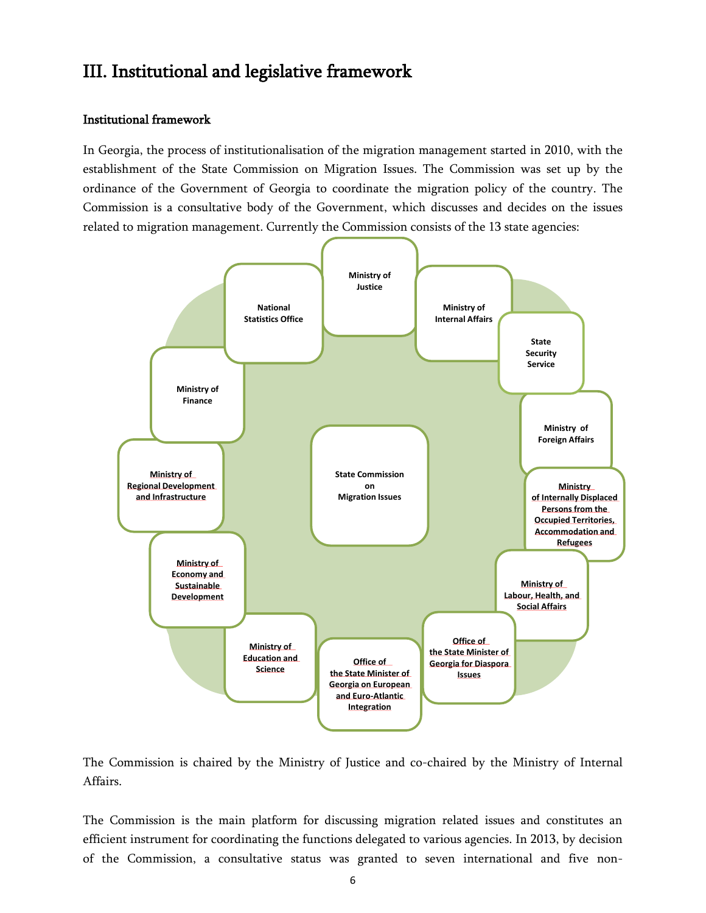# III. Institutional and legislative framework

## Institutional framework

In Georgia, the process of institutionalisation of the migration management started in 2010, with the establishment of the State Commission on Migration Issues. The Commission was set up by the ordinance of the Government of Georgia to coordinate the migration policy of the country. The Commission is a consultative body of the Government, which discusses and decides on the issues related to migration management. Currently the Commission consists of the 13 state agencies:

State Commission on Migration Issues

- Ministry of Justice
- Ministry of Internal Affairs
- State Security Service
- Ministry of Foreign Affairs
- Ministry of Internally Displaced Persons from the Occupied Territories, Accommodation and Refugees
- Ministry of Labour, Health, and Social Affairs
- Office of the State Minister of Georgia for Diaspora Issues
- Office of the State Minister of Georgia on European and Euro-Atlantic Integration
- Ministry of Education and Science
- Ministry of Economy and Sustainable Development
- Ministry of Regional Development and Infrastructure
- Ministry of Finance
- National Statistics Office

The Commission is chaired by the Ministry of Justice and co-chaired by the Ministry of Internal Affairs.

The Commission is the main platform for discussing migration related issues and constitutes an efficient instrument for coordinating the functions delegated to various agencies. In 2013, by decision of the Commission, a consultative status was granted to seven international and five non-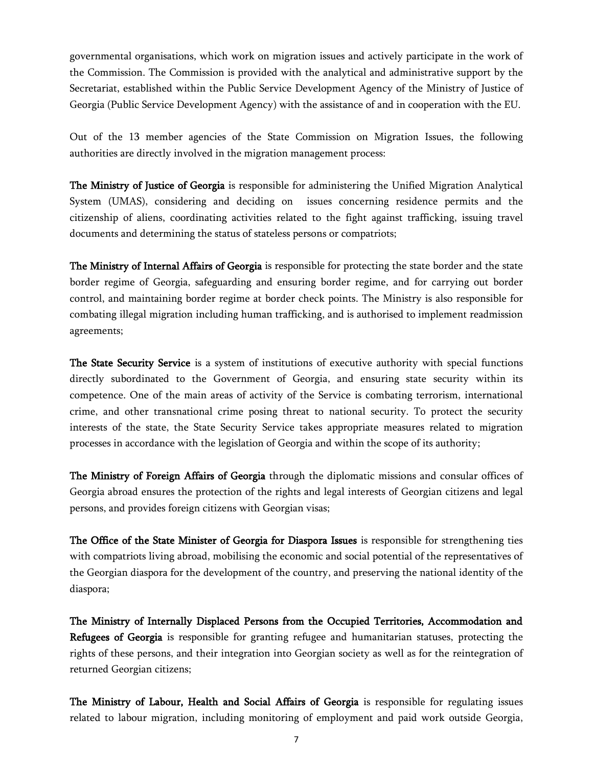governmental organisations, which work on migration issues and actively participate in the work of the Commission. The Commission is provided with the analytical and administrative support by the Secretariat, established within the Public Service Development Agency of the Ministry of Justice of Georgia (Public Service Development Agency) with the assistance of and in cooperation with the EU.

Out of the 13 member agencies of the State Commission on Migration Issues, the following authorities are directly involved in the migration management process:

**The Ministry of Justice of Georgia** is responsible for administering the Unified Migration Analytical System (UMAS), considering and deciding on issues concerning residence permits and the citizenship of aliens, coordinating activities related to the fight against trafficking, issuing travel documents and determining the status of stateless persons or compatriots;

**The Ministry of Internal Affairs of Georgia** is responsible for protecting the state border and the state border regime of Georgia, safeguarding and ensuring border regime, and for carrying out border control, and maintaining border regime at border check points. The Ministry is also responsible for combating illegal migration including human trafficking, and is authorised to implement readmission agreements;

**The State Security Service** is a system of institutions of executive authority with special functions directly subordinated to the Government of Georgia, and ensuring state security within its competence. One of the main areas of activity of the Service is combating terrorism, international crime, and other transnational crime posing threat to national security. To protect the security interests of the state, the State Security Service takes appropriate measures related to migration processes in accordance with the legislation of Georgia and within the scope of its authority;

**The Ministry of Foreign Affairs of Georgia** through the diplomatic missions and consular offices of Georgia abroad ensures the protection of the rights and legal interests of Georgian citizens and legal persons, and provides foreign citizens with Georgian visas;

**The Office of the State Minister of Georgia for Diaspora Issues** is responsible for strengthening ties with compatriots living abroad, mobilising the economic and social potential of the representatives of the Georgian diaspora for the development of the country, and preserving the national identity of the diaspora;

**The Ministry of Internally Displaced Persons from the Occupied Territories, Accommodation and Refugees of Georgia** is responsible for granting refugee and humanitarian statuses, protecting the rights of these persons, and their integration into Georgian society as well as for the reintegration of returned Georgian citizens;

**The Ministry of Labour, Health and Social Affairs of Georgia** is responsible for regulating issues related to labour migration, including monitoring of employment and paid work outside Georgia,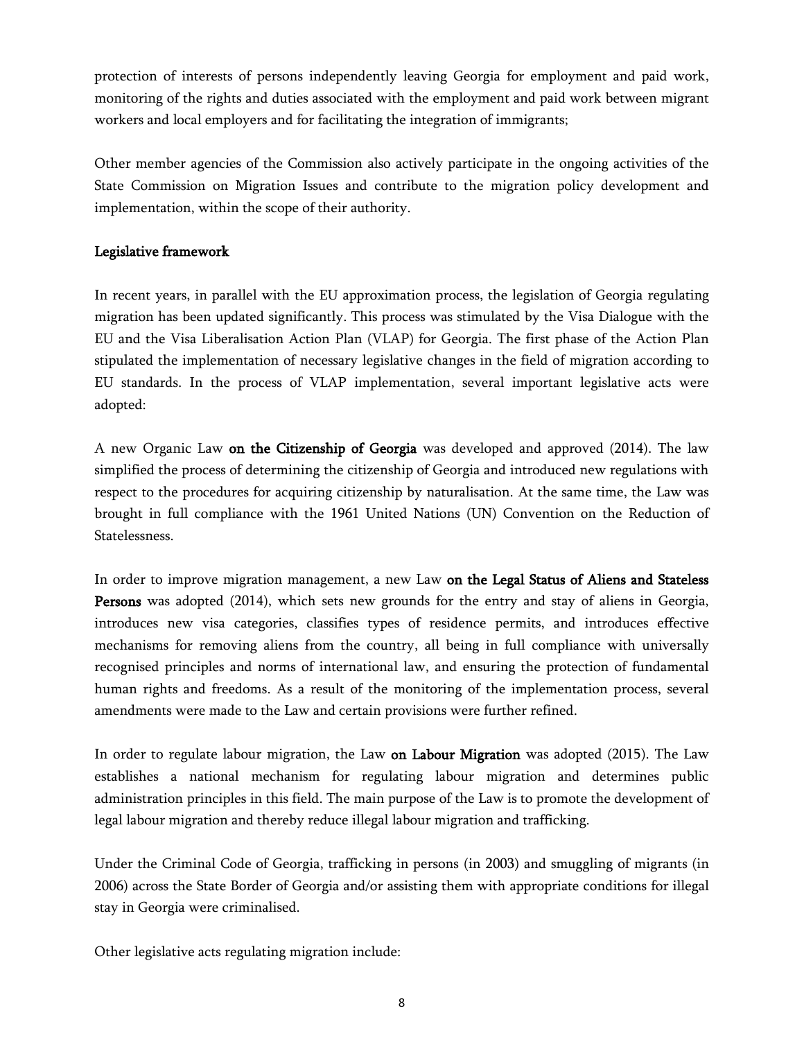protection of interests of persons independently leaving Georgia for employment and paid work, monitoring of the rights and duties associated with the employment and paid work between migrant workers and local employers and for facilitating the integration of immigrants;

Other member agencies of the Commission also actively participate in the ongoing activities of the State Commission on Migration Issues and contribute to the migration policy development and implementation, within the scope of their authority.

## Legislative framework

In recent years, in parallel with the EU approximation process, the legislation of Georgia regulating migration has been updated significantly. This process was stimulated by the Visa Dialogue with the EU and the Visa Liberalisation Action Plan (VLAP) for Georgia. The first phase of the Action Plan stipulated the implementation of necessary legislative changes in the field of migration according to EU standards. In the process of VLAP implementation, several important legislative acts were adopted:

A new Organic Law **on the Citizenship of Georgia** was developed and approved (2014). The law simplified the process of determining the citizenship of Georgia and introduced new regulations with respect to the procedures for acquiring citizenship by naturalisation. At the same time, the Law was brought in full compliance with the 1961 United Nations (UN) Convention on the Reduction of Statelessness.

In order to improve migration management, a new Law **on the Legal Status of Aliens and Stateless Persons** was adopted (2014), which sets new grounds for the entry and stay of aliens in Georgia, introduces new visa categories, classifies types of residence permits, and introduces effective mechanisms for removing aliens from the country, all being in full compliance with universally recognised principles and norms of international law, and ensuring the protection of fundamental human rights and freedoms. As a result of the monitoring of the implementation process, several amendments were made to the Law and certain provisions were further refined.

In order to regulate labour migration, the Law **on Labour Migration** was adopted (2015). The Law establishes a national mechanism for regulating labour migration and determines public administration principles in this field. The main purpose of the Law is to promote the development of legal labour migration and thereby reduce illegal labour migration and trafficking.

Under the Criminal Code of Georgia, trafficking in persons (in 2003) and smuggling of migrants (in 2006) across the State Border of Georgia and/or assisting them with appropriate conditions for illegal stay in Georgia were criminalised.

Other legislative acts regulating migration include: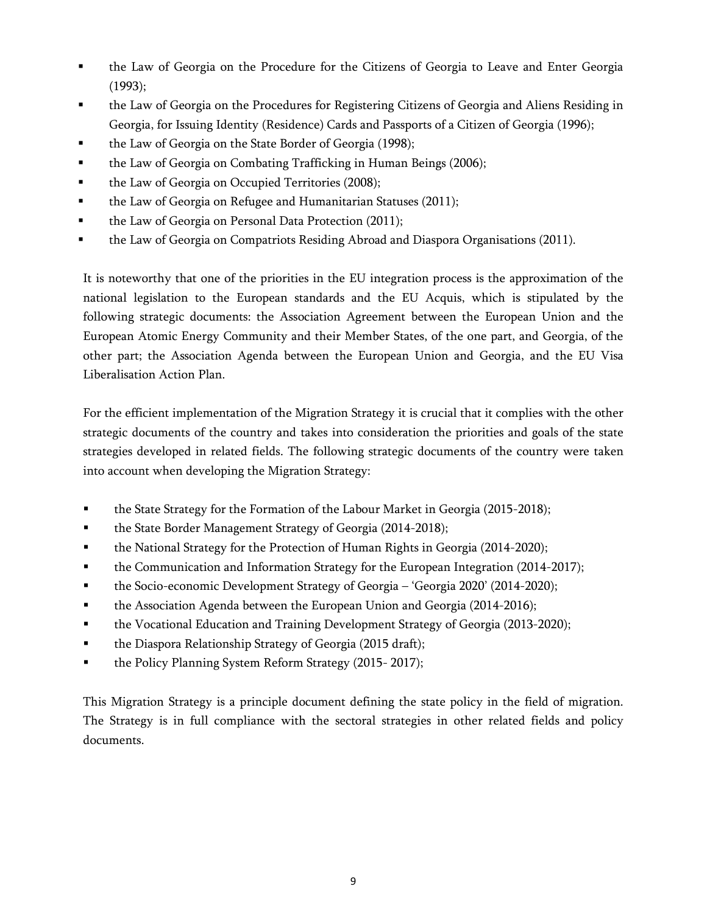- the Law of Georgia on the Procedure for the Citizens of Georgia to Leave and Enter Georgia (1993);
- the Law of Georgia on the Procedures for Registering Citizens of Georgia and Aliens Residing in Georgia, for Issuing Identity (Residence) Cards and Passports of a Citizen of Georgia (1996);
- the Law of Georgia on the State Border of Georgia (1998);
- the Law of Georgia on Combating Trafficking in Human Beings (2006);
- the Law of Georgia on Occupied Territories (2008);
- the Law of Georgia on Refugee and Humanitarian Statuses (2011);
- the Law of Georgia on Personal Data Protection (2011);
- the Law of Georgia on Compatriots Residing Abroad and Diaspora Organisations (2011).

It is noteworthy that one of the priorities in the EU integration process is the approximation of the national legislation to the European standards and the EU Acquis, which is stipulated by the following strategic documents: the Association Agreement between the European Union and the European Atomic Energy Community and their Member States, of the one part, and Georgia, of the other part; the Association Agenda between the European Union and Georgia, and the EU Visa Liberalisation Action Plan.

For the efficient implementation of the Migration Strategy it is crucial that it complies with the other strategic documents of the country and takes into consideration the priorities and goals of the state strategies developed in related fields. The following strategic documents of the country were taken into account when developing the Migration Strategy:

- the State Strategy for the Formation of the Labour Market in Georgia (2015-2018);
- the State Border Management Strategy of Georgia (2014-2018);
- the National Strategy for the Protection of Human Rights in Georgia (2014-2020);
- the Communication and Information Strategy for the European Integration (2014-2017);
- the Socio-economic Development Strategy of Georgia – 'Georgia 2020' (2014-2020);
- the Association Agenda between the European Union and Georgia (2014-2016);
- the Vocational Education and Training Development Strategy of Georgia (2013-2020);
- the Diaspora Relationship Strategy of Georgia (2015 draft);
- the Policy Planning System Reform Strategy (2015- 2017);

This Migration Strategy is a principle document defining the state policy in the field of migration. The Strategy is in full compliance with the sectoral strategies in other related fields and policy documents.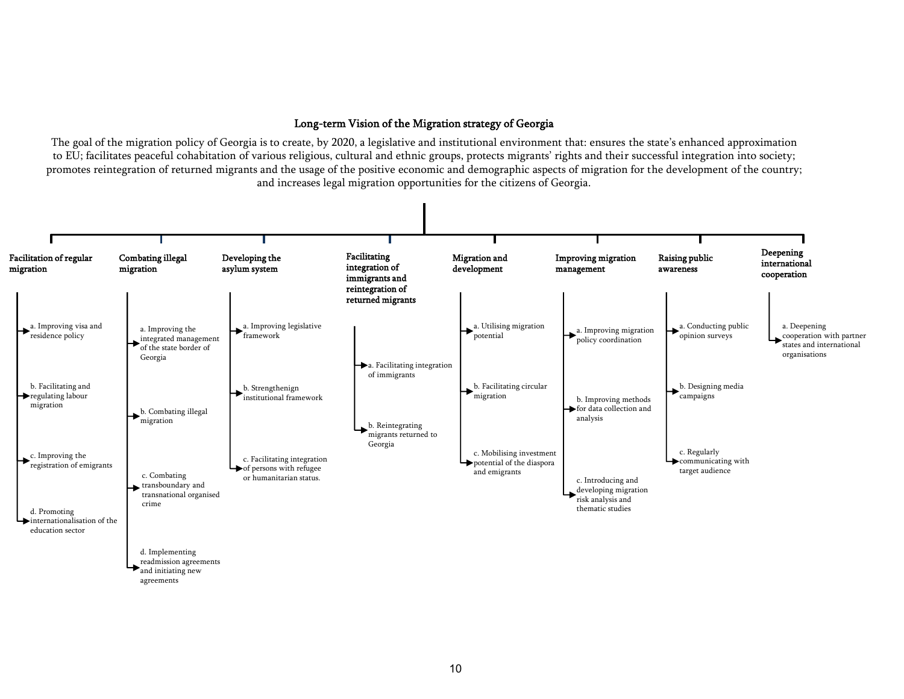## Long-term Vision of the Migration strategy of Georgia

The goal of the migration policy of Georgia is to create, by 2020, a legislative and institutional environment that: ensures the state's enhanced approximation to EU; facilitates peaceful cohabitation of various religious, cultural and ethnic groups, protects migrants' rights and their successful integration into society; promotes reintegration of returned migrants and the usage of the positive economic and demographic aspects of migration for the development of the country; and increases legal migration opportunities for the citizens of Georgia.

**Facilitation of regular migration**
- a. Improving visa and residence policy
- b. Facilitating and regulating labour migration
- c. Improving the registration of emigrants
- d. Promoting internationalisation of the education sector

**Combating illegal migration**
- a. Improving the integrated management of the state border of Georgia
- b. Combating illegal migration
- c. Combating transboundary and transnational organised crime
- d. Implementing readmission agreements and initiating new agreements

**Developing the asylum system**
- a. Improving legislative framework
- b. Strengthenign institutional framework
- c. Facilitating integration of persons with refugee or humanitarian status.

**Facilitating integration of immigrants and reintegration of returned migrants**
- a. Facilitating integration of immigrants
- b. Reintegrating migrants returned to Georgia

**Migration and development**
- a. Utilising migration potential
- b. Facilitating circular migration
- c. Mobilising investment potential of the diaspora and emigrants

**Improving migration management**
- a. Improving migration policy coordination
- b. Improving methods for data collection and analysis
- c. Introducing and developing migration risk analysis and thematic studies

**Raising public awareness**
- a. Conducting public opinion surveys
- b. Designing media campaigns
- c. Regularly communicating with target audience

**Deepening international cooperation**
- a. Deepening cooperation with partner states and international organisations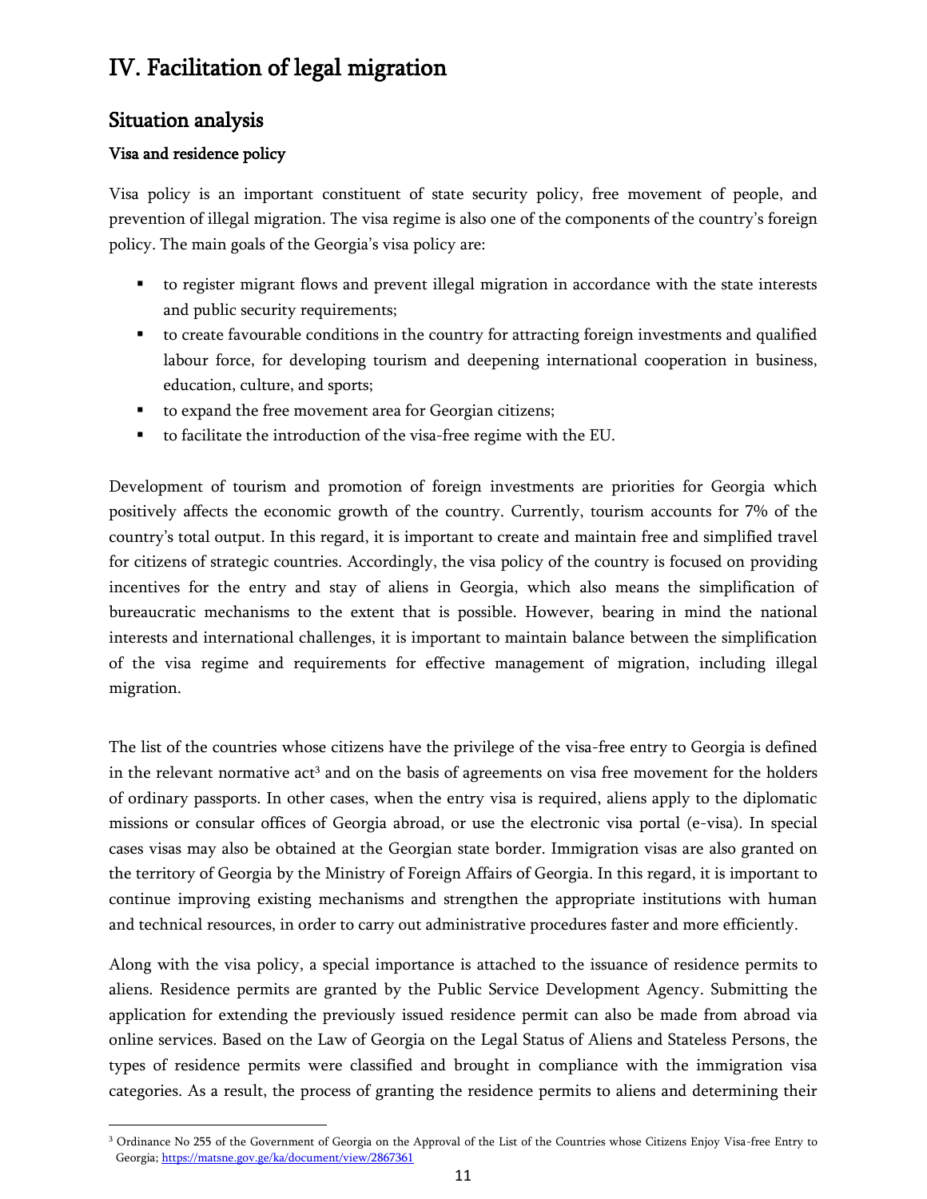# IV. Facilitation of legal migration

## Situation analysis

### Visa and residence policy

Visa policy is an important constituent of state security policy, free movement of people, and prevention of illegal migration. The visa regime is also one of the components of the country's foreign policy. The main goals of the Georgia's visa policy are:

- to register migrant flows and prevent illegal migration in accordance with the state interests and public security requirements;
- to create favourable conditions in the country for attracting foreign investments and qualified labour force, for developing tourism and deepening international cooperation in business, education, culture, and sports;
- to expand the free movement area for Georgian citizens;
- to facilitate the introduction of the visa-free regime with the EU.

Development of tourism and promotion of foreign investments are priorities for Georgia which positively affects the economic growth of the country. Currently, tourism accounts for 7% of the country's total output. In this regard, it is important to create and maintain free and simplified travel for citizens of strategic countries. Accordingly, the visa policy of the country is focused on providing incentives for the entry and stay of aliens in Georgia, which also means the simplification of bureaucratic mechanisms to the extent that is possible. However, bearing in mind the national interests and international challenges, it is important to maintain balance between the simplification of the visa regime and requirements for effective management of migration, including illegal migration.

The list of the countries whose citizens have the privilege of the visa-free entry to Georgia is defined in the relevant normative act[3] and on the basis of agreements on visa free movement for the holders of ordinary passports. In other cases, when the entry visa is required, aliens apply to the diplomatic missions or consular offices of Georgia abroad, or use the electronic visa portal (e-visa). In special cases visas may also be obtained at the Georgian state border. Immigration visas are also granted on the territory of Georgia by the Ministry of Foreign Affairs of Georgia. In this regard, it is important to continue improving existing mechanisms and strengthen the appropriate institutions with human and technical resources, in order to carry out administrative procedures faster and more efficiently.

Along with the visa policy, a special importance is attached to the issuance of residence permits to aliens. Residence permits are granted by the Public Service Development Agency. Submitting the application for extending the previously issued residence permit can also be made from abroad via online services. Based on the Law of Georgia on the Legal Status of Aliens and Stateless Persons, the types of residence permits were classified and brought in compliance with the immigration visa categories. As a result, the process of granting the residence permits to aliens and determining their

---

[3] Ordinance No 255 of the Government of Georgia on the Approval of the List of the Countries whose Citizens Enjoy Visa-free Entry to Georgia; https://matsne.gov.ge/ka/document/view/2867361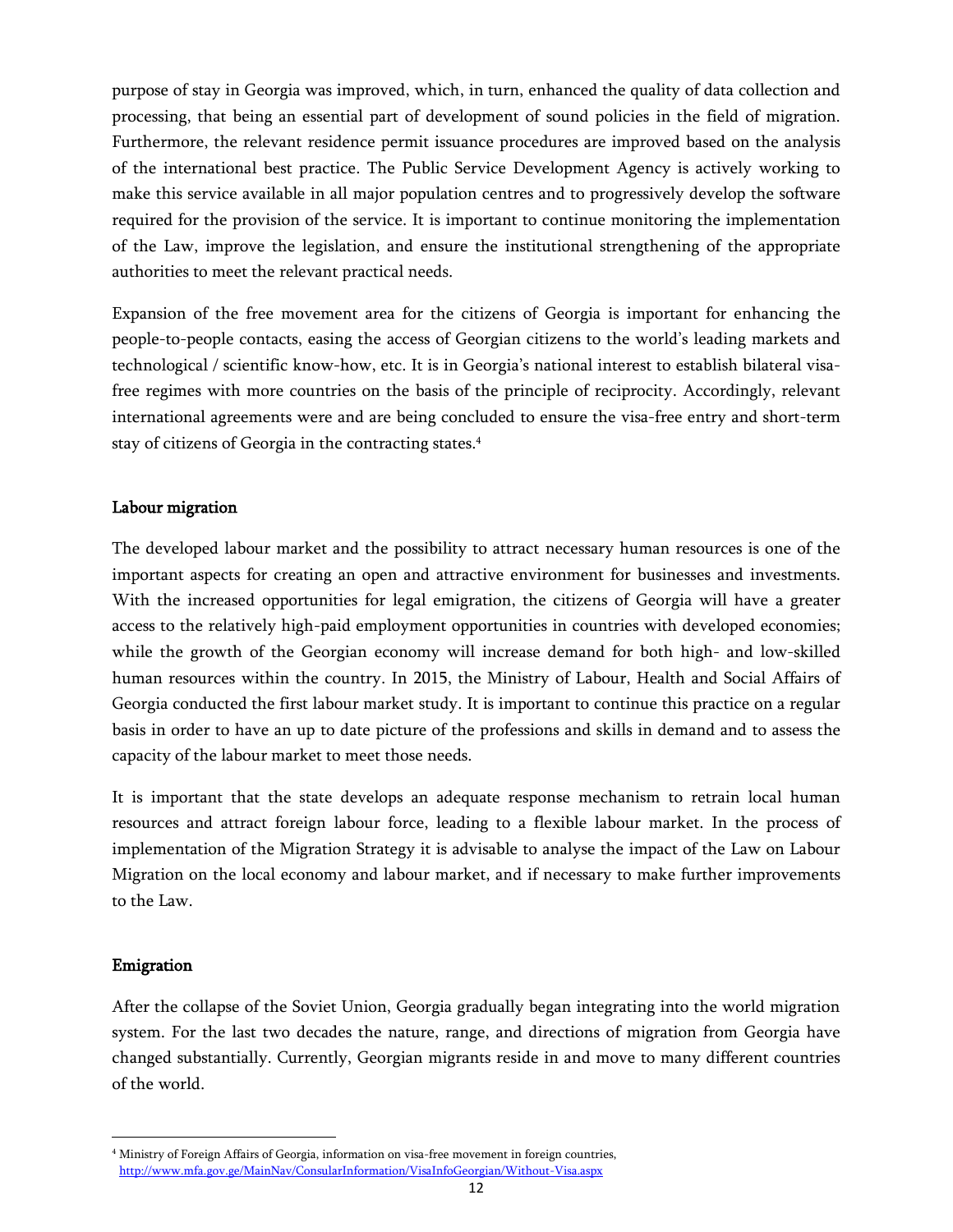purpose of stay in Georgia was improved, which, in turn, enhanced the quality of data collection and processing, that being an essential part of development of sound policies in the field of migration. Furthermore, the relevant residence permit issuance procedures are improved based on the analysis of the international best practice. The Public Service Development Agency is actively working to make this service available in all major population centres and to progressively develop the software required for the provision of the service. It is important to continue monitoring the implementation of the Law, improve the legislation, and ensure the institutional strengthening of the appropriate authorities to meet the relevant practical needs.

Expansion of the free movement area for the citizens of Georgia is important for enhancing the people-to-people contacts, easing the access of Georgian citizens to the world's leading markets and technological / scientific know-how, etc. It is in Georgia's national interest to establish bilateral visa-free regimes with more countries on the basis of the principle of reciprocity. Accordingly, relevant international agreements were and are being concluded to ensure the visa-free entry and short-term stay of citizens of Georgia in the contracting states.[4]

### Labour migration

The developed labour market and the possibility to attract necessary human resources is one of the important aspects for creating an open and attractive environment for businesses and investments. With the increased opportunities for legal emigration, the citizens of Georgia will have a greater access to the relatively high-paid employment opportunities in countries with developed economies; while the growth of the Georgian economy will increase demand for both high- and low-skilled human resources within the country. In 2015, the Ministry of Labour, Health and Social Affairs of Georgia conducted the first labour market study. It is important to continue this practice on a regular basis in order to have an up to date picture of the professions and skills in demand and to assess the capacity of the labour market to meet those needs.

It is important that the state develops an adequate response mechanism to retrain local human resources and attract foreign labour force, leading to a flexible labour market. In the process of implementation of the Migration Strategy it is advisable to analyse the impact of the Law on Labour Migration on the local economy and labour market, and if necessary to make further improvements to the Law.

### Emigration

After the collapse of the Soviet Union, Georgia gradually began integrating into the world migration system. For the last two decades the nature, range, and directions of migration from Georgia have changed substantially. Currently, Georgian migrants reside in and move to many different countries of the world.

---

[4] Ministry of Foreign Affairs of Georgia, information on visa-free movement in foreign countries, http://www.mfa.gov.ge/MainNav/ConsularInformation/VisaInfoGeorgian/Without-Visa.aspx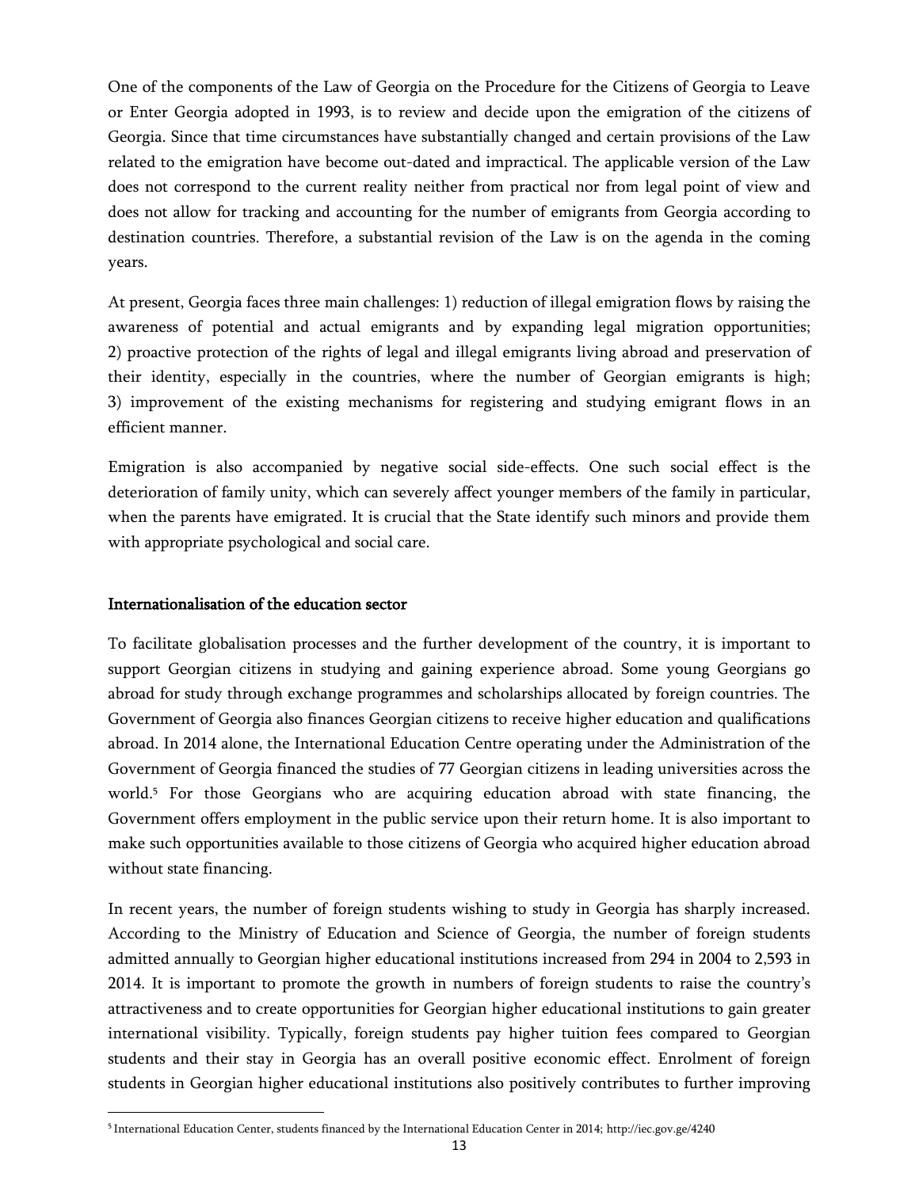One of the components of the Law of Georgia on the Procedure for the Citizens of Georgia to Leave or Enter Georgia adopted in 1993, is to review and decide upon the emigration of the citizens of Georgia. Since that time circumstances have substantially changed and certain provisions of the Law related to the emigration have become out-dated and impractical. The applicable version of the Law does not correspond to the current reality neither from practical nor from legal point of view and does not allow for tracking and accounting for the number of emigrants from Georgia according to destination countries. Therefore, a substantial revision of the Law is on the agenda in the coming years.

At present, Georgia faces three main challenges: 1) reduction of illegal emigration flows by raising the awareness of potential and actual emigrants and by expanding legal migration opportunities; 2) proactive protection of the rights of legal and illegal emigrants living abroad and preservation of their identity, especially in the countries, where the number of Georgian emigrants is high; 3) improvement of the existing mechanisms for registering and studying emigrant flows in an efficient manner.

Emigration is also accompanied by negative social side-effects. One such social effect is the deterioration of family unity, which can severely affect younger members of the family in particular, when the parents have emigrated. It is crucial that the State identify such minors and provide them with appropriate psychological and social care.

## Internationalisation of the education sector

To facilitate globalisation processes and the further development of the country, it is important to support Georgian citizens in studying and gaining experience abroad. Some young Georgians go abroad for study through exchange programmes and scholarships allocated by foreign countries. The Government of Georgia also finances Georgian citizens to receive higher education and qualifications abroad. In 2014 alone, the International Education Centre operating under the Administration of the Government of Georgia financed the studies of 77 Georgian citizens in leading universities across the world.[5] For those Georgians who are acquiring education abroad with state financing, the Government offers employment in the public service upon their return home. It is also important to make such opportunities available to those citizens of Georgia who acquired higher education abroad without state financing.

In recent years, the number of foreign students wishing to study in Georgia has sharply increased. According to the Ministry of Education and Science of Georgia, the number of foreign students admitted annually to Georgian higher educational institutions increased from 294 in 2004 to 2,593 in 2014. It is important to promote the growth in numbers of foreign students to raise the country's attractiveness and to create opportunities for Georgian higher educational institutions to gain greater international visibility. Typically, foreign students pay higher tuition fees compared to Georgian students and their stay in Georgia has an overall positive economic effect. Enrolment of foreign students in Georgian higher educational institutions also positively contributes to further improving

[5] International Education Center, students financed by the International Education Center in 2014; http://iec.gov.ge/4240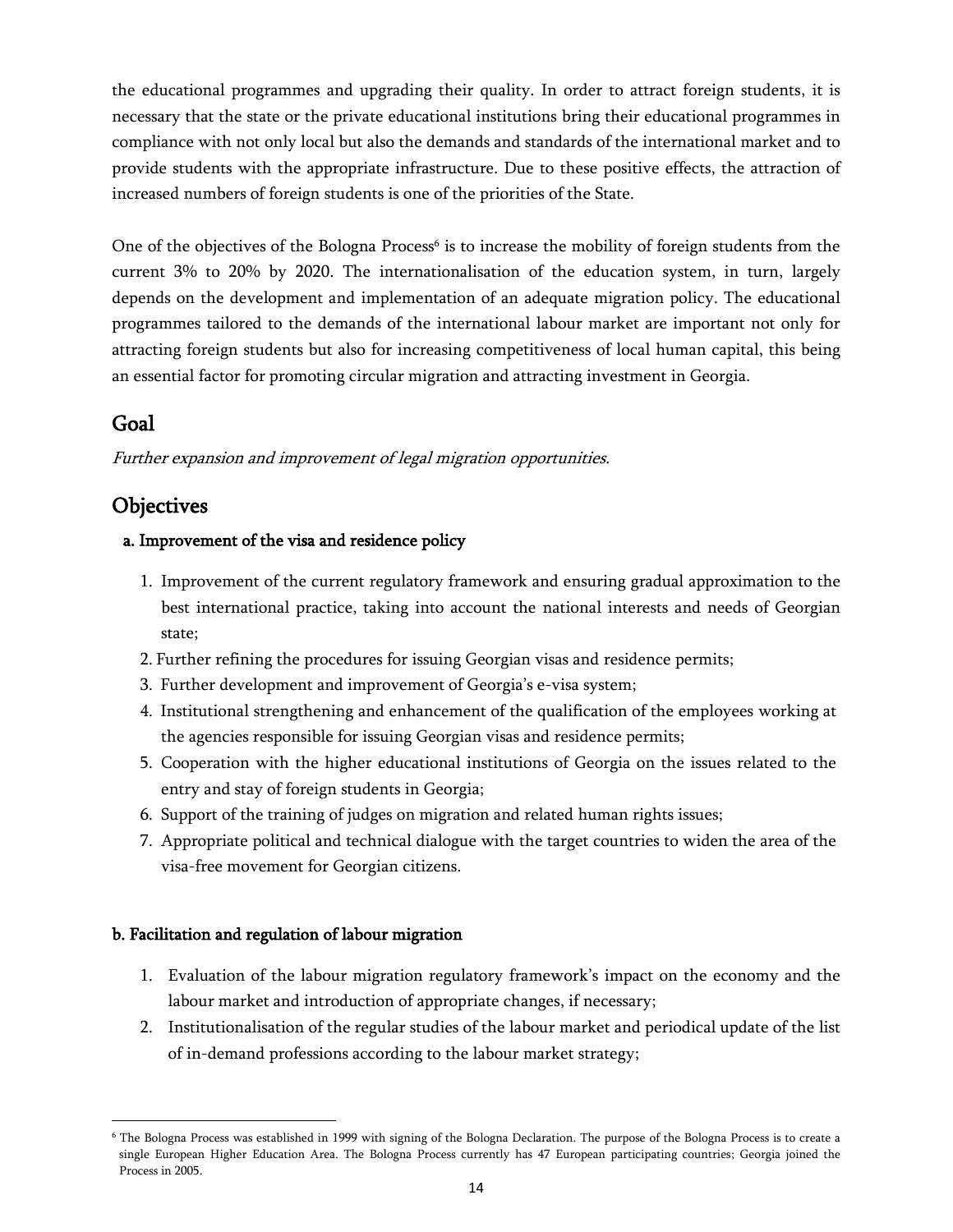the educational programmes and upgrading their quality. In order to attract foreign students, it is necessary that the state or the private educational institutions bring their educational programmes in compliance with not only local but also the demands and standards of the international market and to provide students with the appropriate infrastructure. Due to these positive effects, the attraction of increased numbers of foreign students is one of the priorities of the State.

One of the objectives of the Bologna Process[6] is to increase the mobility of foreign students from the current 3% to 20% by 2020. The internationalisation of the education system, in turn, largely depends on the development and implementation of an adequate migration policy. The educational programmes tailored to the demands of the international labour market are important not only for attracting foreign students but also for increasing competitiveness of local human capital, this being an essential factor for promoting circular migration and attracting investment in Georgia.

## Goal

*Further expansion and improvement of legal migration opportunities.*

## Objectives

### a. Improvement of the visa and residence policy

1. Improvement of the current regulatory framework and ensuring gradual approximation to the best international practice, taking into account the national interests and needs of Georgian state;
2. Further refining the procedures for issuing Georgian visas and residence permits;
3. Further development and improvement of Georgia's e-visa system;
4. Institutional strengthening and enhancement of the qualification of the employees working at the agencies responsible for issuing Georgian visas and residence permits;
5. Cooperation with the higher educational institutions of Georgia on the issues related to the entry and stay of foreign students in Georgia;
6. Support of the training of judges on migration and related human rights issues;
7. Appropriate political and technical dialogue with the target countries to widen the area of the visa-free movement for Georgian citizens.

### b. Facilitation and regulation of labour migration

1. Evaluation of the labour migration regulatory framework's impact on the economy and the labour market and introduction of appropriate changes, if necessary;
2. Institutionalisation of the regular studies of the labour market and periodical update of the list of in-demand professions according to the labour market strategy;

---

[6] The Bologna Process was established in 1999 with signing of the Bologna Declaration. The purpose of the Bologna Process is to create a single European Higher Education Area. The Bologna Process currently has 47 European participating countries; Georgia joined the Process in 2005.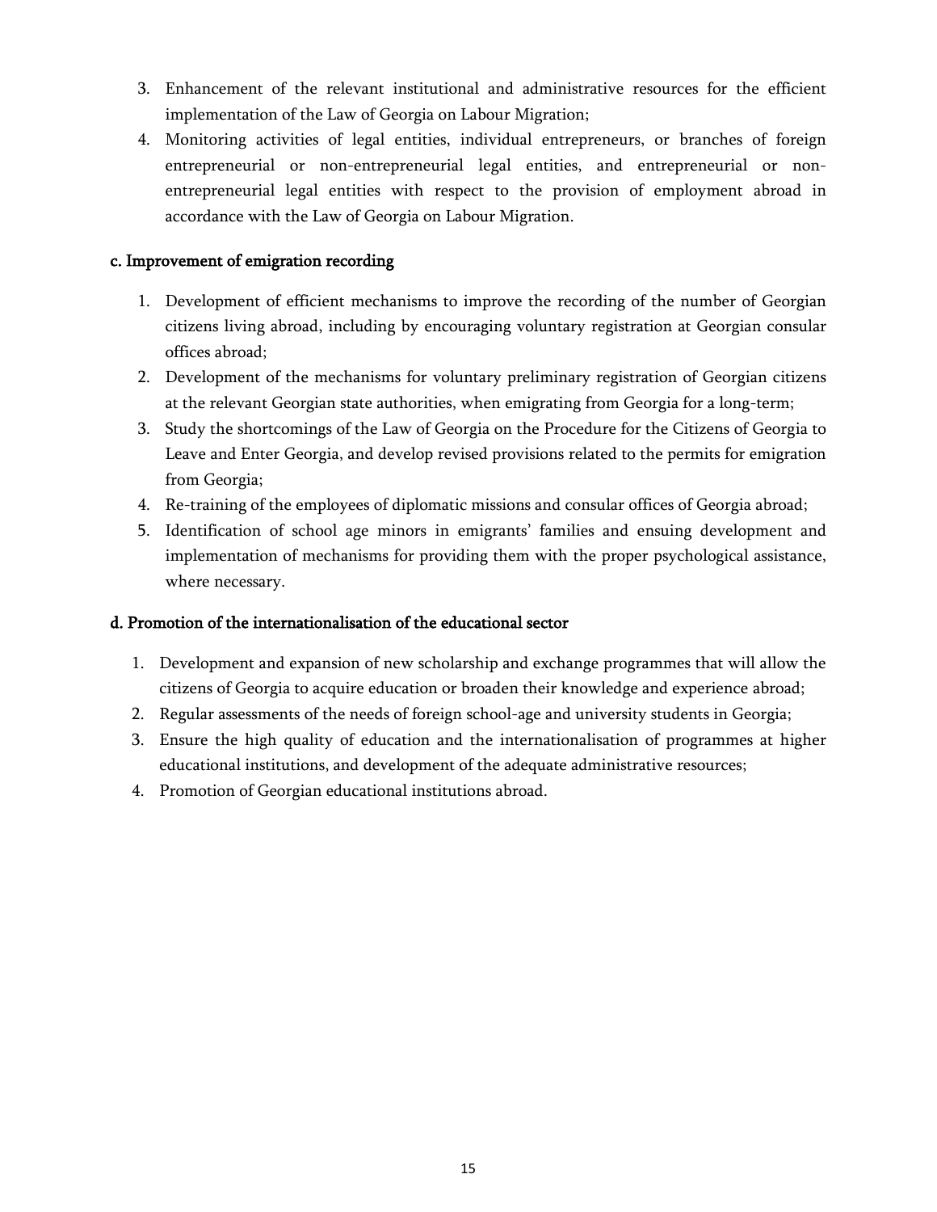3. Enhancement of the relevant institutional and administrative resources for the efficient implementation of the Law of Georgia on Labour Migration;
4. Monitoring activities of legal entities, individual entrepreneurs, or branches of foreign entrepreneurial or non-entrepreneurial legal entities, and entrepreneurial or non-entrepreneurial legal entities with respect to the provision of employment abroad in accordance with the Law of Georgia on Labour Migration.

#### c. Improvement of emigration recording

1. Development of efficient mechanisms to improve the recording of the number of Georgian citizens living abroad, including by encouraging voluntary registration at Georgian consular offices abroad;
2. Development of the mechanisms for voluntary preliminary registration of Georgian citizens at the relevant Georgian state authorities, when emigrating from Georgia for a long-term;
3. Study the shortcomings of the Law of Georgia on the Procedure for the Citizens of Georgia to Leave and Enter Georgia, and develop revised provisions related to the permits for emigration from Georgia;
4. Re-training of the employees of diplomatic missions and consular offices of Georgia abroad;
5. Identification of school age minors in emigrants' families and ensuing development and implementation of mechanisms for providing them with the proper psychological assistance, where necessary.

#### d. Promotion of the internationalisation of the educational sector

1. Development and expansion of new scholarship and exchange programmes that will allow the citizens of Georgia to acquire education or broaden their knowledge and experience abroad;
2. Regular assessments of the needs of foreign school-age and university students in Georgia;
3. Ensure the high quality of education and the internationalisation of programmes at higher educational institutions, and development of the adequate administrative resources;
4. Promotion of Georgian educational institutions abroad.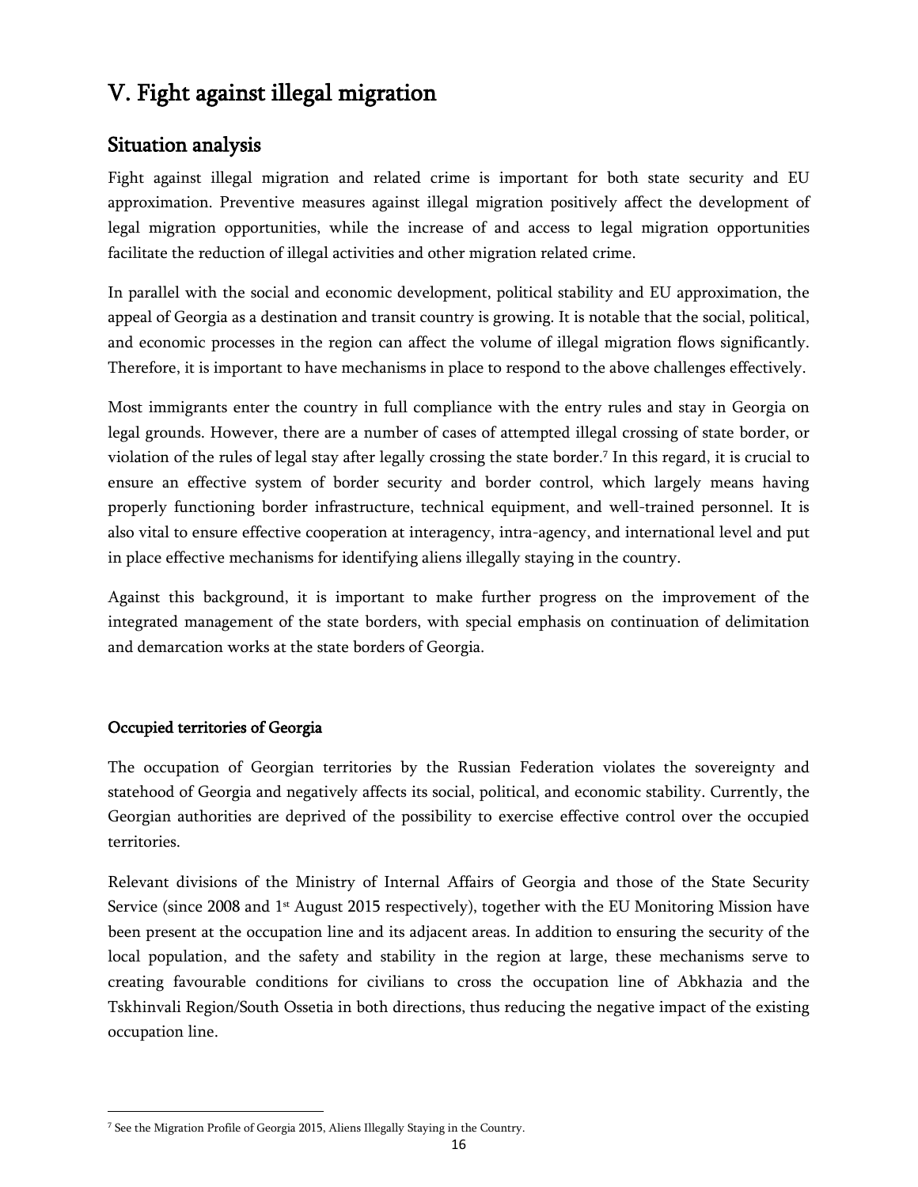# V. Fight against illegal migration

## Situation analysis

Fight against illegal migration and related crime is important for both state security and EU approximation. Preventive measures against illegal migration positively affect the development of legal migration opportunities, while the increase of and access to legal migration opportunities facilitate the reduction of illegal activities and other migration related crime.

In parallel with the social and economic development, political stability and EU approximation, the appeal of Georgia as a destination and transit country is growing. It is notable that the social, political, and economic processes in the region can affect the volume of illegal migration flows significantly. Therefore, it is important to have mechanisms in place to respond to the above challenges effectively.

Most immigrants enter the country in full compliance with the entry rules and stay in Georgia on legal grounds. However, there are a number of cases of attempted illegal crossing of state border, or violation of the rules of legal stay after legally crossing the state border.[7] In this regard, it is crucial to ensure an effective system of border security and border control, which largely means having properly functioning border infrastructure, technical equipment, and well-trained personnel. It is also vital to ensure effective cooperation at interagency, intra-agency, and international level and put in place effective mechanisms for identifying aliens illegally staying in the country.

Against this background, it is important to make further progress on the improvement of the integrated management of the state borders, with special emphasis on continuation of delimitation and demarcation works at the state borders of Georgia.

### Occupied territories of Georgia

The occupation of Georgian territories by the Russian Federation violates the sovereignty and statehood of Georgia and negatively affects its social, political, and economic stability. Currently, the Georgian authorities are deprived of the possibility to exercise effective control over the occupied territories.

Relevant divisions of the Ministry of Internal Affairs of Georgia and those of the State Security Service (since 2008 and 1st August 2015 respectively), together with the EU Monitoring Mission have been present at the occupation line and its adjacent areas. In addition to ensuring the security of the local population, and the safety and stability in the region at large, these mechanisms serve to creating favourable conditions for civilians to cross the occupation line of Abkhazia and the Tskhinvali Region/South Ossetia in both directions, thus reducing the negative impact of the existing occupation line.

---

[7] See the Migration Profile of Georgia 2015, Aliens Illegally Staying in the Country.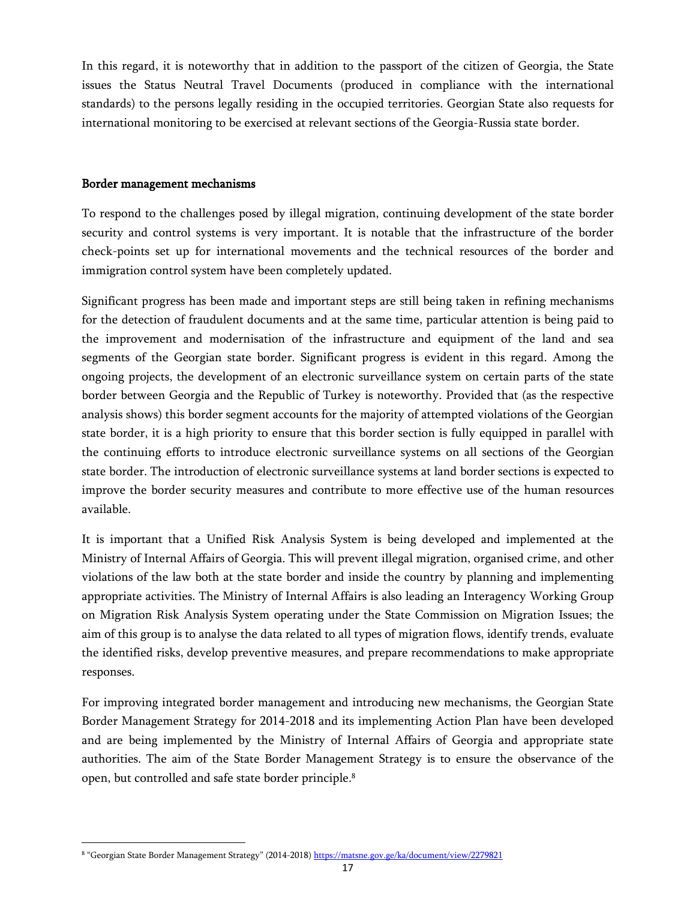In this regard, it is noteworthy that in addition to the passport of the citizen of Georgia, the State issues the Status Neutral Travel Documents (produced in compliance with the international standards) to the persons legally residing in the occupied territories. Georgian State also requests for international monitoring to be exercised at relevant sections of the Georgia-Russia state border.

## Border management mechanisms

To respond to the challenges posed by illegal migration, continuing development of the state border security and control systems is very important. It is notable that the infrastructure of the border check-points set up for international movements and the technical resources of the border and immigration control system have been completely updated.

Significant progress has been made and important steps are still being taken in refining mechanisms for the detection of fraudulent documents and at the same time, particular attention is being paid to the improvement and modernisation of the infrastructure and equipment of the land and sea segments of the Georgian state border. Significant progress is evident in this regard. Among the ongoing projects, the development of an electronic surveillance system on certain parts of the state border between Georgia and the Republic of Turkey is noteworthy. Provided that (as the respective analysis shows) this border segment accounts for the majority of attempted violations of the Georgian state border, it is a high priority to ensure that this border section is fully equipped in parallel with the continuing efforts to introduce electronic surveillance systems on all sections of the Georgian state border. The introduction of electronic surveillance systems at land border sections is expected to improve the border security measures and contribute to more effective use of the human resources available.

It is important that a Unified Risk Analysis System is being developed and implemented at the Ministry of Internal Affairs of Georgia. This will prevent illegal migration, organised crime, and other violations of the law both at the state border and inside the country by planning and implementing appropriate activities. The Ministry of Internal Affairs is also leading an Interagency Working Group on Migration Risk Analysis System operating under the State Commission on Migration Issues; the aim of this group is to analyse the data related to all types of migration flows, identify trends, evaluate the identified risks, develop preventive measures, and prepare recommendations to make appropriate responses.

For improving integrated border management and introducing new mechanisms, the Georgian State Border Management Strategy for 2014-2018 and its implementing Action Plan have been developed and are being implemented by the Ministry of Internal Affairs of Georgia and appropriate state authorities. The aim of the State Border Management Strategy is to ensure the observance of the open, but controlled and safe state border principle.[8]

[8] "Georgian State Border Management Strategy" (2014-2018) https://matsne.gov.ge/ka/document/view/2279821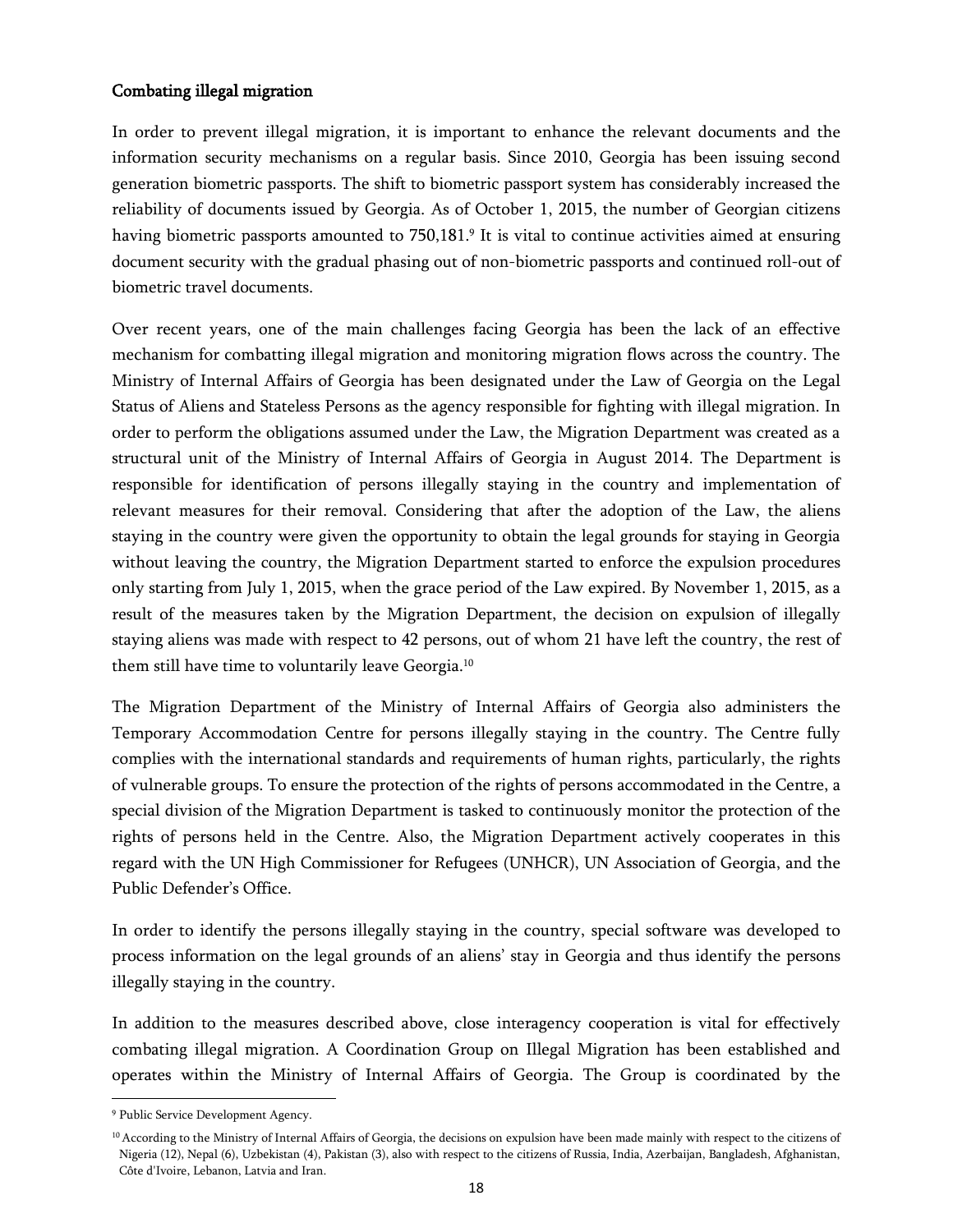### Combating illegal migration

In order to prevent illegal migration, it is important to enhance the relevant documents and the information security mechanisms on a regular basis. Since 2010, Georgia has been issuing second generation biometric passports. The shift to biometric passport system has considerably increased the reliability of documents issued by Georgia. As of October 1, 2015, the number of Georgian citizens having biometric passports amounted to 750,181.[9] It is vital to continue activities aimed at ensuring document security with the gradual phasing out of non-biometric passports and continued roll-out of biometric travel documents.

Over recent years, one of the main challenges facing Georgia has been the lack of an effective mechanism for combatting illegal migration and monitoring migration flows across the country. The Ministry of Internal Affairs of Georgia has been designated under the Law of Georgia on the Legal Status of Aliens and Stateless Persons as the agency responsible for fighting with illegal migration. In order to perform the obligations assumed under the Law, the Migration Department was created as a structural unit of the Ministry of Internal Affairs of Georgia in August 2014. The Department is responsible for identification of persons illegally staying in the country and implementation of relevant measures for their removal. Considering that after the adoption of the Law, the aliens staying in the country were given the opportunity to obtain the legal grounds for staying in Georgia without leaving the country, the Migration Department started to enforce the expulsion procedures only starting from July 1, 2015, when the grace period of the Law expired. By November 1, 2015, as a result of the measures taken by the Migration Department, the decision on expulsion of illegally staying aliens was made with respect to 42 persons, out of whom 21 have left the country, the rest of them still have time to voluntarily leave Georgia.[10]

The Migration Department of the Ministry of Internal Affairs of Georgia also administers the Temporary Accommodation Centre for persons illegally staying in the country. The Centre fully complies with the international standards and requirements of human rights, particularly, the rights of vulnerable groups. To ensure the protection of the rights of persons accommodated in the Centre, a special division of the Migration Department is tasked to continuously monitor the protection of the rights of persons held in the Centre. Also, the Migration Department actively cooperates in this regard with the UN High Commissioner for Refugees (UNHCR), UN Association of Georgia, and the Public Defender's Office.

In order to identify the persons illegally staying in the country, special software was developed to process information on the legal grounds of an aliens' stay in Georgia and thus identify the persons illegally staying in the country.

In addition to the measures described above, close interagency cooperation is vital for effectively combating illegal migration. A Coordination Group on Illegal Migration has been established and operates within the Ministry of Internal Affairs of Georgia. The Group is coordinated by the

---

[9] Public Service Development Agency.

[10] According to the Ministry of Internal Affairs of Georgia, the decisions on expulsion have been made mainly with respect to the citizens of Nigeria (12), Nepal (6), Uzbekistan (4), Pakistan (3), also with respect to the citizens of Russia, India, Azerbaijan, Bangladesh, Afghanistan, Côte d'Ivoire, Lebanon, Latvia and Iran.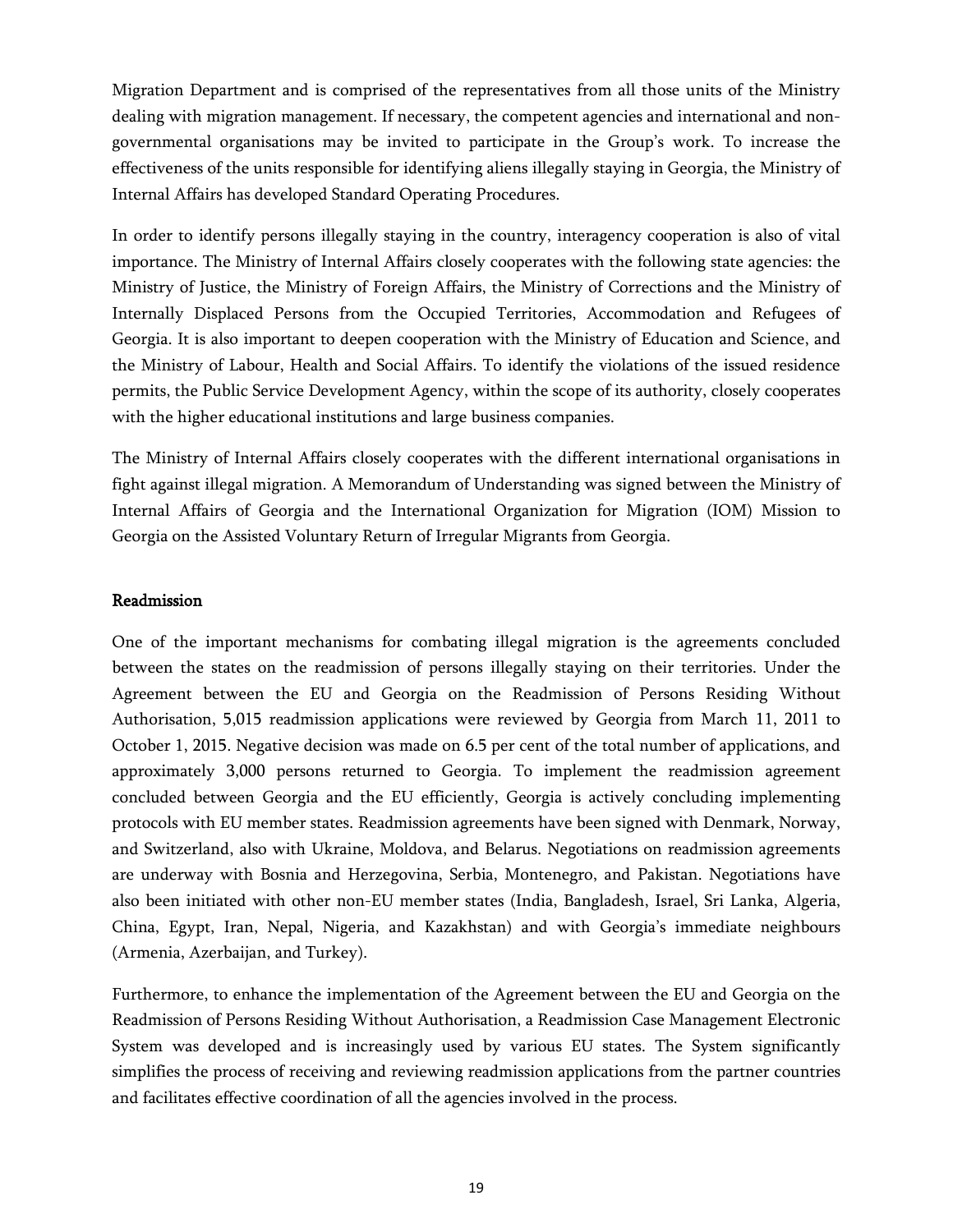Migration Department and is comprised of the representatives from all those units of the Ministry dealing with migration management. If necessary, the competent agencies and international and non-governmental organisations may be invited to participate in the Group's work. To increase the effectiveness of the units responsible for identifying aliens illegally staying in Georgia, the Ministry of Internal Affairs has developed Standard Operating Procedures.

In order to identify persons illegally staying in the country, interagency cooperation is also of vital importance. The Ministry of Internal Affairs closely cooperates with the following state agencies: the Ministry of Justice, the Ministry of Foreign Affairs, the Ministry of Corrections and the Ministry of Internally Displaced Persons from the Occupied Territories, Accommodation and Refugees of Georgia. It is also important to deepen cooperation with the Ministry of Education and Science, and the Ministry of Labour, Health and Social Affairs. To identify the violations of the issued residence permits, the Public Service Development Agency, within the scope of its authority, closely cooperates with the higher educational institutions and large business companies.

The Ministry of Internal Affairs closely cooperates with the different international organisations in fight against illegal migration. A Memorandum of Understanding was signed between the Ministry of Internal Affairs of Georgia and the International Organization for Migration (IOM) Mission to Georgia on the Assisted Voluntary Return of Irregular Migrants from Georgia.

## Readmission

One of the important mechanisms for combating illegal migration is the agreements concluded between the states on the readmission of persons illegally staying on their territories. Under the Agreement between the EU and Georgia on the Readmission of Persons Residing Without Authorisation, 5,015 readmission applications were reviewed by Georgia from March 11, 2011 to October 1, 2015. Negative decision was made on 6.5 per cent of the total number of applications, and approximately 3,000 persons returned to Georgia. To implement the readmission agreement concluded between Georgia and the EU efficiently, Georgia is actively concluding implementing protocols with EU member states. Readmission agreements have been signed with Denmark, Norway, and Switzerland, also with Ukraine, Moldova, and Belarus. Negotiations on readmission agreements are underway with Bosnia and Herzegovina, Serbia, Montenegro, and Pakistan. Negotiations have also been initiated with other non-EU member states (India, Bangladesh, Israel, Sri Lanka, Algeria, China, Egypt, Iran, Nepal, Nigeria, and Kazakhstan) and with Georgia's immediate neighbours (Armenia, Azerbaijan, and Turkey).

Furthermore, to enhance the implementation of the Agreement between the EU and Georgia on the Readmission of Persons Residing Without Authorisation, a Readmission Case Management Electronic System was developed and is increasingly used by various EU states. The System significantly simplifies the process of receiving and reviewing readmission applications from the partner countries and facilitates effective coordination of all the agencies involved in the process.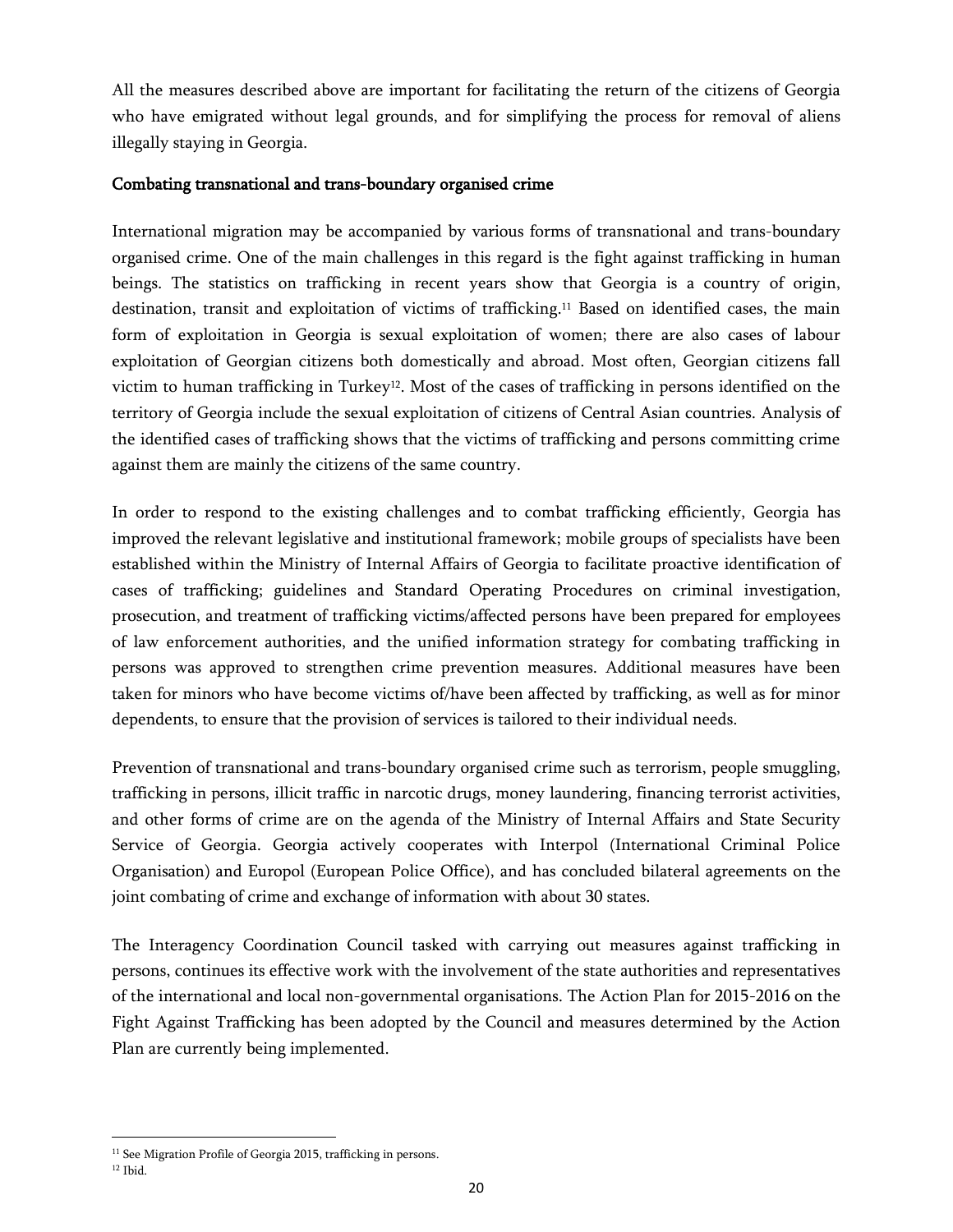All the measures described above are important for facilitating the return of the citizens of Georgia who have emigrated without legal grounds, and for simplifying the process for removal of aliens illegally staying in Georgia.

**Combating transnational and trans-boundary organised crime**

International migration may be accompanied by various forms of transnational and trans-boundary organised crime. One of the main challenges in this regard is the fight against trafficking in human beings. The statistics on trafficking in recent years show that Georgia is a country of origin, destination, transit and exploitation of victims of trafficking.[11] Based on identified cases, the main form of exploitation in Georgia is sexual exploitation of women; there are also cases of labour exploitation of Georgian citizens both domestically and abroad. Most often, Georgian citizens fall victim to human trafficking in Turkey[12]. Most of the cases of trafficking in persons identified on the territory of Georgia include the sexual exploitation of citizens of Central Asian countries. Analysis of the identified cases of trafficking shows that the victims of trafficking and persons committing crime against them are mainly the citizens of the same country.

In order to respond to the existing challenges and to combat trafficking efficiently, Georgia has improved the relevant legislative and institutional framework; mobile groups of specialists have been established within the Ministry of Internal Affairs of Georgia to facilitate proactive identification of cases of trafficking; guidelines and Standard Operating Procedures on criminal investigation, prosecution, and treatment of trafficking victims/affected persons have been prepared for employees of law enforcement authorities, and the unified information strategy for combating trafficking in persons was approved to strengthen crime prevention measures. Additional measures have been taken for minors who have become victims of/have been affected by trafficking, as well as for minor dependents, to ensure that the provision of services is tailored to their individual needs.

Prevention of transnational and trans-boundary organised crime such as terrorism, people smuggling, trafficking in persons, illicit traffic in narcotic drugs, money laundering, financing terrorist activities, and other forms of crime are on the agenda of the Ministry of Internal Affairs and State Security Service of Georgia. Georgia actively cooperates with Interpol (International Criminal Police Organisation) and Europol (European Police Office), and has concluded bilateral agreements on the joint combating of crime and exchange of information with about 30 states.

The Interagency Coordination Council tasked with carrying out measures against trafficking in persons, continues its effective work with the involvement of the state authorities and representatives of the international and local non-governmental organisations. The Action Plan for 2015-2016 on the Fight Against Trafficking has been adopted by the Council and measures determined by the Action Plan are currently being implemented.

---

[11] See Migration Profile of Georgia 2015, trafficking in persons.

[12] Ibid.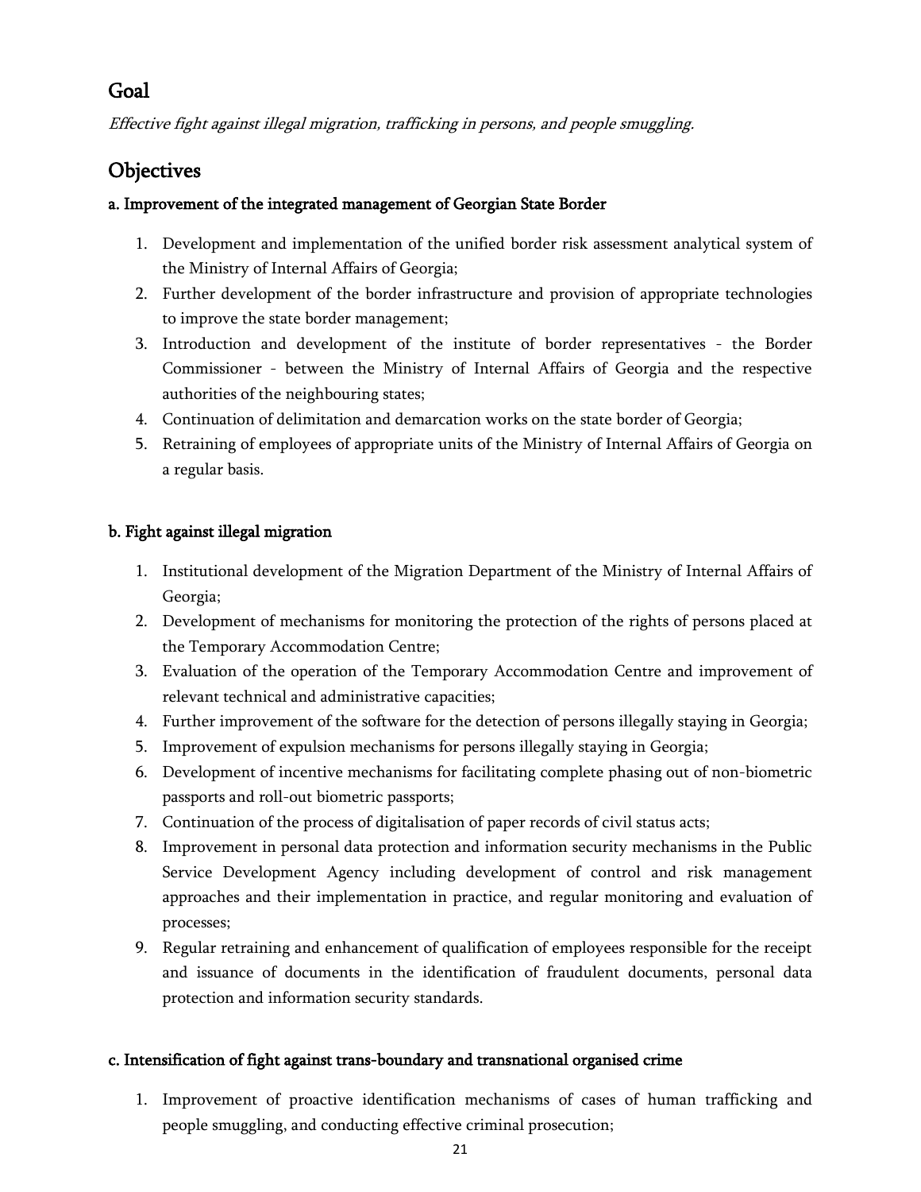## Goal

*Effective fight against illegal migration, trafficking in persons, and people smuggling.*

## Objectives

### a. Improvement of the integrated management of Georgian State Border

1. Development and implementation of the unified border risk assessment analytical system of the Ministry of Internal Affairs of Georgia;
2. Further development of the border infrastructure and provision of appropriate technologies to improve the state border management;
3. Introduction and development of the institute of border representatives - the Border Commissioner - between the Ministry of Internal Affairs of Georgia and the respective authorities of the neighbouring states;
4. Continuation of delimitation and demarcation works on the state border of Georgia;
5. Retraining of employees of appropriate units of the Ministry of Internal Affairs of Georgia on a regular basis.

### b. Fight against illegal migration

1. Institutional development of the Migration Department of the Ministry of Internal Affairs of Georgia;
2. Development of mechanisms for monitoring the protection of the rights of persons placed at the Temporary Accommodation Centre;
3. Evaluation of the operation of the Temporary Accommodation Centre and improvement of relevant technical and administrative capacities;
4. Further improvement of the software for the detection of persons illegally staying in Georgia;
5. Improvement of expulsion mechanisms for persons illegally staying in Georgia;
6. Development of incentive mechanisms for facilitating complete phasing out of non-biometric passports and roll-out biometric passports;
7. Continuation of the process of digitalisation of paper records of civil status acts;
8. Improvement in personal data protection and information security mechanisms in the Public Service Development Agency including development of control and risk management approaches and their implementation in practice, and regular monitoring and evaluation of processes;
9. Regular retraining and enhancement of qualification of employees responsible for the receipt and issuance of documents in the identification of fraudulent documents, personal data protection and information security standards.

### c. Intensification of fight against trans-boundary and transnational organised crime

1. Improvement of proactive identification mechanisms of cases of human trafficking and people smuggling, and conducting effective criminal prosecution;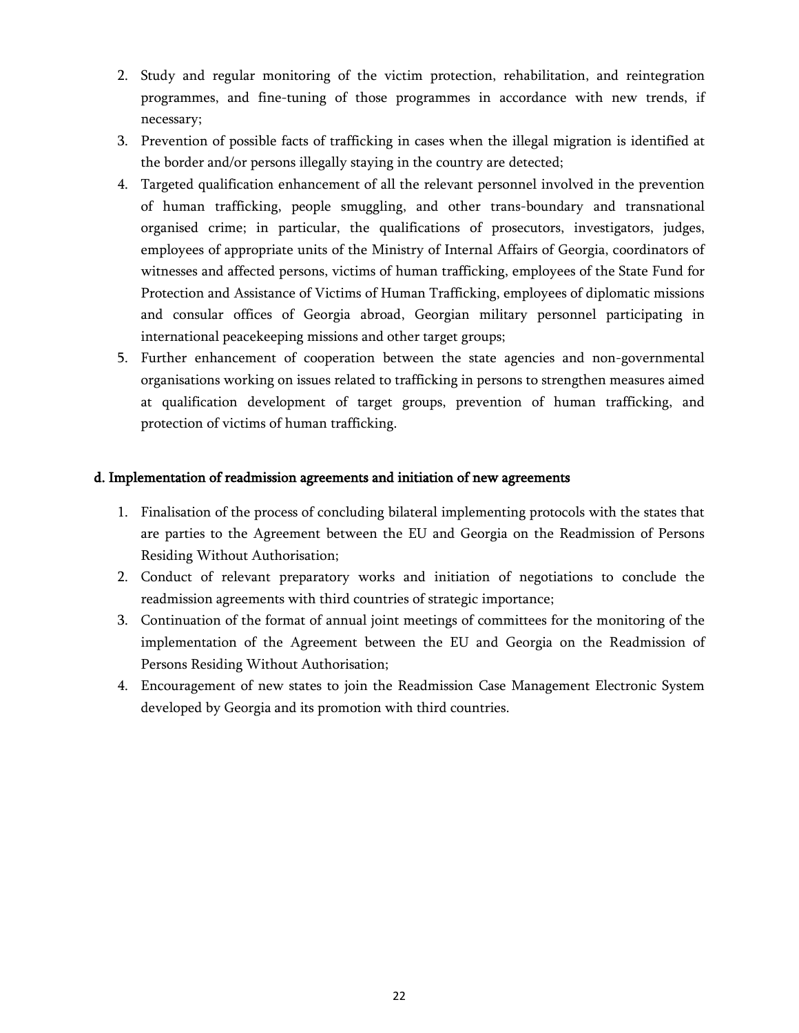2. Study and regular monitoring of the victim protection, rehabilitation, and reintegration programmes, and fine-tuning of those programmes in accordance with new trends, if necessary;
3. Prevention of possible facts of trafficking in cases when the illegal migration is identified at the border and/or persons illegally staying in the country are detected;
4. Targeted qualification enhancement of all the relevant personnel involved in the prevention of human trafficking, people smuggling, and other trans-boundary and transnational organised crime; in particular, the qualifications of prosecutors, investigators, judges, employees of appropriate units of the Ministry of Internal Affairs of Georgia, coordinators of witnesses and affected persons, victims of human trafficking, employees of the State Fund for Protection and Assistance of Victims of Human Trafficking, employees of diplomatic missions and consular offices of Georgia abroad, Georgian military personnel participating in international peacekeeping missions and other target groups;
5. Further enhancement of cooperation between the state agencies and non-governmental organisations working on issues related to trafficking in persons to strengthen measures aimed at qualification development of target groups, prevention of human trafficking, and protection of victims of human trafficking.

#### d. Implementation of readmission agreements and initiation of new agreements

1. Finalisation of the process of concluding bilateral implementing protocols with the states that are parties to the Agreement between the EU and Georgia on the Readmission of Persons Residing Without Authorisation;
2. Conduct of relevant preparatory works and initiation of negotiations to conclude the readmission agreements with third countries of strategic importance;
3. Continuation of the format of annual joint meetings of committees for the monitoring of the implementation of the Agreement between the EU and Georgia on the Readmission of Persons Residing Without Authorisation;
4. Encouragement of new states to join the Readmission Case Management Electronic System developed by Georgia and its promotion with third countries.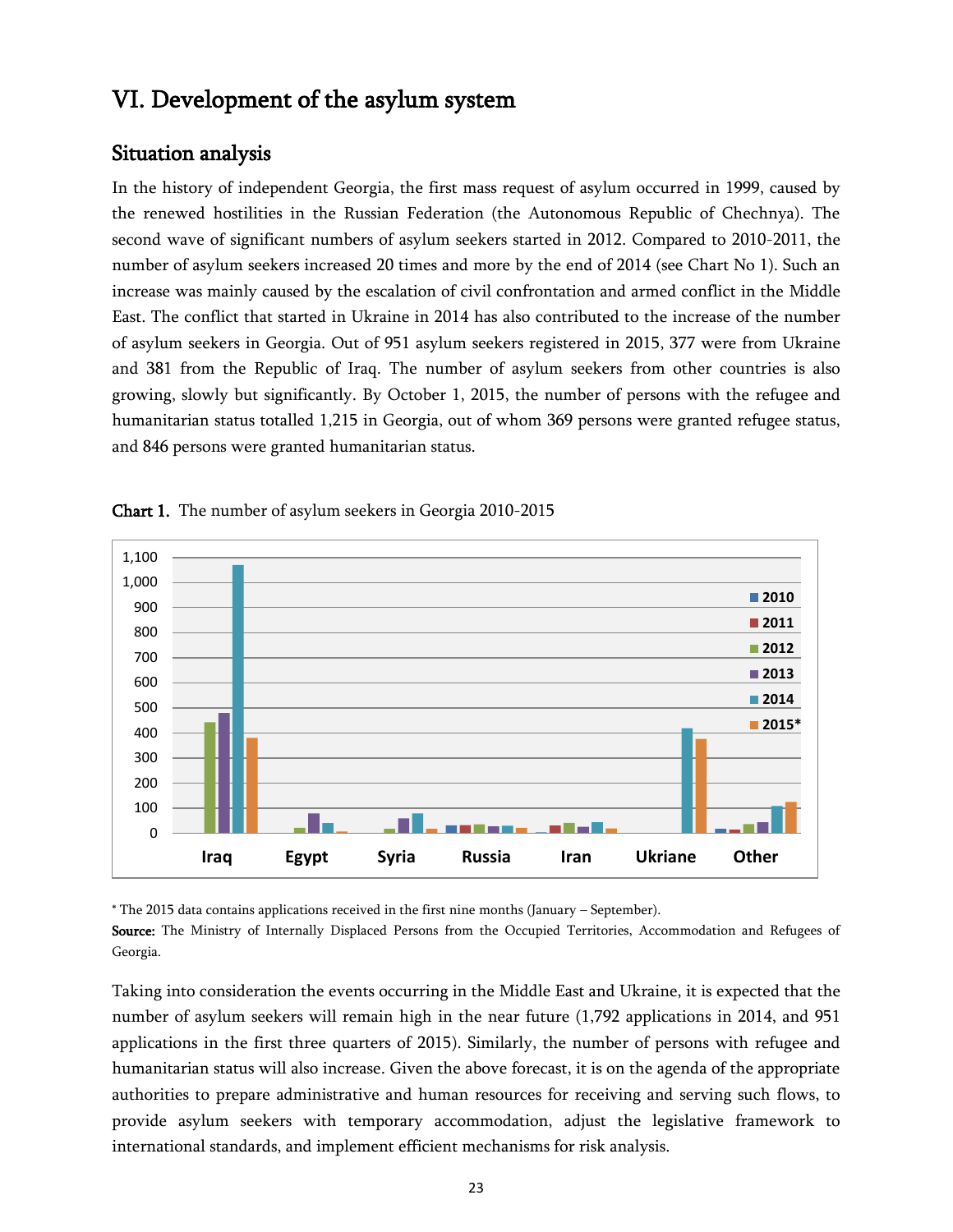# VI. Development of the asylum system

## Situation analysis

In the history of independent Georgia, the first mass request of asylum occurred in 1999, caused by the renewed hostilities in the Russian Federation (the Autonomous Republic of Chechnya). The second wave of significant numbers of asylum seekers started in 2012. Compared to 2010-2011, the number of asylum seekers increased 20 times and more by the end of 2014 (see Chart No 1). Such an increase was mainly caused by the escalation of civil confrontation and armed conflict in the Middle East. The conflict that started in Ukraine in 2014 has also contributed to the increase of the number of asylum seekers in Georgia. Out of 951 asylum seekers registered in 2015, 377 were from Ukraine and 381 from the Republic of Iraq. The number of asylum seekers from other countries is also growing, slowly but significantly. By October 1, 2015, the number of persons with the refugee and humanitarian status totalled 1,215 in Georgia, out of whom 369 persons were granted refugee status, and 846 persons were granted humanitarian status.

**Chart 1.** The number of asylum seekers in Georgia 2010-2015

\* The 2015 data contains applications received in the first nine months (January – September).

**Source:** The Ministry of Internally Displaced Persons from the Occupied Territories, Accommodation and Refugees of Georgia.

Taking into consideration the events occurring in the Middle East and Ukraine, it is expected that the number of asylum seekers will remain high in the near future (1,792 applications in 2014, and 951 applications in the first three quarters of 2015). Similarly, the number of persons with refugee and humanitarian status will also increase. Given the above forecast, it is on the agenda of the appropriate authorities to prepare administrative and human resources for receiving and serving such flows, to provide asylum seekers with temporary accommodation, adjust the legislative framework to international standards, and implement efficient mechanisms for risk analysis.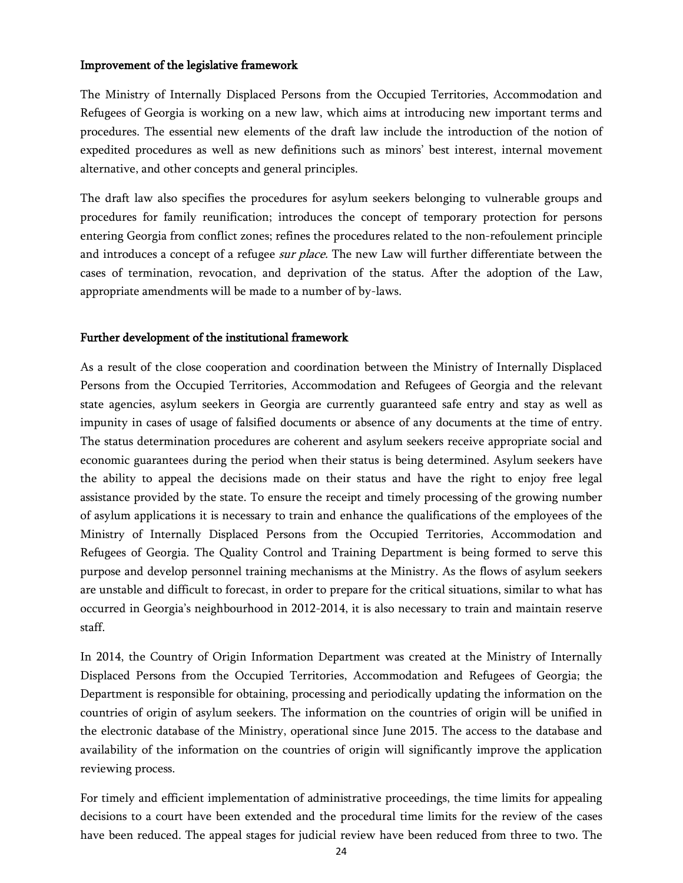**Improvement of the legislative framework**

The Ministry of Internally Displaced Persons from the Occupied Territories, Accommodation and Refugees of Georgia is working on a new law, which aims at introducing new important terms and procedures. The essential new elements of the draft law include the introduction of the notion of expedited procedures as well as new definitions such as minors' best interest, internal movement alternative, and other concepts and general principles.

The draft law also specifies the procedures for asylum seekers belonging to vulnerable groups and procedures for family reunification; introduces the concept of temporary protection for persons entering Georgia from conflict zones; refines the procedures related to the non-refoulement principle and introduces a concept of a refugee *sur place.* The new Law will further differentiate between the cases of termination, revocation, and deprivation of the status. After the adoption of the Law, appropriate amendments will be made to a number of by-laws.

**Further development of the institutional framework**

As a result of the close cooperation and coordination between the Ministry of Internally Displaced Persons from the Occupied Territories, Accommodation and Refugees of Georgia and the relevant state agencies, asylum seekers in Georgia are currently guaranteed safe entry and stay as well as impunity in cases of usage of falsified documents or absence of any documents at the time of entry. The status determination procedures are coherent and asylum seekers receive appropriate social and economic guarantees during the period when their status is being determined. Asylum seekers have the ability to appeal the decisions made on their status and have the right to enjoy free legal assistance provided by the state. To ensure the receipt and timely processing of the growing number of asylum applications it is necessary to train and enhance the qualifications of the employees of the Ministry of Internally Displaced Persons from the Occupied Territories, Accommodation and Refugees of Georgia. The Quality Control and Training Department is being formed to serve this purpose and develop personnel training mechanisms at the Ministry. As the flows of asylum seekers are unstable and difficult to forecast, in order to prepare for the critical situations, similar to what has occurred in Georgia's neighbourhood in 2012-2014, it is also necessary to train and maintain reserve staff.

In 2014, the Country of Origin Information Department was created at the Ministry of Internally Displaced Persons from the Occupied Territories, Accommodation and Refugees of Georgia; the Department is responsible for obtaining, processing and periodically updating the information on the countries of origin of asylum seekers. The information on the countries of origin will be unified in the electronic database of the Ministry, operational since June 2015. The access to the database and availability of the information on the countries of origin will significantly improve the application reviewing process.

For timely and efficient implementation of administrative proceedings, the time limits for appealing decisions to a court have been extended and the procedural time limits for the review of the cases have been reduced. The appeal stages for judicial review have been reduced from three to two. The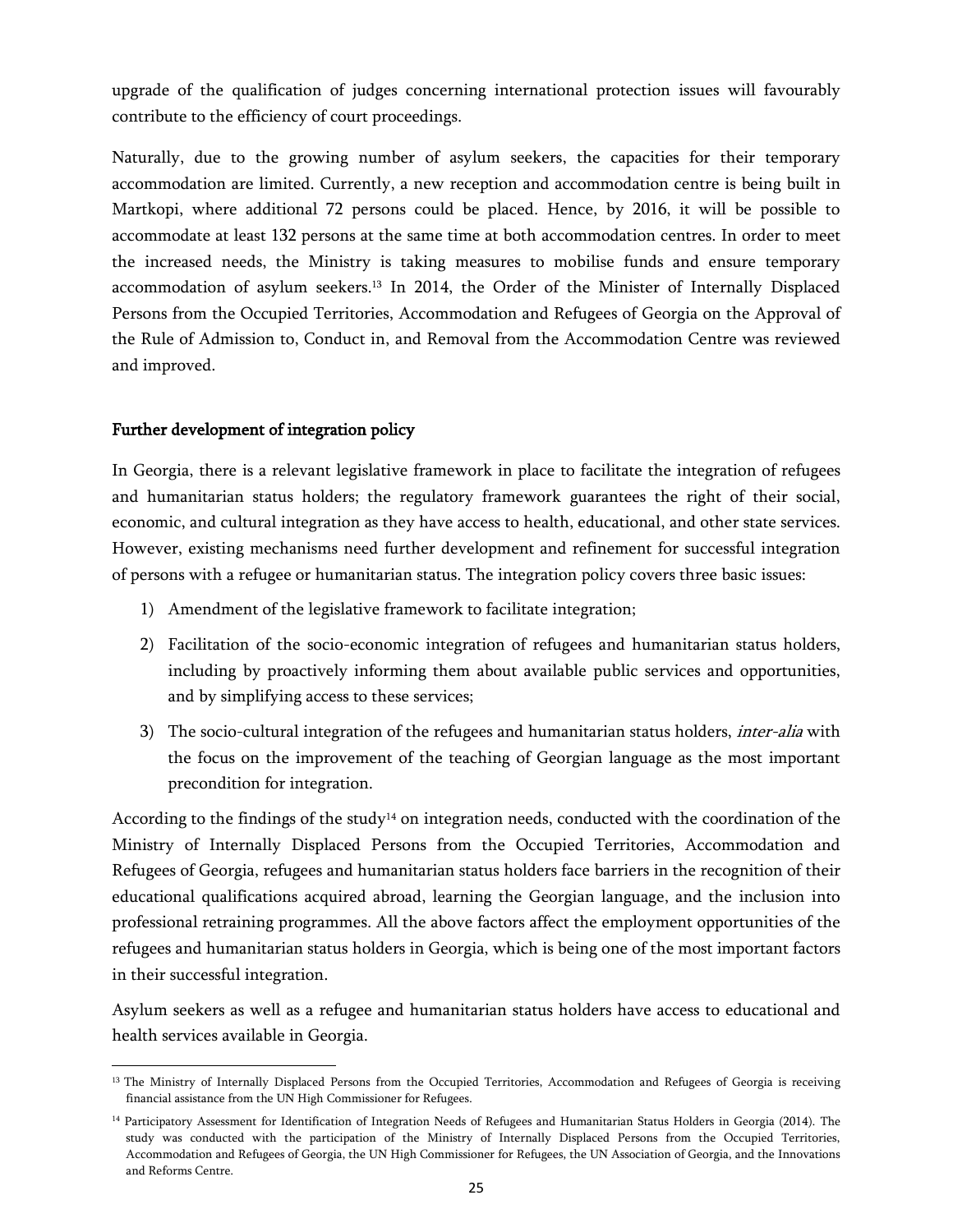upgrade of the qualification of judges concerning international protection issues will favourably contribute to the efficiency of court proceedings.

Naturally, due to the growing number of asylum seekers, the capacities for their temporary accommodation are limited. Currently, a new reception and accommodation centre is being built in Martkopi, where additional 72 persons could be placed. Hence, by 2016, it will be possible to accommodate at least 132 persons at the same time at both accommodation centres. In order to meet the increased needs, the Ministry is taking measures to mobilise funds and ensure temporary accommodation of asylum seekers.[13] In 2014, the Order of the Minister of Internally Displaced Persons from the Occupied Territories, Accommodation and Refugees of Georgia on the Approval of the Rule of Admission to, Conduct in, and Removal from the Accommodation Centre was reviewed and improved.

### Further development of integration policy

In Georgia, there is a relevant legislative framework in place to facilitate the integration of refugees and humanitarian status holders; the regulatory framework guarantees the right of their social, economic, and cultural integration as they have access to health, educational, and other state services. However, existing mechanisms need further development and refinement for successful integration of persons with a refugee or humanitarian status. The integration policy covers three basic issues:

1) Amendment of the legislative framework to facilitate integration;
2) Facilitation of the socio-economic integration of refugees and humanitarian status holders, including by proactively informing them about available public services and opportunities, and by simplifying access to these services;
3) The socio-cultural integration of the refugees and humanitarian status holders, *inter-alia* with the focus on the improvement of the teaching of Georgian language as the most important precondition for integration.

According to the findings of the study[14] on integration needs, conducted with the coordination of the Ministry of Internally Displaced Persons from the Occupied Territories, Accommodation and Refugees of Georgia, refugees and humanitarian status holders face barriers in the recognition of their educational qualifications acquired abroad, learning the Georgian language, and the inclusion into professional retraining programmes. All the above factors affect the employment opportunities of the refugees and humanitarian status holders in Georgia, which is being one of the most important factors in their successful integration.

Asylum seekers as well as a refugee and humanitarian status holders have access to educational and health services available in Georgia.

---

[13] The Ministry of Internally Displaced Persons from the Occupied Territories, Accommodation and Refugees of Georgia is receiving financial assistance from the UN High Commissioner for Refugees.

[14] Participatory Assessment for Identification of Integration Needs of Refugees and Humanitarian Status Holders in Georgia (2014). The study was conducted with the participation of the Ministry of Internally Displaced Persons from the Occupied Territories, Accommodation and Refugees of Georgia, the UN High Commissioner for Refugees, the UN Association of Georgia, and the Innovations and Reforms Centre.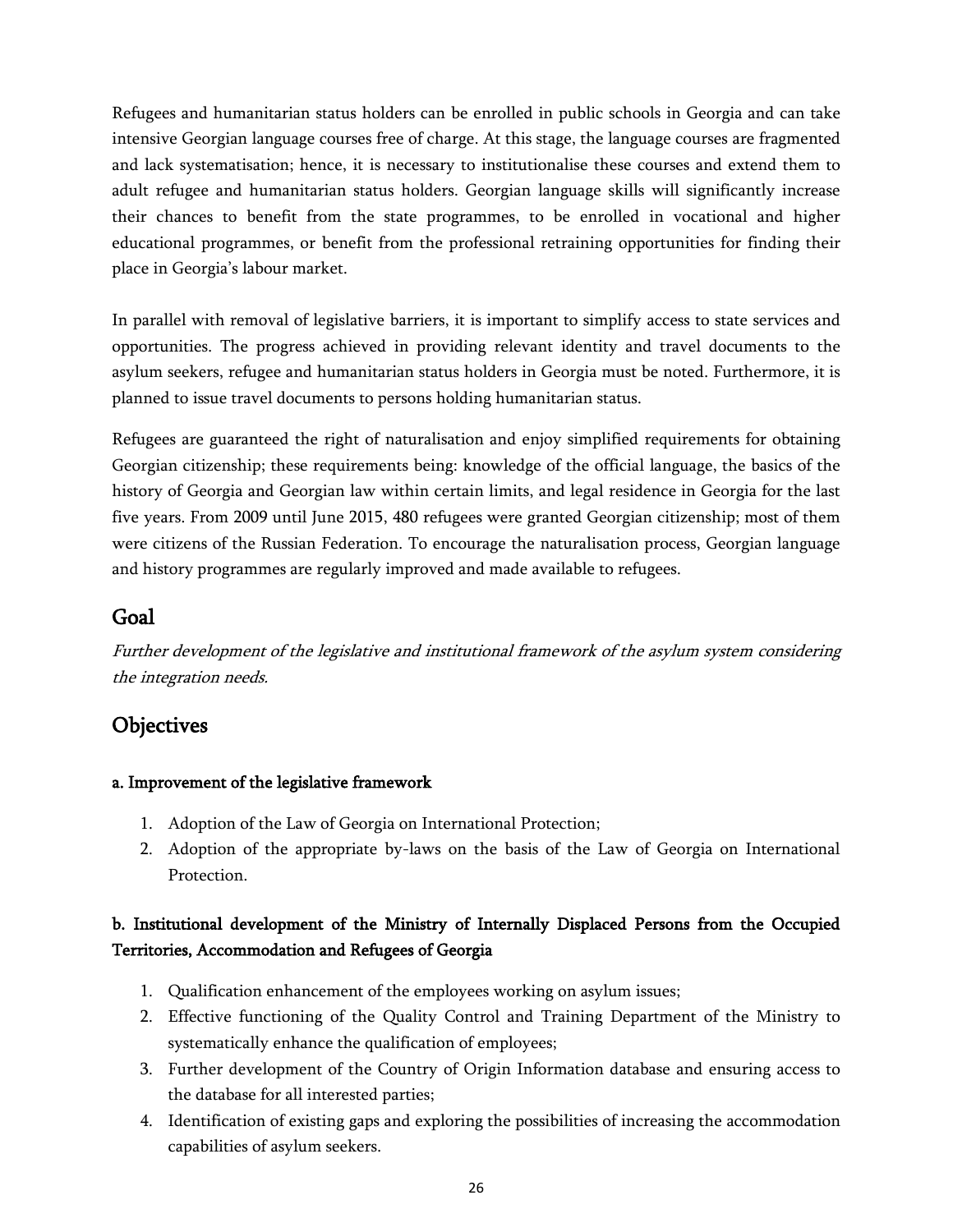Refugees and humanitarian status holders can be enrolled in public schools in Georgia and can take intensive Georgian language courses free of charge. At this stage, the language courses are fragmented and lack systematisation; hence, it is necessary to institutionalise these courses and extend them to adult refugee and humanitarian status holders. Georgian language skills will significantly increase their chances to benefit from the state programmes, to be enrolled in vocational and higher educational programmes, or benefit from the professional retraining opportunities for finding their place in Georgia's labour market.

In parallel with removal of legislative barriers, it is important to simplify access to state services and opportunities. The progress achieved in providing relevant identity and travel documents to the asylum seekers, refugee and humanitarian status holders in Georgia must be noted. Furthermore, it is planned to issue travel documents to persons holding humanitarian status.

Refugees are guaranteed the right of naturalisation and enjoy simplified requirements for obtaining Georgian citizenship; these requirements being: knowledge of the official language, the basics of the history of Georgia and Georgian law within certain limits, and legal residence in Georgia for the last five years. From 2009 until June 2015, 480 refugees were granted Georgian citizenship; most of them were citizens of the Russian Federation. To encourage the naturalisation process, Georgian language and history programmes are regularly improved and made available to refugees.

## Goal

*Further development of the legislative and institutional framework of the asylum system considering the integration needs.*

## Objectives

**a. Improvement of the legislative framework**

1. Adoption of the Law of Georgia on International Protection;
2. Adoption of the appropriate by-laws on the basis of the Law of Georgia on International Protection.

**b. Institutional development of the Ministry of Internally Displaced Persons from the Occupied Territories, Accommodation and Refugees of Georgia**

1. Qualification enhancement of the employees working on asylum issues;
2. Effective functioning of the Quality Control and Training Department of the Ministry to systematically enhance the qualification of employees;
3. Further development of the Country of Origin Information database and ensuring access to the database for all interested parties;
4. Identification of existing gaps and exploring the possibilities of increasing the accommodation capabilities of asylum seekers.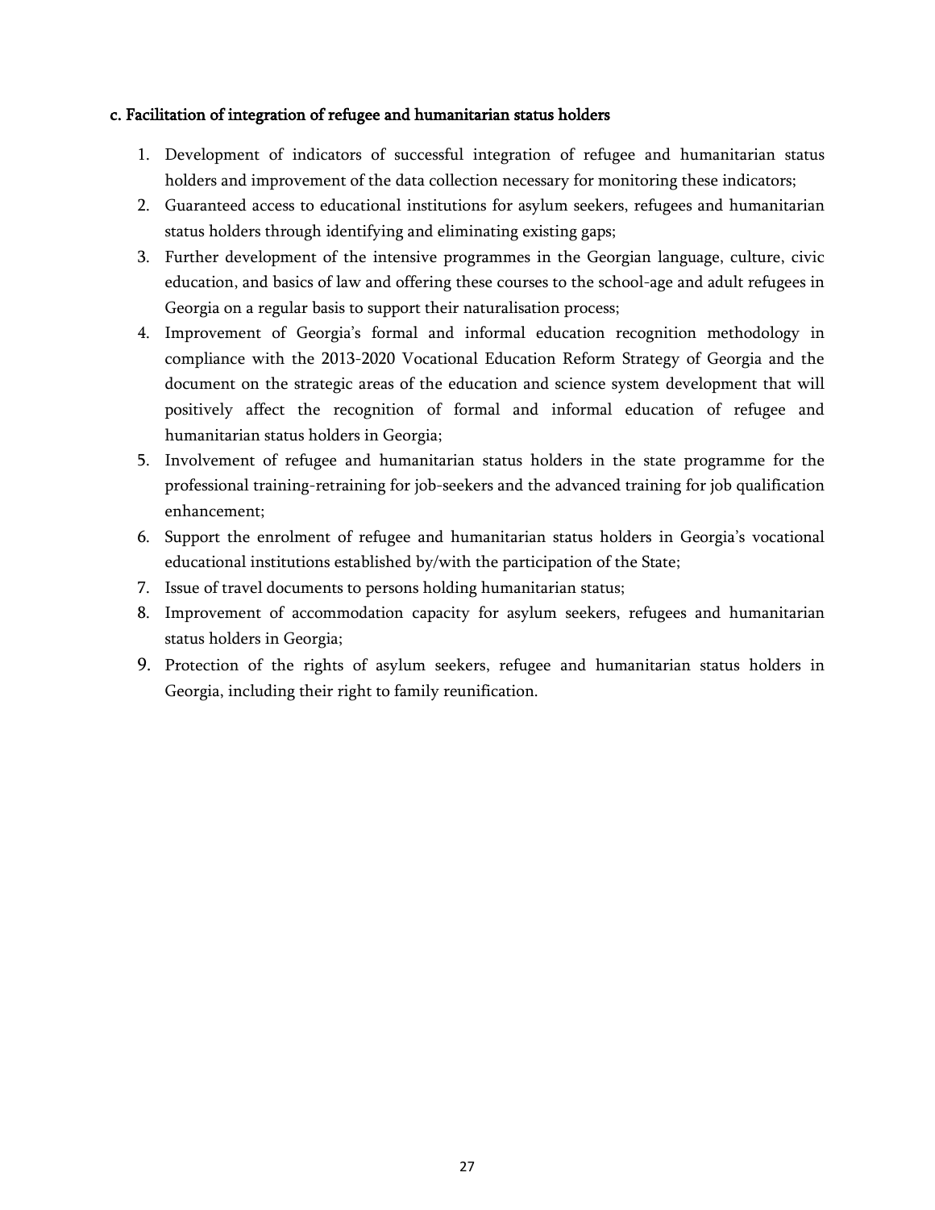**c. Facilitation of integration of refugee and humanitarian status holders**

1. Development of indicators of successful integration of refugee and humanitarian status holders and improvement of the data collection necessary for monitoring these indicators;
2. Guaranteed access to educational institutions for asylum seekers, refugees and humanitarian status holders through identifying and eliminating existing gaps;
3. Further development of the intensive programmes in the Georgian language, culture, civic education, and basics of law and offering these courses to the school-age and adult refugees in Georgia on a regular basis to support their naturalisation process;
4. Improvement of Georgia's formal and informal education recognition methodology in compliance with the 2013-2020 Vocational Education Reform Strategy of Georgia and the document on the strategic areas of the education and science system development that will positively affect the recognition of formal and informal education of refugee and humanitarian status holders in Georgia;
5. Involvement of refugee and humanitarian status holders in the state programme for the professional training-retraining for job-seekers and the advanced training for job qualification enhancement;
6. Support the enrolment of refugee and humanitarian status holders in Georgia's vocational educational institutions established by/with the participation of the State;
7. Issue of travel documents to persons holding humanitarian status;
8. Improvement of accommodation capacity for asylum seekers, refugees and humanitarian status holders in Georgia;
9. Protection of the rights of asylum seekers, refugee and humanitarian status holders in Georgia, including their right to family reunification.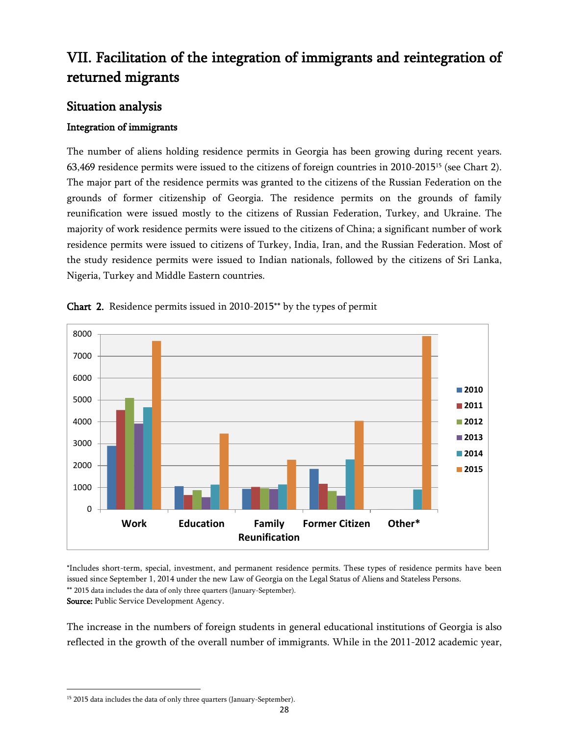# VII. Facilitation of the integration of immigrants and reintegration of returned migrants

## Situation analysis

### Integration of immigrants

The number of aliens holding residence permits in Georgia has been growing during recent years. 63,469 residence permits were issued to the citizens of foreign countries in 2010-2015[15] (see Chart 2). The major part of the residence permits was granted to the citizens of the Russian Federation on the grounds of former citizenship of Georgia. The residence permits on the grounds of family reunification were issued mostly to the citizens of Russian Federation, Turkey, and Ukraine. The majority of work residence permits were issued to the citizens of China; a significant number of work residence permits were issued to citizens of Turkey, India, Iran, and the Russian Federation. Most of the study residence permits were issued to Indian nationals, followed by the citizens of Sri Lanka, Nigeria, Turkey and Middle Eastern countries.

**Chart 2.** Residence permits issued in 2010-2015** by the types of permit

\*Includes short-term, special, investment, and permanent residence permits. These types of residence permits have been issued since September 1, 2014 under the new Law of Georgia on the Legal Status of Aliens and Stateless Persons.

\*\* 2015 data includes the data of only three quarters (January-September).

**Source:** Public Service Development Agency.

The increase in the numbers of foreign students in general educational institutions of Georgia is also reflected in the growth of the overall number of immigrants. While in the 2011-2012 academic year,

---

[15] 2015 data includes the data of only three quarters (January-September).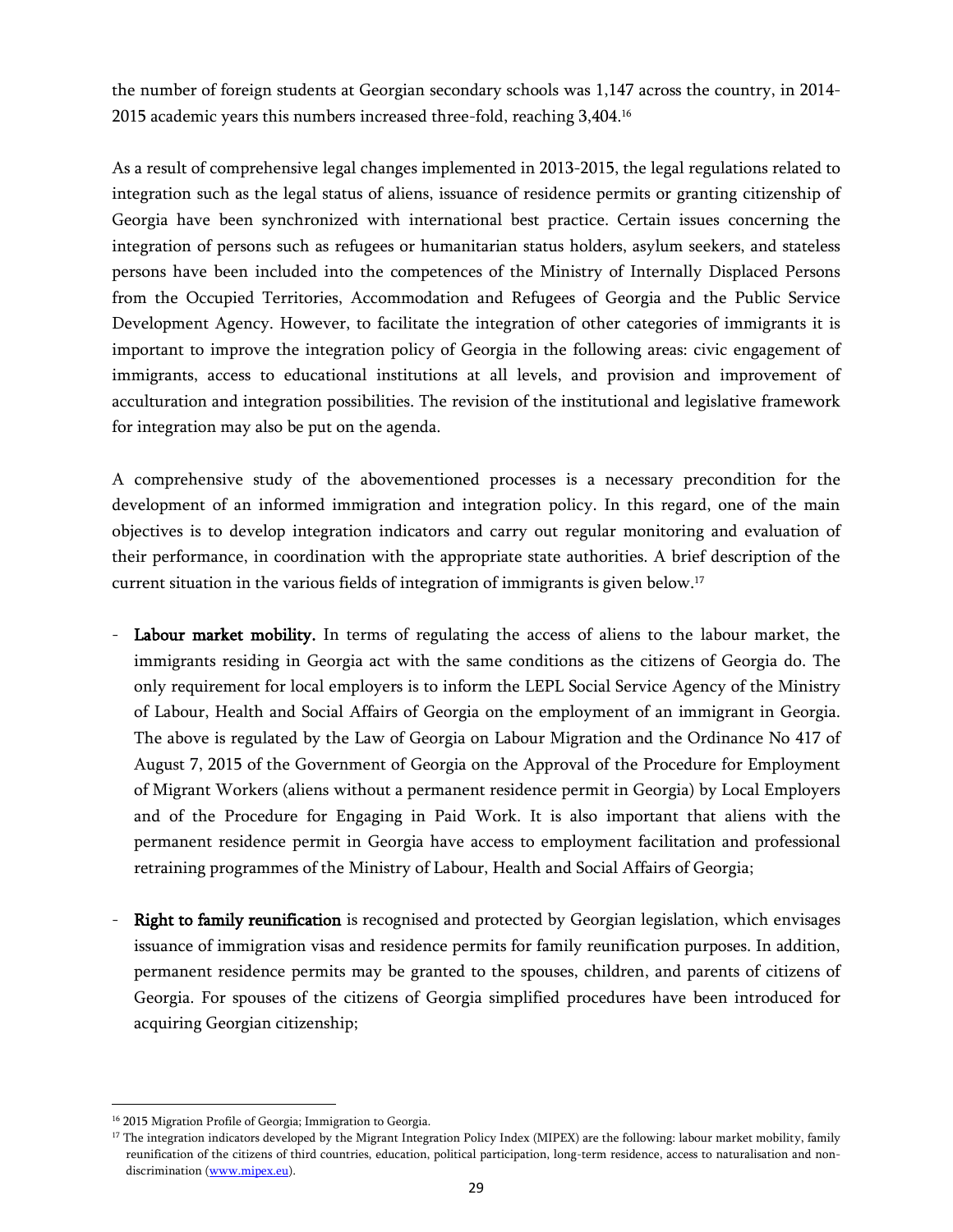the number of foreign students at Georgian secondary schools was 1,147 across the country, in 2014-2015 academic years this numbers increased three-fold, reaching 3,404.[16]

As a result of comprehensive legal changes implemented in 2013-2015, the legal regulations related to integration such as the legal status of aliens, issuance of residence permits or granting citizenship of Georgia have been synchronized with international best practice. Certain issues concerning the integration of persons such as refugees or humanitarian status holders, asylum seekers, and stateless persons have been included into the competences of the Ministry of Internally Displaced Persons from the Occupied Territories, Accommodation and Refugees of Georgia and the Public Service Development Agency. However, to facilitate the integration of other categories of immigrants it is important to improve the integration policy of Georgia in the following areas: civic engagement of immigrants, access to educational institutions at all levels, and provision and improvement of acculturation and integration possibilities. The revision of the institutional and legislative framework for integration may also be put on the agenda.

A comprehensive study of the abovementioned processes is a necessary precondition for the development of an informed immigration and integration policy. In this regard, one of the main objectives is to develop integration indicators and carry out regular monitoring and evaluation of their performance, in coordination with the appropriate state authorities. A brief description of the current situation in the various fields of integration of immigrants is given below.[17]

- **Labour market mobility.** In terms of regulating the access of aliens to the labour market, the immigrants residing in Georgia act with the same conditions as the citizens of Georgia do. The only requirement for local employers is to inform the LEPL Social Service Agency of the Ministry of Labour, Health and Social Affairs of Georgia on the employment of an immigrant in Georgia. The above is regulated by the Law of Georgia on Labour Migration and the Ordinance No 417 of August 7, 2015 of the Government of Georgia on the Approval of the Procedure for Employment of Migrant Workers (aliens without a permanent residence permit in Georgia) by Local Employers and of the Procedure for Engaging in Paid Work. It is also important that aliens with the permanent residence permit in Georgia have access to employment facilitation and professional retraining programmes of the Ministry of Labour, Health and Social Affairs of Georgia;

- **Right to family reunification** is recognised and protected by Georgian legislation, which envisages issuance of immigration visas and residence permits for family reunification purposes. In addition, permanent residence permits may be granted to the spouses, children, and parents of citizens of Georgia. For spouses of the citizens of Georgia simplified procedures have been introduced for acquiring Georgian citizenship;

---

[16] 2015 Migration Profile of Georgia; Immigration to Georgia.

[17] The integration indicators developed by the Migrant Integration Policy Index (MIPEX) are the following: labour market mobility, family reunification of the citizens of third countries, education, political participation, long-term residence, access to naturalisation and non-discrimination (www.mipex.eu).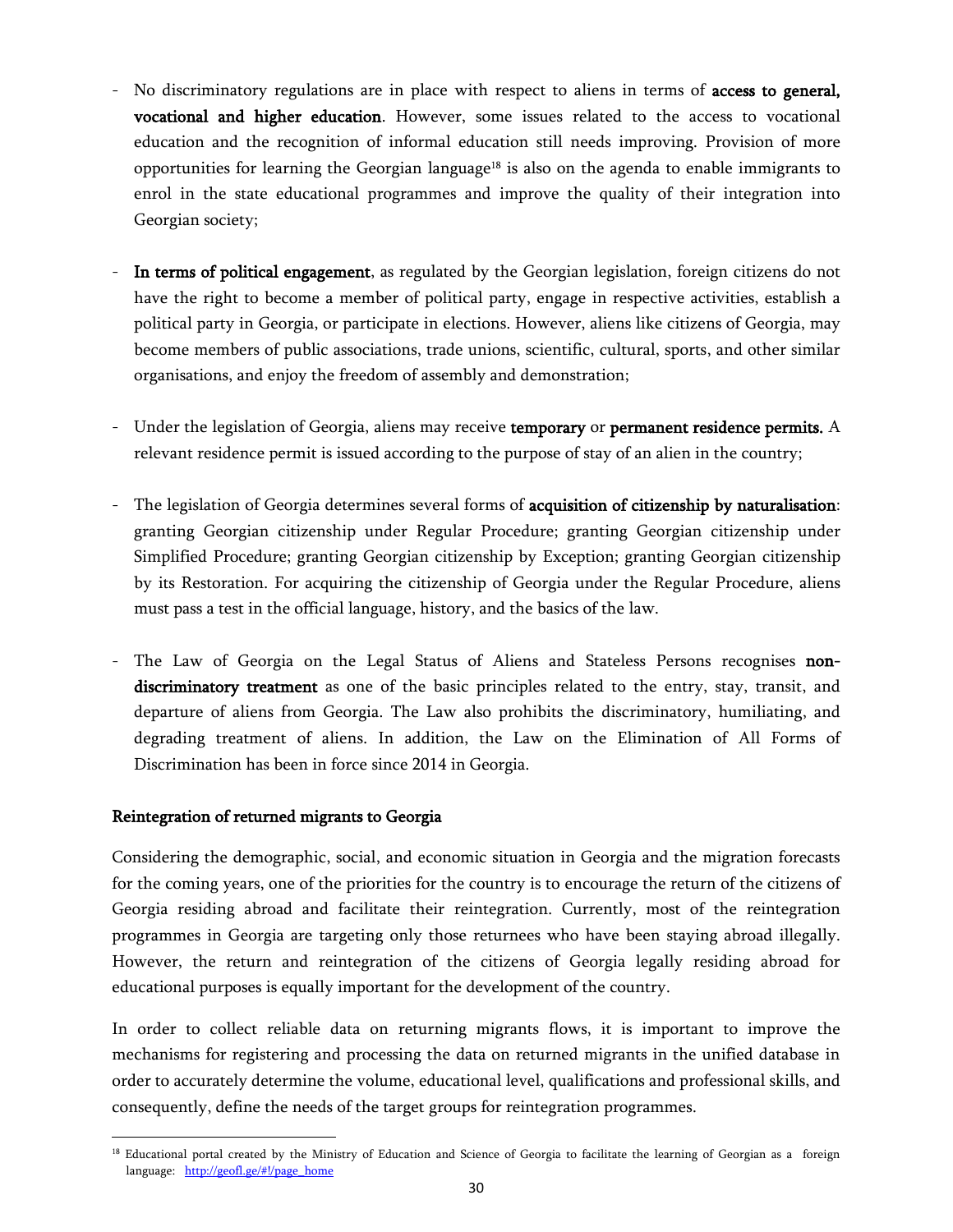- No discriminatory regulations are in place with respect to aliens in terms of **access to general, vocational and higher education**. However, some issues related to the access to vocational education and the recognition of informal education still needs improving. Provision of more opportunities for learning the Georgian language[18] is also on the agenda to enable immigrants to enrol in the state educational programmes and improve the quality of their integration into Georgian society;

- **In terms of political engagement**, as regulated by the Georgian legislation, foreign citizens do not have the right to become a member of political party, engage in respective activities, establish a political party in Georgia, or participate in elections. However, aliens like citizens of Georgia, may become members of public associations, trade unions, scientific, cultural, sports, and other similar organisations, and enjoy the freedom of assembly and demonstration;

- Under the legislation of Georgia, aliens may receive **temporary** or **permanent residence permits.** A relevant residence permit is issued according to the purpose of stay of an alien in the country;

- The legislation of Georgia determines several forms of **acquisition of citizenship by naturalisation**: granting Georgian citizenship under Regular Procedure; granting Georgian citizenship under Simplified Procedure; granting Georgian citizenship by Exception; granting Georgian citizenship by its Restoration. For acquiring the citizenship of Georgia under the Regular Procedure, aliens must pass a test in the official language, history, and the basics of the law.

- The Law of Georgia on the Legal Status of Aliens and Stateless Persons recognises **non-discriminatory treatment** as one of the basic principles related to the entry, stay, transit, and departure of aliens from Georgia. The Law also prohibits the discriminatory, humiliating, and degrading treatment of aliens. In addition, the Law on the Elimination of All Forms of Discrimination has been in force since 2014 in Georgia.

## Reintegration of returned migrants to Georgia

Considering the demographic, social, and economic situation in Georgia and the migration forecasts for the coming years, one of the priorities for the country is to encourage the return of the citizens of Georgia residing abroad and facilitate their reintegration. Currently, most of the reintegration programmes in Georgia are targeting only those returnees who have been staying abroad illegally. However, the return and reintegration of the citizens of Georgia legally residing abroad for educational purposes is equally important for the development of the country.

In order to collect reliable data on returning migrants flows, it is important to improve the mechanisms for registering and processing the data on returned migrants in the unified database in order to accurately determine the volume, educational level, qualifications and professional skills, and consequently, define the needs of the target groups for reintegration programmes.

---

[18] Educational portal created by the Ministry of Education and Science of Georgia to facilitate the learning of Georgian as a foreign language: http://geofl.ge/#!/page_home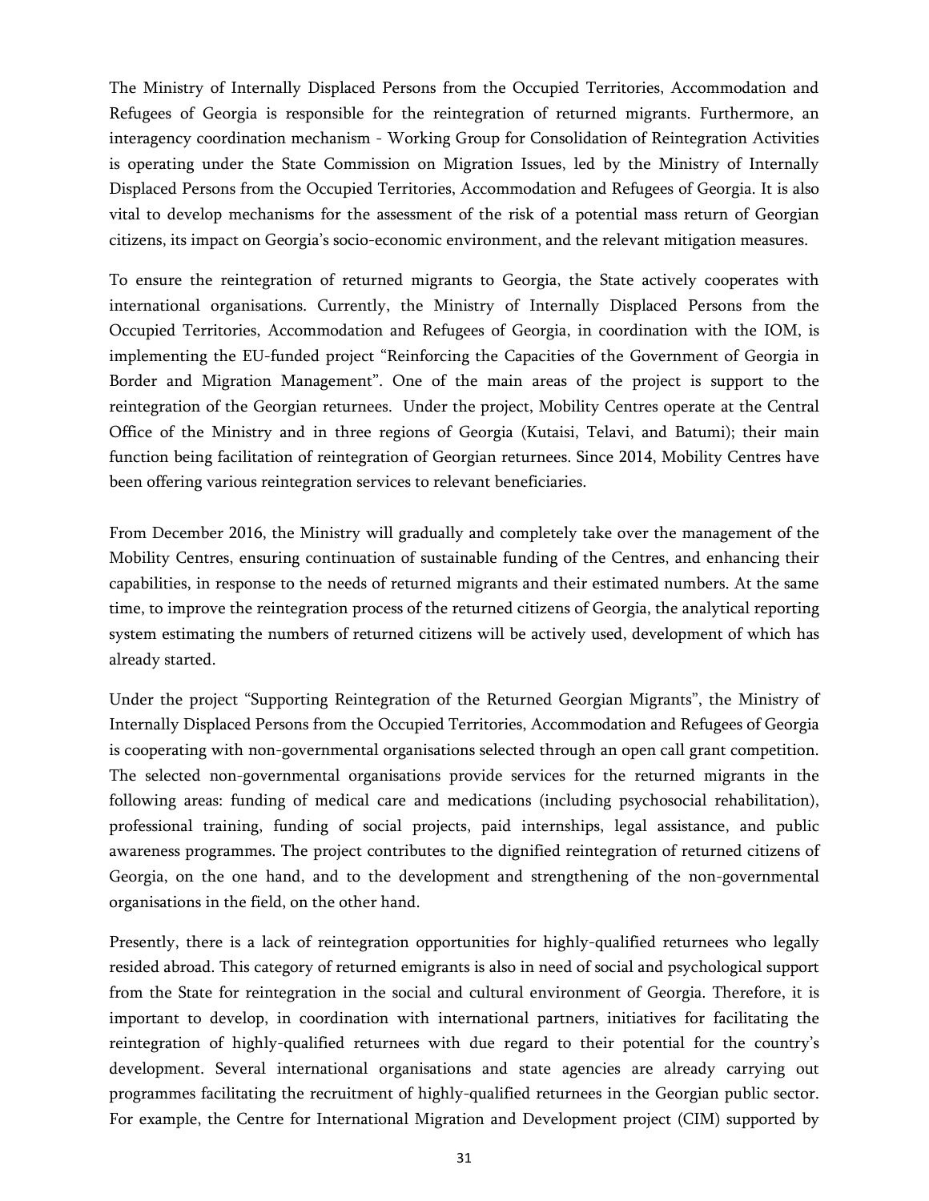The Ministry of Internally Displaced Persons from the Occupied Territories, Accommodation and Refugees of Georgia is responsible for the reintegration of returned migrants. Furthermore, an interagency coordination mechanism - Working Group for Consolidation of Reintegration Activities is operating under the State Commission on Migration Issues, led by the Ministry of Internally Displaced Persons from the Occupied Territories, Accommodation and Refugees of Georgia. It is also vital to develop mechanisms for the assessment of the risk of a potential mass return of Georgian citizens, its impact on Georgia's socio-economic environment, and the relevant mitigation measures.

To ensure the reintegration of returned migrants to Georgia, the State actively cooperates with international organisations. Currently, the Ministry of Internally Displaced Persons from the Occupied Territories, Accommodation and Refugees of Georgia, in coordination with the IOM, is implementing the EU-funded project "Reinforcing the Capacities of the Government of Georgia in Border and Migration Management". One of the main areas of the project is support to the reintegration of the Georgian returnees. Under the project, Mobility Centres operate at the Central Office of the Ministry and in three regions of Georgia (Kutaisi, Telavi, and Batumi); their main function being facilitation of reintegration of Georgian returnees. Since 2014, Mobility Centres have been offering various reintegration services to relevant beneficiaries.

From December 2016, the Ministry will gradually and completely take over the management of the Mobility Centres, ensuring continuation of sustainable funding of the Centres, and enhancing their capabilities, in response to the needs of returned migrants and their estimated numbers. At the same time, to improve the reintegration process of the returned citizens of Georgia, the analytical reporting system estimating the numbers of returned citizens will be actively used, development of which has already started.

Under the project "Supporting Reintegration of the Returned Georgian Migrants", the Ministry of Internally Displaced Persons from the Occupied Territories, Accommodation and Refugees of Georgia is cooperating with non-governmental organisations selected through an open call grant competition. The selected non-governmental organisations provide services for the returned migrants in the following areas: funding of medical care and medications (including psychosocial rehabilitation), professional training, funding of social projects, paid internships, legal assistance, and public awareness programmes. The project contributes to the dignified reintegration of returned citizens of Georgia, on the one hand, and to the development and strengthening of the non-governmental organisations in the field, on the other hand.

Presently, there is a lack of reintegration opportunities for highly-qualified returnees who legally resided abroad. This category of returned emigrants is also in need of social and psychological support from the State for reintegration in the social and cultural environment of Georgia. Therefore, it is important to develop, in coordination with international partners, initiatives for facilitating the reintegration of highly-qualified returnees with due regard to their potential for the country's development. Several international organisations and state agencies are already carrying out programmes facilitating the recruitment of highly-qualified returnees in the Georgian public sector. For example, the Centre for International Migration and Development project (CIM) supported by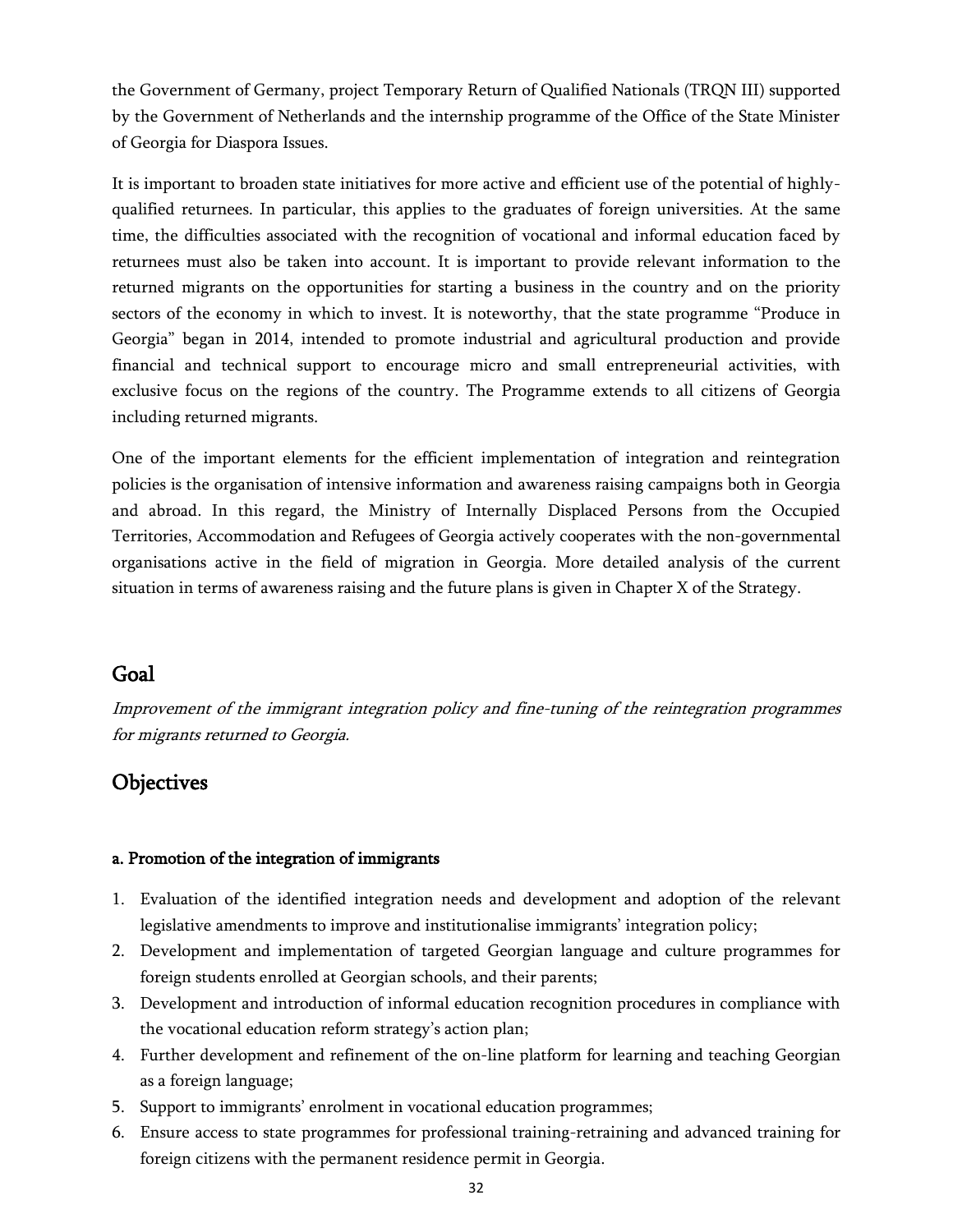the Government of Germany, project Temporary Return of Qualified Nationals (TRQN III) supported by the Government of Netherlands and the internship programme of the Office of the State Minister of Georgia for Diaspora Issues.

It is important to broaden state initiatives for more active and efficient use of the potential of highly-qualified returnees. In particular, this applies to the graduates of foreign universities. At the same time, the difficulties associated with the recognition of vocational and informal education faced by returnees must also be taken into account. It is important to provide relevant information to the returned migrants on the opportunities for starting a business in the country and on the priority sectors of the economy in which to invest. It is noteworthy, that the state programme "Produce in Georgia" began in 2014, intended to promote industrial and agricultural production and provide financial and technical support to encourage micro and small entrepreneurial activities, with exclusive focus on the regions of the country. The Programme extends to all citizens of Georgia including returned migrants.

One of the important elements for the efficient implementation of integration and reintegration policies is the organisation of intensive information and awareness raising campaigns both in Georgia and abroad. In this regard, the Ministry of Internally Displaced Persons from the Occupied Territories, Accommodation and Refugees of Georgia actively cooperates with the non-governmental organisations active in the field of migration in Georgia. More detailed analysis of the current situation in terms of awareness raising and the future plans is given in Chapter X of the Strategy.

## Goal

*Improvement of the immigrant integration policy and fine-tuning of the reintegration programmes for migrants returned to Georgia.*

## Objectives

**a. Promotion of the integration of immigrants**

1. Evaluation of the identified integration needs and development and adoption of the relevant legislative amendments to improve and institutionalise immigrants' integration policy;
2. Development and implementation of targeted Georgian language and culture programmes for foreign students enrolled at Georgian schools, and their parents;
3. Development and introduction of informal education recognition procedures in compliance with the vocational education reform strategy's action plan;
4. Further development and refinement of the on-line platform for learning and teaching Georgian as a foreign language;
5. Support to immigrants' enrolment in vocational education programmes;
6. Ensure access to state programmes for professional training-retraining and advanced training for foreign citizens with the permanent residence permit in Georgia.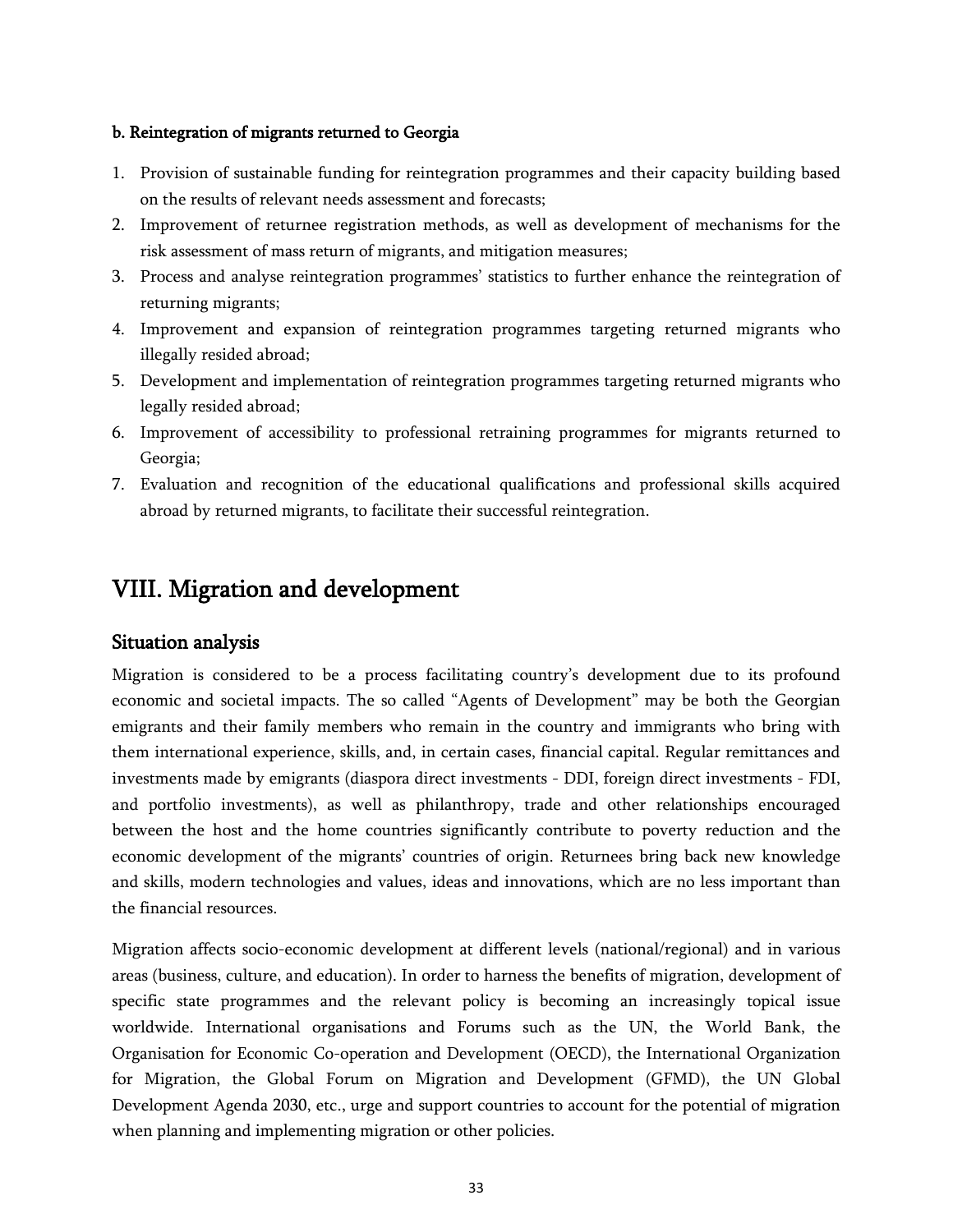**b. Reintegration of migrants returned to Georgia**

1. Provision of sustainable funding for reintegration programmes and their capacity building based on the results of relevant needs assessment and forecasts;
2. Improvement of returnee registration methods, as well as development of mechanisms for the risk assessment of mass return of migrants, and mitigation measures;
3. Process and analyse reintegration programmes' statistics to further enhance the reintegration of returning migrants;
4. Improvement and expansion of reintegration programmes targeting returned migrants who illegally resided abroad;
5. Development and implementation of reintegration programmes targeting returned migrants who legally resided abroad;
6. Improvement of accessibility to professional retraining programmes for migrants returned to Georgia;
7. Evaluation and recognition of the educational qualifications and professional skills acquired abroad by returned migrants, to facilitate their successful reintegration.

# VIII. Migration and development

## Situation analysis

Migration is considered to be a process facilitating country's development due to its profound economic and societal impacts. The so called "Agents of Development" may be both the Georgian emigrants and their family members who remain in the country and immigrants who bring with them international experience, skills, and, in certain cases, financial capital. Regular remittances and investments made by emigrants (diaspora direct investments - DDI, foreign direct investments - FDI, and portfolio investments), as well as philanthropy, trade and other relationships encouraged between the host and the home countries significantly contribute to poverty reduction and the economic development of the migrants' countries of origin. Returnees bring back new knowledge and skills, modern technologies and values, ideas and innovations, which are no less important than the financial resources.

Migration affects socio-economic development at different levels (national/regional) and in various areas (business, culture, and education). In order to harness the benefits of migration, development of specific state programmes and the relevant policy is becoming an increasingly topical issue worldwide. International organisations and Forums such as the UN, the World Bank, the Organisation for Economic Co-operation and Development (OECD), the International Organization for Migration, the Global Forum on Migration and Development (GFMD), the UN Global Development Agenda 2030, etc., urge and support countries to account for the potential of migration when planning and implementing migration or other policies.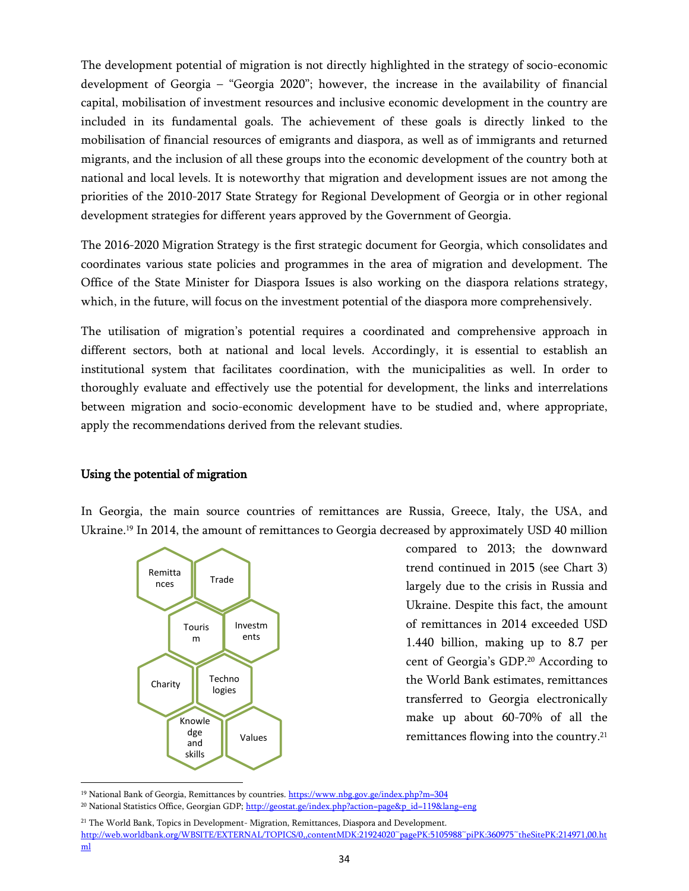The development potential of migration is not directly highlighted in the strategy of socio-economic development of Georgia – "Georgia 2020"; however, the increase in the availability of financial capital, mobilisation of investment resources and inclusive economic development in the country are included in its fundamental goals. The achievement of these goals is directly linked to the mobilisation of financial resources of emigrants and diaspora, as well as of immigrants and returned migrants, and the inclusion of all these groups into the economic development of the country both at national and local levels. It is noteworthy that migration and development issues are not among the priorities of the 2010-2017 State Strategy for Regional Development of Georgia or in other regional development strategies for different years approved by the Government of Georgia.

The 2016-2020 Migration Strategy is the first strategic document for Georgia, which consolidates and coordinates various state policies and programmes in the area of migration and development. The Office of the State Minister for Diaspora Issues is also working on the diaspora relations strategy, which, in the future, will focus on the investment potential of the diaspora more comprehensively.

The utilisation of migration's potential requires a coordinated and comprehensive approach in different sectors, both at national and local levels. Accordingly, it is essential to establish an institutional system that facilitates coordination, with the municipalities as well. In order to thoroughly evaluate and effectively use the potential for development, the links and interrelations between migration and socio-economic development have to be studied and, where appropriate, apply the recommendations derived from the relevant studies.

## Using the potential of migration

In Georgia, the main source countries of remittances are Russia, Greece, Italy, the USA, and Ukraine.[19] In 2014, the amount of remittances to Georgia decreased by approximately USD 40 million compared to 2013; the downward trend continued in 2015 (see Chart 3) largely due to the crisis in Russia and Ukraine. Despite this fact, the amount of remittances in 2014 exceeded USD 1.440 billion, making up to 8.7 per cent of Georgia's GDP.[20] According to the World Bank estimates, remittances transferred to Georgia electronically make up about 60-70% of all the remittances flowing into the country.[21]

Remittances | Trade | Tourism | Investments | Charity | Technologies | Knowledge and skills | Values

---

[19] National Bank of Georgia, Remittances by countries. https://www.nbg.gov.ge/index.php?m=304

[20] National Statistics Office, Georgian GDP; http://geostat.ge/index.php?action=page&p_id=119&lang=eng

[21] The World Bank, Topics in Development- Migration, Remittances, Diaspora and Development. http://web.worldbank.org/WBSITE/EXTERNAL/TOPICS/0,,contentMDK:21924020~pagePK:5105988~piPK:360975~theSitePK:214971,00.html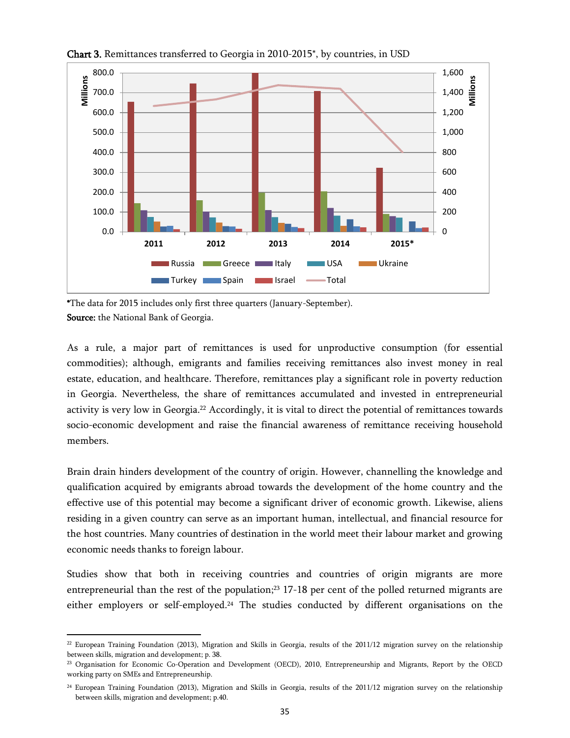**Chart 3.** Remittances transferred to Georgia in 2010-2015*, by countries, in USD

*The data for 2015 includes only first three quarters (January-September).
**Source:** the National Bank of Georgia.

As a rule, a major part of remittances is used for unproductive consumption (for essential commodities); although, emigrants and families receiving remittances also invest money in real estate, education, and healthcare. Therefore, remittances play a significant role in poverty reduction in Georgia. Nevertheless, the share of remittances accumulated and invested in entrepreneurial activity is very low in Georgia.[22] Accordingly, it is vital to direct the potential of remittances towards socio-economic development and raise the financial awareness of remittance receiving household members.

Brain drain hinders development of the country of origin. However, channelling the knowledge and qualification acquired by emigrants abroad towards the development of the home country and the effective use of this potential may become a significant driver of economic growth. Likewise, aliens residing in a given country can serve as an important human, intellectual, and financial resource for the host countries. Many countries of destination in the world meet their labour market and growing economic needs thanks to foreign labour.

Studies show that both in receiving countries and countries of origin migrants are more entrepreneurial than the rest of the population;[23] 17-18 per cent of the polled returned migrants are either employers or self-employed.[24] The studies conducted by different organisations on the

---

[22] European Training Foundation (2013), Migration and Skills in Georgia, results of the 2011/12 migration survey on the relationship between skills, migration and development; p. 38.

[23] Organisation for Economic Co-Operation and Development (OECD), 2010, Entrepreneurship and Migrants, Report by the OECD working party on SMEs and Entrepreneurship.

[24] European Training Foundation (2013), Migration and Skills in Georgia, results of the 2011/12 migration survey on the relationship between skills, migration and development; p.40.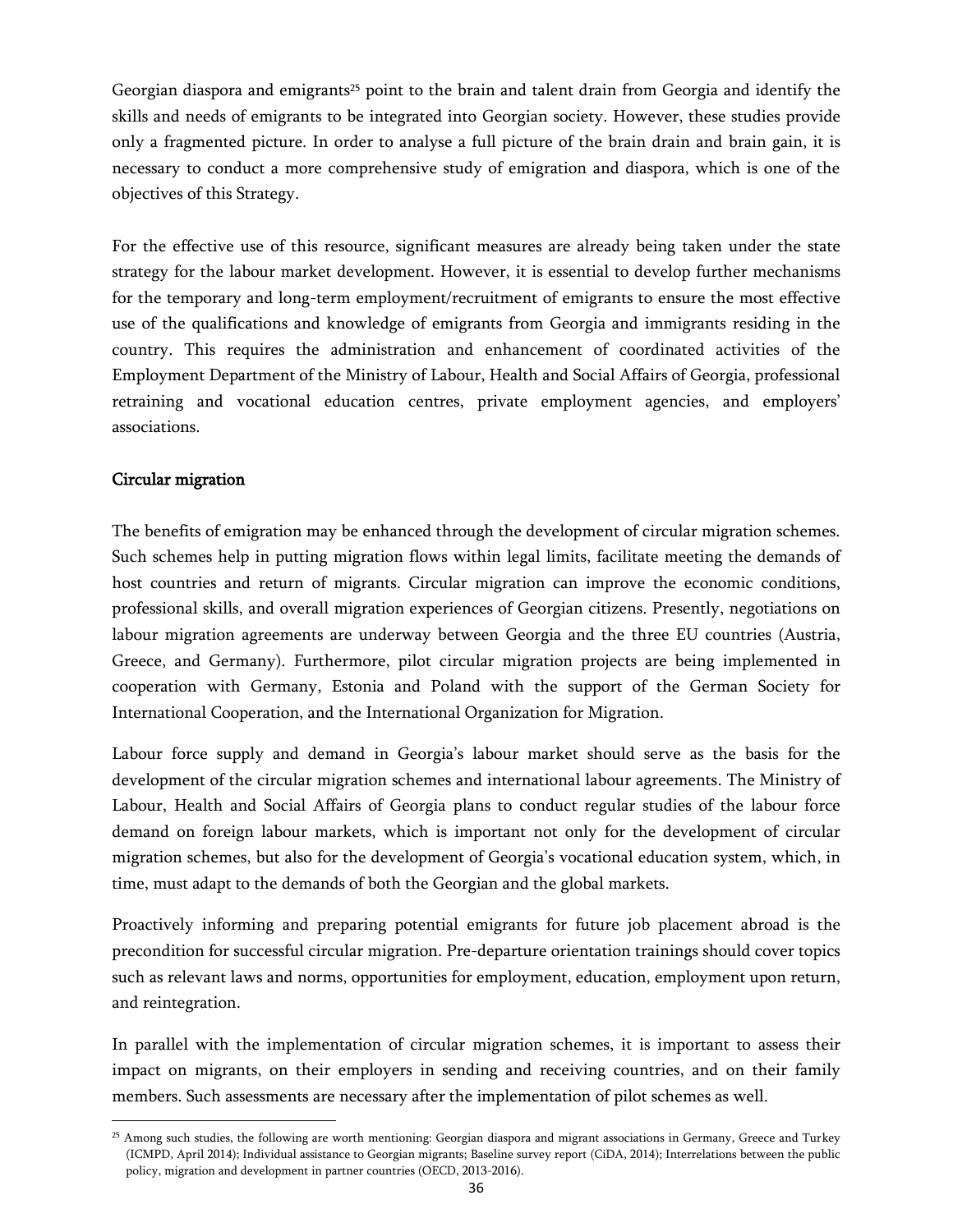Georgian diaspora and emigrants[25] point to the brain and talent drain from Georgia and identify the skills and needs of emigrants to be integrated into Georgian society. However, these studies provide only a fragmented picture. In order to analyse a full picture of the brain drain and brain gain, it is necessary to conduct a more comprehensive study of emigration and diaspora, which is one of the objectives of this Strategy.

For the effective use of this resource, significant measures are already being taken under the state strategy for the labour market development. However, it is essential to develop further mechanisms for the temporary and long-term employment/recruitment of emigrants to ensure the most effective use of the qualifications and knowledge of emigrants from Georgia and immigrants residing in the country. This requires the administration and enhancement of coordinated activities of the Employment Department of the Ministry of Labour, Health and Social Affairs of Georgia, professional retraining and vocational education centres, private employment agencies, and employers' associations.

## Circular migration

The benefits of emigration may be enhanced through the development of circular migration schemes. Such schemes help in putting migration flows within legal limits, facilitate meeting the demands of host countries and return of migrants. Circular migration can improve the economic conditions, professional skills, and overall migration experiences of Georgian citizens. Presently, negotiations on labour migration agreements are underway between Georgia and the three EU countries (Austria, Greece, and Germany). Furthermore, pilot circular migration projects are being implemented in cooperation with Germany, Estonia and Poland with the support of the German Society for International Cooperation, and the International Organization for Migration.

Labour force supply and demand in Georgia's labour market should serve as the basis for the development of the circular migration schemes and international labour agreements. The Ministry of Labour, Health and Social Affairs of Georgia plans to conduct regular studies of the labour force demand on foreign labour markets, which is important not only for the development of circular migration schemes, but also for the development of Georgia's vocational education system, which, in time, must adapt to the demands of both the Georgian and the global markets.

Proactively informing and preparing potential emigrants for future job placement abroad is the precondition for successful circular migration. Pre-departure orientation trainings should cover topics such as relevant laws and norms, opportunities for employment, education, employment upon return, and reintegration.

In parallel with the implementation of circular migration schemes, it is important to assess their impact on migrants, on their employers in sending and receiving countries, and on their family members. Such assessments are necessary after the implementation of pilot schemes as well.

---

[25] Among such studies, the following are worth mentioning: Georgian diaspora and migrant associations in Germany, Greece and Turkey (ICMPD, April 2014); Individual assistance to Georgian migrants; Baseline survey report (CiDA, 2014); Interrelations between the public policy, migration and development in partner countries (OECD, 2013-2016).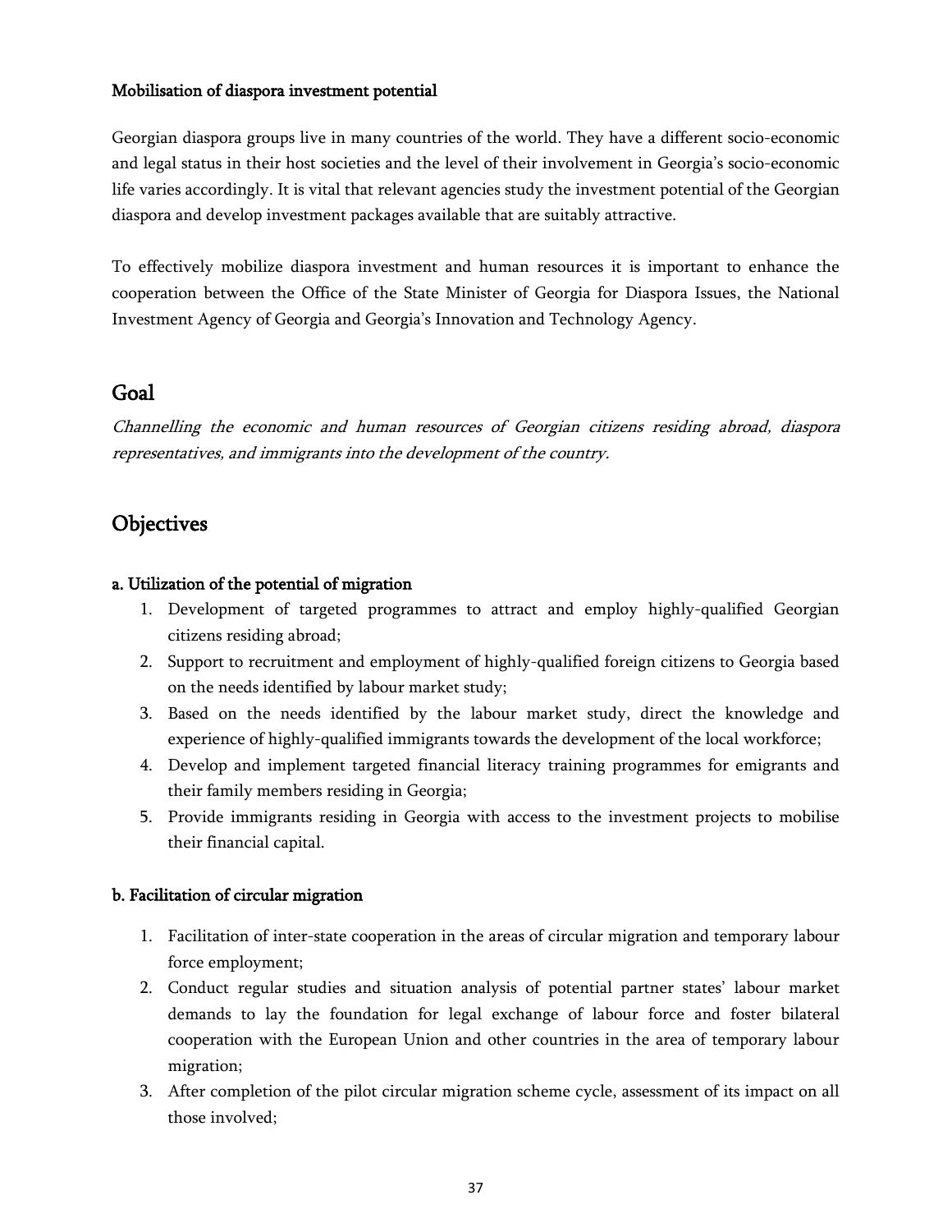**Mobilisation of diaspora investment potential**

Georgian diaspora groups live in many countries of the world. They have a different socio-economic and legal status in their host societies and the level of their involvement in Georgia's socio-economic life varies accordingly. It is vital that relevant agencies study the investment potential of the Georgian diaspora and develop investment packages available that are suitably attractive.

To effectively mobilize diaspora investment and human resources it is important to enhance the cooperation between the Office of the State Minister of Georgia for Diaspora Issues, the National Investment Agency of Georgia and Georgia's Innovation and Technology Agency.

## Goal

*Channelling the economic and human resources of Georgian citizens residing abroad, diaspora representatives, and immigrants into the development of the country.*

## Objectives

**a. Utilization of the potential of migration**

1. Development of targeted programmes to attract and employ highly-qualified Georgian citizens residing abroad;
2. Support to recruitment and employment of highly-qualified foreign citizens to Georgia based on the needs identified by labour market study;
3. Based on the needs identified by the labour market study, direct the knowledge and experience of highly-qualified immigrants towards the development of the local workforce;
4. Develop and implement targeted financial literacy training programmes for emigrants and their family members residing in Georgia;
5. Provide immigrants residing in Georgia with access to the investment projects to mobilise their financial capital.

**b. Facilitation of circular migration**

1. Facilitation of inter-state cooperation in the areas of circular migration and temporary labour force employment;
2. Conduct regular studies and situation analysis of potential partner states' labour market demands to lay the foundation for legal exchange of labour force and foster bilateral cooperation with the European Union and other countries in the area of temporary labour migration;
3. After completion of the pilot circular migration scheme cycle, assessment of its impact on all those involved;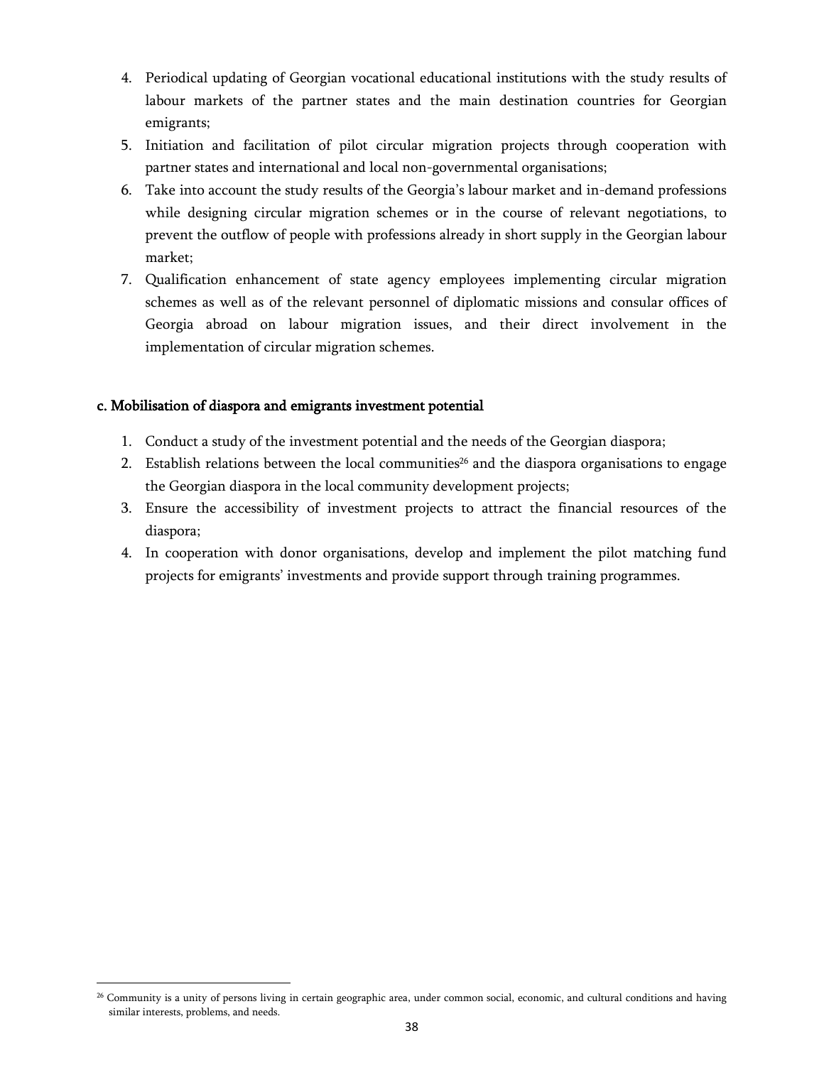4. Periodical updating of Georgian vocational educational institutions with the study results of labour markets of the partner states and the main destination countries for Georgian emigrants;
5. Initiation and facilitation of pilot circular migration projects through cooperation with partner states and international and local non-governmental organisations;
6. Take into account the study results of the Georgia's labour market and in-demand professions while designing circular migration schemes or in the course of relevant negotiations, to prevent the outflow of people with professions already in short supply in the Georgian labour market;
7. Qualification enhancement of state agency employees implementing circular migration schemes as well as of the relevant personnel of diplomatic missions and consular offices of Georgia abroad on labour migration issues, and their direct involvement in the implementation of circular migration schemes.

**c. Mobilisation of diaspora and emigrants investment potential**

1. Conduct a study of the investment potential and the needs of the Georgian diaspora;
2. Establish relations between the local communities[26] and the diaspora organisations to engage the Georgian diaspora in the local community development projects;
3. Ensure the accessibility of investment projects to attract the financial resources of the diaspora;
4. In cooperation with donor organisations, develop and implement the pilot matching fund projects for emigrants' investments and provide support through training programmes.

[26] Community is a unity of persons living in certain geographic area, under common social, economic, and cultural conditions and having similar interests, problems, and needs.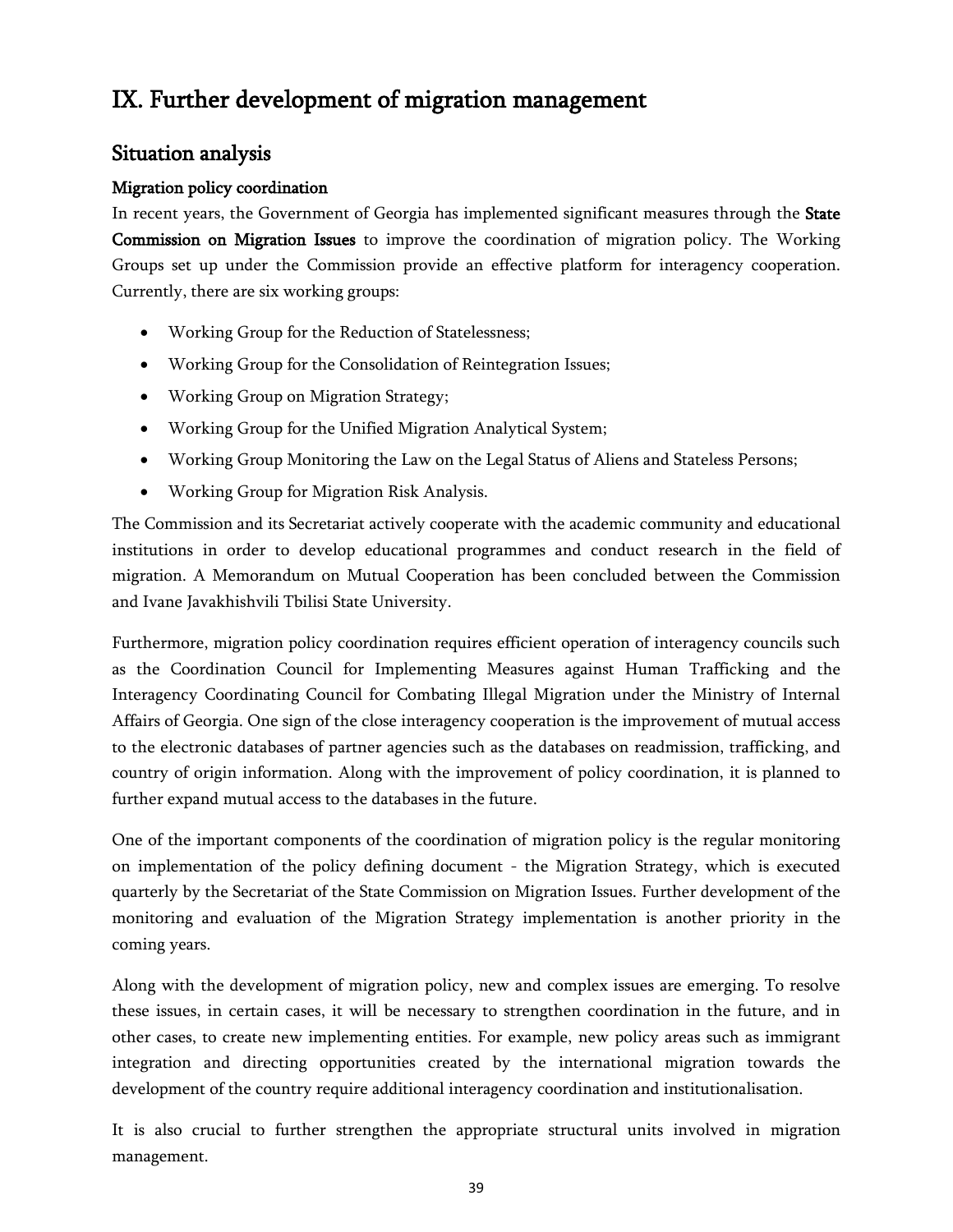# IX. Further development of migration management

## Situation analysis

### Migration policy coordination

In recent years, the Government of Georgia has implemented significant measures through the **State Commission on Migration Issues** to improve the coordination of migration policy. The Working Groups set up under the Commission provide an effective platform for interagency cooperation. Currently, there are six working groups:

- Working Group for the Reduction of Statelessness;
- Working Group for the Consolidation of Reintegration Issues;
- Working Group on Migration Strategy;
- Working Group for the Unified Migration Analytical System;
- Working Group Monitoring the Law on the Legal Status of Aliens and Stateless Persons;
- Working Group for Migration Risk Analysis.

The Commission and its Secretariat actively cooperate with the academic community and educational institutions in order to develop educational programmes and conduct research in the field of migration. A Memorandum on Mutual Cooperation has been concluded between the Commission and Ivane Javakhishvili Tbilisi State University.

Furthermore, migration policy coordination requires efficient operation of interagency councils such as the Coordination Council for Implementing Measures against Human Trafficking and the Interagency Coordinating Council for Combating Illegal Migration under the Ministry of Internal Affairs of Georgia. One sign of the close interagency cooperation is the improvement of mutual access to the electronic databases of partner agencies such as the databases on readmission, trafficking, and country of origin information. Along with the improvement of policy coordination, it is planned to further expand mutual access to the databases in the future.

One of the important components of the coordination of migration policy is the regular monitoring on implementation of the policy defining document - the Migration Strategy, which is executed quarterly by the Secretariat of the State Commission on Migration Issues. Further development of the monitoring and evaluation of the Migration Strategy implementation is another priority in the coming years.

Along with the development of migration policy, new and complex issues are emerging. To resolve these issues, in certain cases, it will be necessary to strengthen coordination in the future, and in other cases, to create new implementing entities. For example, new policy areas such as immigrant integration and directing opportunities created by the international migration towards the development of the country require additional interagency coordination and institutionalisation.

It is also crucial to further strengthen the appropriate structural units involved in migration management.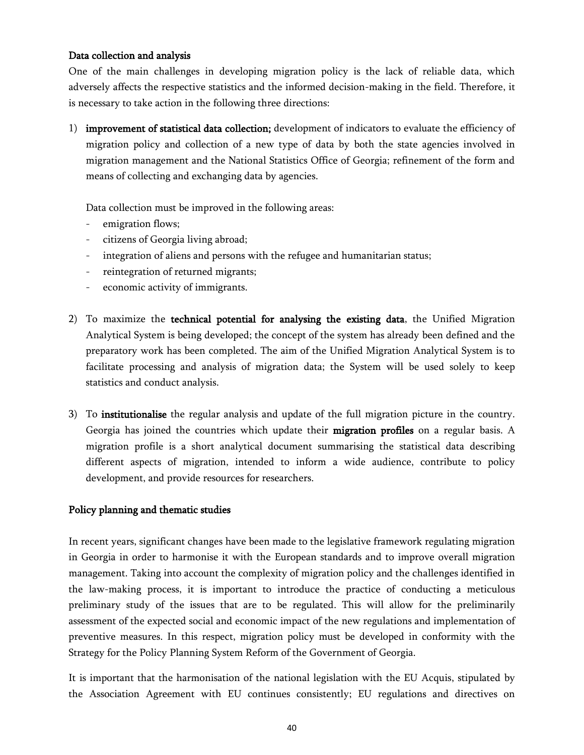**Data collection and analysis**

One of the main challenges in developing migration policy is the lack of reliable data, which adversely affects the respective statistics and the informed decision-making in the field. Therefore, it is necessary to take action in the following three directions:

1) **improvement of statistical data collection;** development of indicators to evaluate the efficiency of migration policy and collection of a new type of data by both the state agencies involved in migration management and the National Statistics Office of Georgia; refinement of the form and means of collecting and exchanging data by agencies.

   Data collection must be improved in the following areas:
   - emigration flows;
   - citizens of Georgia living abroad;
   - integration of aliens and persons with the refugee and humanitarian status;
   - reintegration of returned migrants;
   - economic activity of immigrants.

2) To maximize the **technical potential for analysing the existing data**, the Unified Migration Analytical System is being developed; the concept of the system has already been defined and the preparatory work has been completed. The aim of the Unified Migration Analytical System is to facilitate processing and analysis of migration data; the System will be used solely to keep statistics and conduct analysis.

3) To **institutionalise** the regular analysis and update of the full migration picture in the country. Georgia has joined the countries which update their **migration profiles** on a regular basis. A migration profile is a short analytical document summarising the statistical data describing different aspects of migration, intended to inform a wide audience, contribute to policy development, and provide resources for researchers.

**Policy planning and thematic studies**

In recent years, significant changes have been made to the legislative framework regulating migration in Georgia in order to harmonise it with the European standards and to improve overall migration management. Taking into account the complexity of migration policy and the challenges identified in the law-making process, it is important to introduce the practice of conducting a meticulous preliminary study of the issues that are to be regulated. This will allow for the preliminarily assessment of the expected social and economic impact of the new regulations and implementation of preventive measures. In this respect, migration policy must be developed in conformity with the Strategy for the Policy Planning System Reform of the Government of Georgia.

It is important that the harmonisation of the national legislation with the EU Acquis, stipulated by the Association Agreement with EU continues consistently; EU regulations and directives on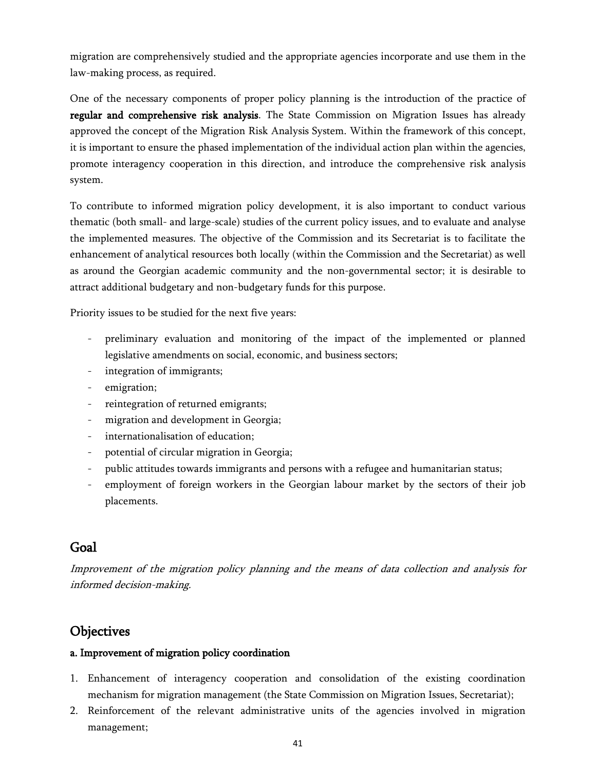migration are comprehensively studied and the appropriate agencies incorporate and use them in the law-making process, as required.

One of the necessary components of proper policy planning is the introduction of the practice of **regular and comprehensive risk analysis**. The State Commission on Migration Issues has already approved the concept of the Migration Risk Analysis System. Within the framework of this concept, it is important to ensure the phased implementation of the individual action plan within the agencies, promote interagency cooperation in this direction, and introduce the comprehensive risk analysis system.

To contribute to informed migration policy development, it is also important to conduct various thematic (both small- and large-scale) studies of the current policy issues, and to evaluate and analyse the implemented measures. The objective of the Commission and its Secretariat is to facilitate the enhancement of analytical resources both locally (within the Commission and the Secretariat) as well as around the Georgian academic community and the non-governmental sector; it is desirable to attract additional budgetary and non-budgetary funds for this purpose.

Priority issues to be studied for the next five years:

- preliminary evaluation and monitoring of the impact of the implemented or planned legislative amendments on social, economic, and business sectors;
- integration of immigrants;
- emigration;
- reintegration of returned emigrants;
- migration and development in Georgia;
- internationalisation of education;
- potential of circular migration in Georgia;
- public attitudes towards immigrants and persons with a refugee and humanitarian status;
- employment of foreign workers in the Georgian labour market by the sectors of their job placements.

## Goal

*Improvement of the migration policy planning and the means of data collection and analysis for informed decision-making.*

## Objectives

**a. Improvement of migration policy coordination**

1. Enhancement of interagency cooperation and consolidation of the existing coordination mechanism for migration management (the State Commission on Migration Issues, Secretariat);
2. Reinforcement of the relevant administrative units of the agencies involved in migration management;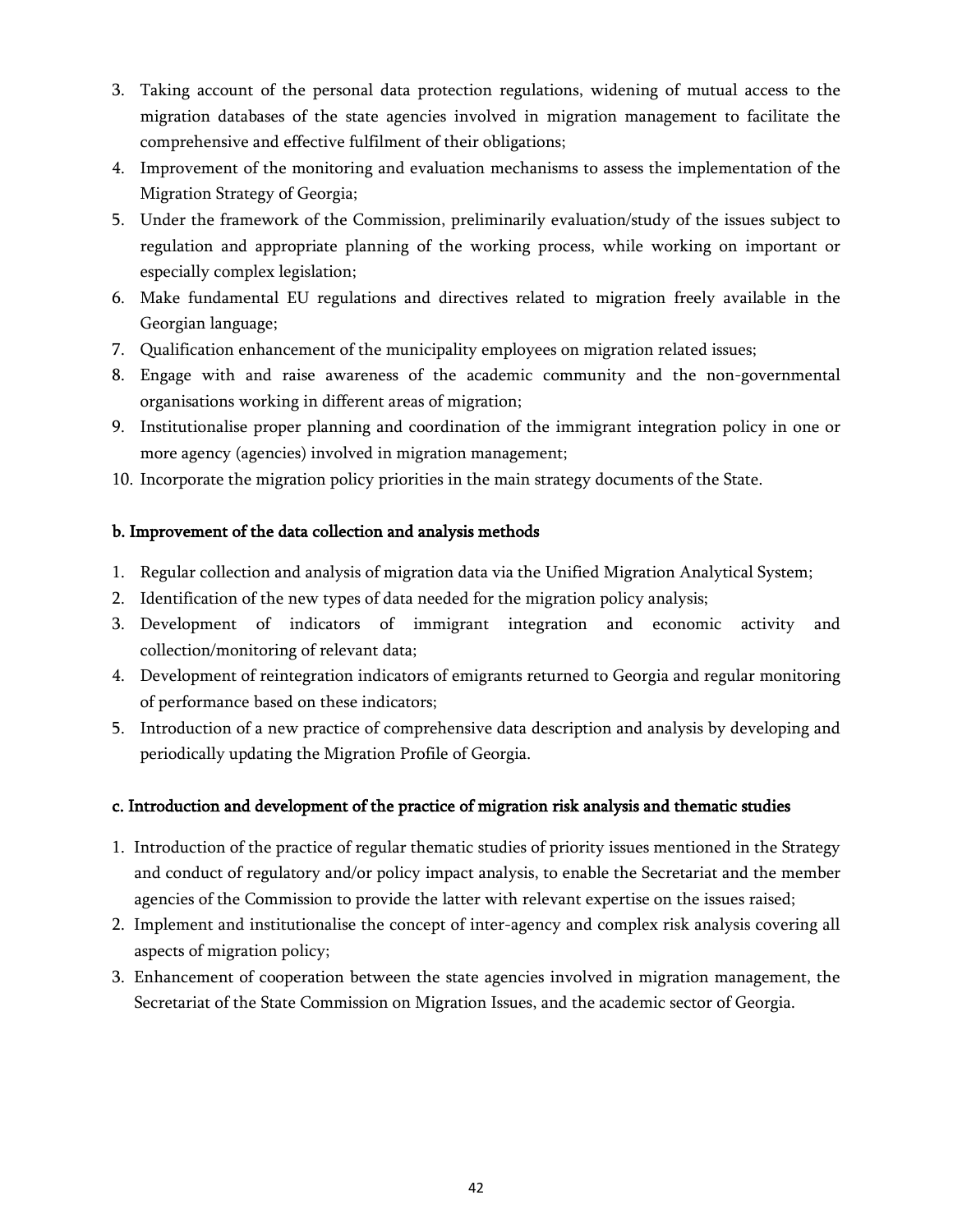3. Taking account of the personal data protection regulations, widening of mutual access to the migration databases of the state agencies involved in migration management to facilitate the comprehensive and effective fulfilment of their obligations;
4. Improvement of the monitoring and evaluation mechanisms to assess the implementation of the Migration Strategy of Georgia;
5. Under the framework of the Commission, preliminarily evaluation/study of the issues subject to regulation and appropriate planning of the working process, while working on important or especially complex legislation;
6. Make fundamental EU regulations and directives related to migration freely available in the Georgian language;
7. Qualification enhancement of the municipality employees on migration related issues;
8. Engage with and raise awareness of the academic community and the non-governmental organisations working in different areas of migration;
9. Institutionalise proper planning and coordination of the immigrant integration policy in one or more agency (agencies) involved in migration management;
10. Incorporate the migration policy priorities in the main strategy documents of the State.

**b. Improvement of the data collection and analysis methods**

1. Regular collection and analysis of migration data via the Unified Migration Analytical System;
2. Identification of the new types of data needed for the migration policy analysis;
3. Development of indicators of immigrant integration and economic activity and collection/monitoring of relevant data;
4. Development of reintegration indicators of emigrants returned to Georgia and regular monitoring of performance based on these indicators;
5. Introduction of a new practice of comprehensive data description and analysis by developing and periodically updating the Migration Profile of Georgia.

**c. Introduction and development of the practice of migration risk analysis and thematic studies**

1. Introduction of the practice of regular thematic studies of priority issues mentioned in the Strategy and conduct of regulatory and/or policy impact analysis, to enable the Secretariat and the member agencies of the Commission to provide the latter with relevant expertise on the issues raised;
2. Implement and institutionalise the concept of inter-agency and complex risk analysis covering all aspects of migration policy;
3. Enhancement of cooperation between the state agencies involved in migration management, the Secretariat of the State Commission on Migration Issues, and the academic sector of Georgia.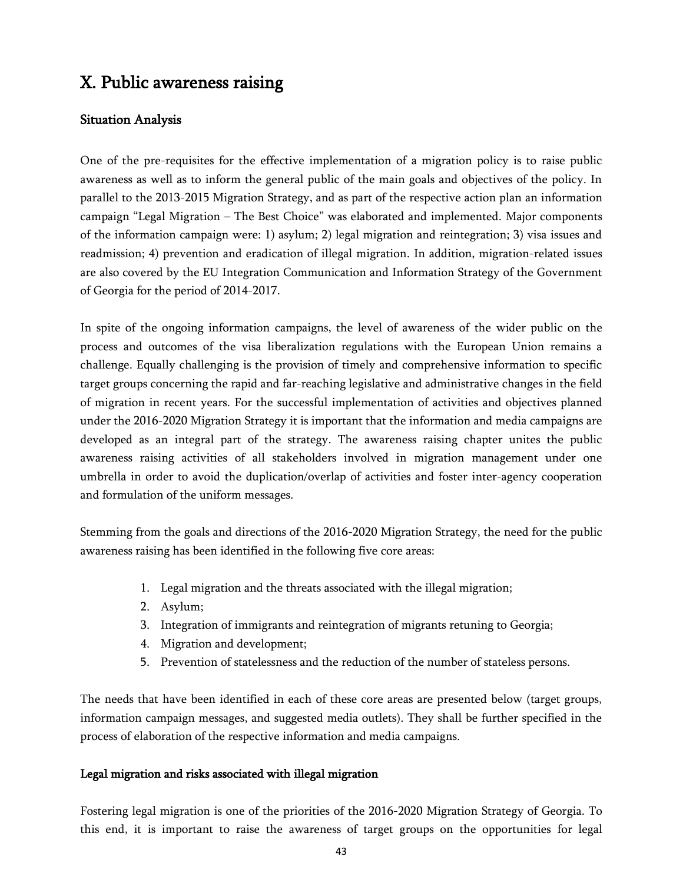# X. Public awareness raising

## Situation Analysis

One of the pre-requisites for the effective implementation of a migration policy is to raise public awareness as well as to inform the general public of the main goals and objectives of the policy. In parallel to the 2013-2015 Migration Strategy, and as part of the respective action plan an information campaign "Legal Migration – The Best Choice" was elaborated and implemented. Major components of the information campaign were: 1) asylum; 2) legal migration and reintegration; 3) visa issues and readmission; 4) prevention and eradication of illegal migration. In addition, migration-related issues are also covered by the EU Integration Communication and Information Strategy of the Government of Georgia for the period of 2014-2017.

In spite of the ongoing information campaigns, the level of awareness of the wider public on the process and outcomes of the visa liberalization regulations with the European Union remains a challenge. Equally challenging is the provision of timely and comprehensive information to specific target groups concerning the rapid and far-reaching legislative and administrative changes in the field of migration in recent years. For the successful implementation of activities and objectives planned under the 2016-2020 Migration Strategy it is important that the information and media campaigns are developed as an integral part of the strategy. The awareness raising chapter unites the public awareness raising activities of all stakeholders involved in migration management under one umbrella in order to avoid the duplication/overlap of activities and foster inter-agency cooperation and formulation of the uniform messages.

Stemming from the goals and directions of the 2016-2020 Migration Strategy, the need for the public awareness raising has been identified in the following five core areas:

1. Legal migration and the threats associated with the illegal migration;
2. Asylum;
3. Integration of immigrants and reintegration of migrants retuning to Georgia;
4. Migration and development;
5. Prevention of statelessness and the reduction of the number of stateless persons.

The needs that have been identified in each of these core areas are presented below (target groups, information campaign messages, and suggested media outlets). They shall be further specified in the process of elaboration of the respective information and media campaigns.

### Legal migration and risks associated with illegal migration

Fostering legal migration is one of the priorities of the 2016-2020 Migration Strategy of Georgia. To this end, it is important to raise the awareness of target groups on the opportunities for legal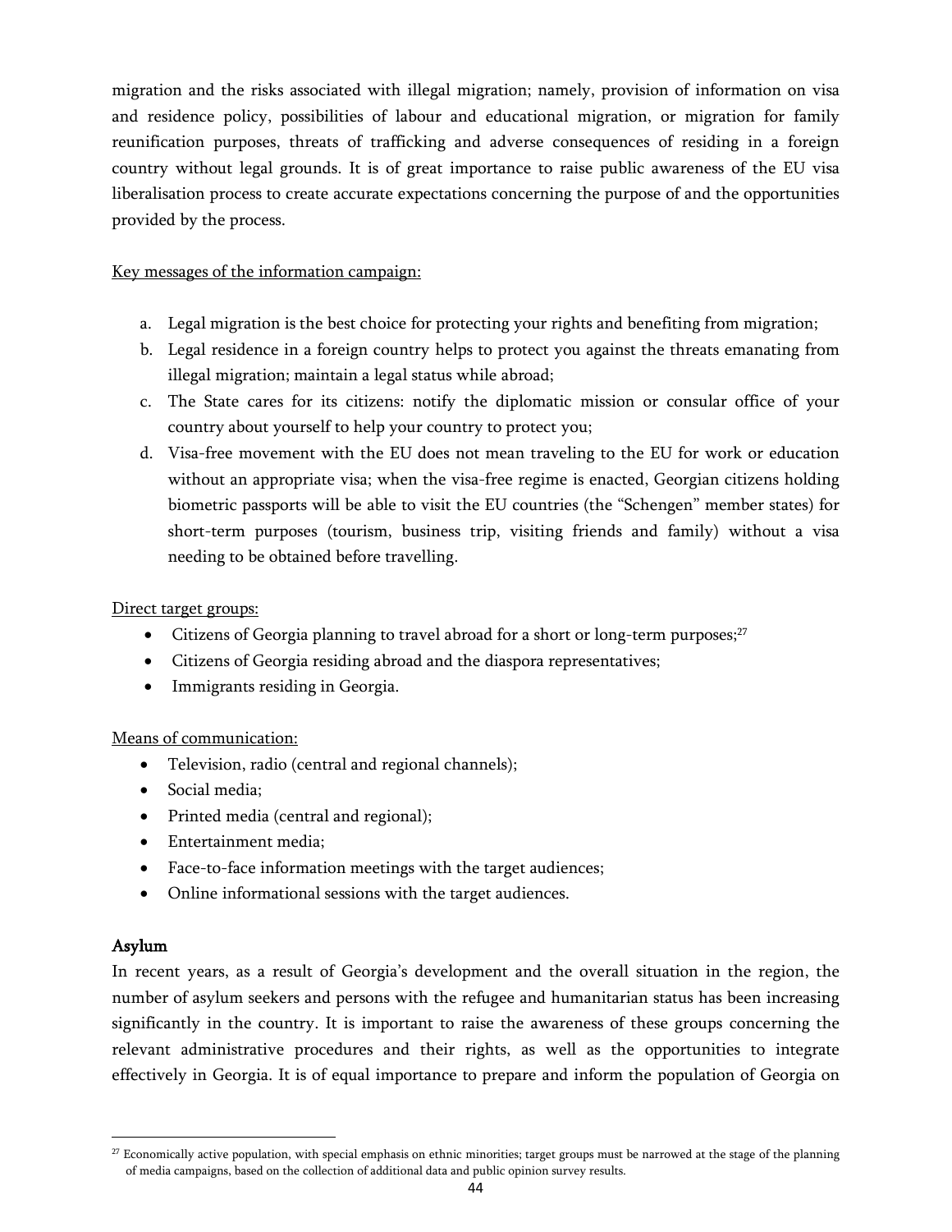migration and the risks associated with illegal migration; namely, provision of information on visa and residence policy, possibilities of labour and educational migration, or migration for family reunification purposes, threats of trafficking and adverse consequences of residing in a foreign country without legal grounds. It is of great importance to raise public awareness of the EU visa liberalisation process to create accurate expectations concerning the purpose of and the opportunities provided by the process.

Key messages of the information campaign:

a. Legal migration is the best choice for protecting your rights and benefiting from migration;
b. Legal residence in a foreign country helps to protect you against the threats emanating from illegal migration; maintain a legal status while abroad;
c. The State cares for its citizens: notify the diplomatic mission or consular office of your country about yourself to help your country to protect you;
d. Visa-free movement with the EU does not mean traveling to the EU for work or education without an appropriate visa; when the visa-free regime is enacted, Georgian citizens holding biometric passports will be able to visit the EU countries (the "Schengen" member states) for short-term purposes (tourism, business trip, visiting friends and family) without a visa needing to be obtained before travelling.

Direct target groups:

- Citizens of Georgia planning to travel abroad for a short or long-term purposes;[27]
- Citizens of Georgia residing abroad and the diaspora representatives;
- Immigrants residing in Georgia.

Means of communication:

- Television, radio (central and regional channels);
- Social media;
- Printed media (central and regional);
- Entertainment media;
- Face-to-face information meetings with the target audiences;
- Online informational sessions with the target audiences.

## Asylum

In recent years, as a result of Georgia's development and the overall situation in the region, the number of asylum seekers and persons with the refugee and humanitarian status has been increasing significantly in the country. It is important to raise the awareness of these groups concerning the relevant administrative procedures and their rights, as well as the opportunities to integrate effectively in Georgia. It is of equal importance to prepare and inform the population of Georgia on

[27] Economically active population, with special emphasis on ethnic minorities; target groups must be narrowed at the stage of the planning of media campaigns, based on the collection of additional data and public opinion survey results.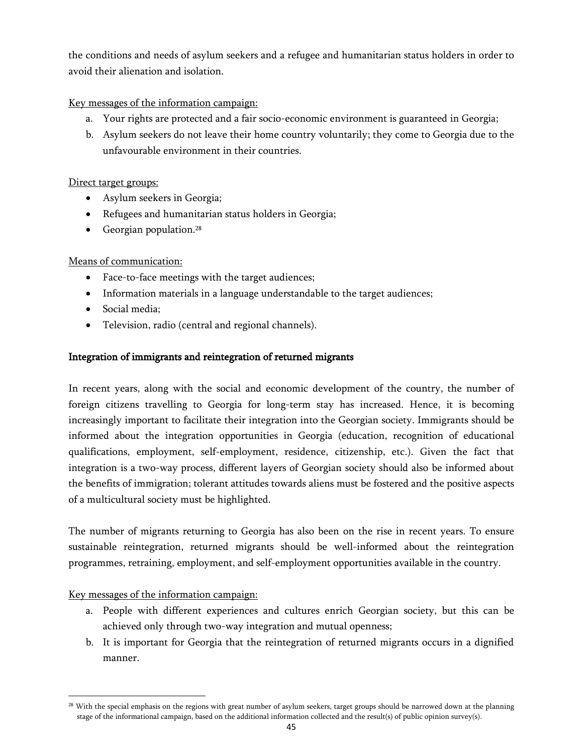the conditions and needs of asylum seekers and a refugee and humanitarian status holders in order to avoid their alienation and isolation.

Key messages of the information campaign:

a. Your rights are protected and a fair socio-economic environment is guaranteed in Georgia;
b. Asylum seekers do not leave their home country voluntarily; they come to Georgia due to the unfavourable environment in their countries.

Direct target groups:

- Asylum seekers in Georgia;
- Refugees and humanitarian status holders in Georgia;
- Georgian population.[28]

Means of communication:

- Face-to-face meetings with the target audiences;
- Information materials in a language understandable to the target audiences;
- Social media;
- Television, radio (central and regional channels).

### Integration of immigrants and reintegration of returned migrants

In recent years, along with the social and economic development of the country, the number of foreign citizens travelling to Georgia for long-term stay has increased. Hence, it is becoming increasingly important to facilitate their integration into the Georgian society. Immigrants should be informed about the integration opportunities in Georgia (education, recognition of educational qualifications, employment, self-employment, residence, citizenship, etc.). Given the fact that integration is a two-way process, different layers of Georgian society should also be informed about the benefits of immigration; tolerant attitudes towards aliens must be fostered and the positive aspects of a multicultural society must be highlighted.

The number of migrants returning to Georgia has also been on the rise in recent years. To ensure sustainable reintegration, returned migrants should be well-informed about the reintegration programmes, retraining, employment, and self-employment opportunities available in the country.

Key messages of the information campaign:

a. People with different experiences and cultures enrich Georgian society, but this can be achieved only through two-way integration and mutual openness;
b. It is important for Georgia that the reintegration of returned migrants occurs in a dignified manner.

[28] With the special emphasis on the regions with great number of asylum seekers, target groups should be narrowed down at the planning stage of the informational campaign, based on the additional information collected and the result(s) of public opinion survey(s).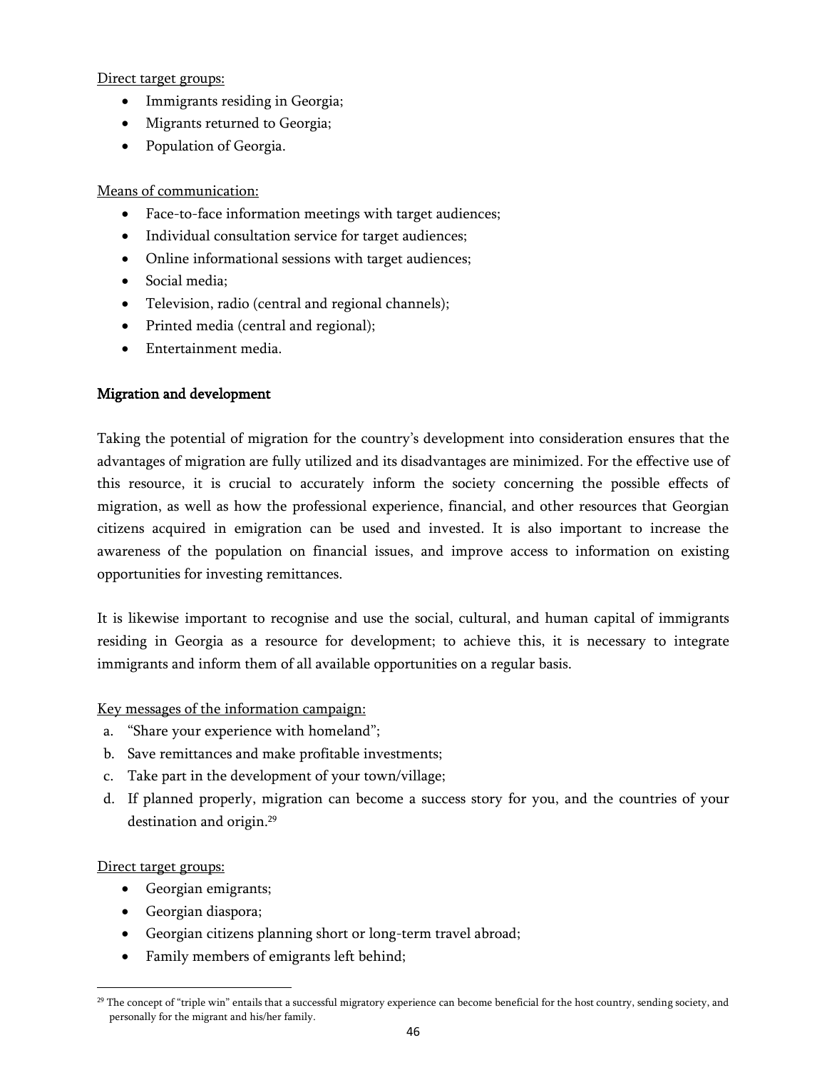Direct target groups:

- Immigrants residing in Georgia;
- Migrants returned to Georgia;
- Population of Georgia.

Means of communication:

- Face-to-face information meetings with target audiences;
- Individual consultation service for target audiences;
- Online informational sessions with target audiences;
- Social media;
- Television, radio (central and regional channels);
- Printed media (central and regional);
- Entertainment media.

**Migration and development**

Taking the potential of migration for the country's development into consideration ensures that the advantages of migration are fully utilized and its disadvantages are minimized. For the effective use of this resource, it is crucial to accurately inform the society concerning the possible effects of migration, as well as how the professional experience, financial, and other resources that Georgian citizens acquired in emigration can be used and invested. It is also important to increase the awareness of the population on financial issues, and improve access to information on existing opportunities for investing remittances.

It is likewise important to recognise and use the social, cultural, and human capital of immigrants residing in Georgia as a resource for development; to achieve this, it is necessary to integrate immigrants and inform them of all available opportunities on a regular basis.

Key messages of the information campaign:

a. "Share your experience with homeland";
b. Save remittances and make profitable investments;
c. Take part in the development of your town/village;
d. If planned properly, migration can become a success story for you, and the countries of your destination and origin.[29]

Direct target groups:

- Georgian emigrants;
- Georgian diaspora;
- Georgian citizens planning short or long-term travel abroad;
- Family members of emigrants left behind;

[29] The concept of "triple win" entails that a successful migratory experience can become beneficial for the host country, sending society, and personally for the migrant and his/her family.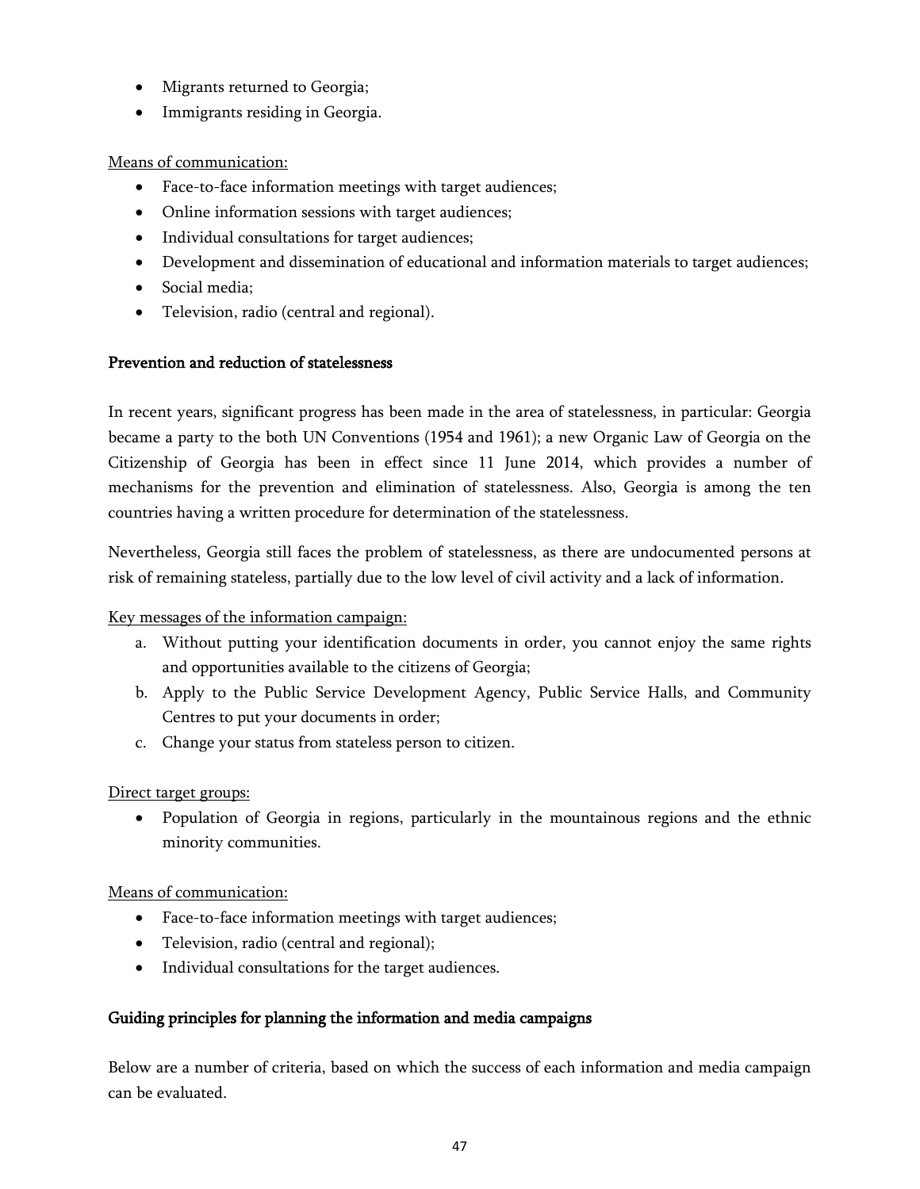- Migrants returned to Georgia;
- Immigrants residing in Georgia.

Means of communication:

- Face-to-face information meetings with target audiences;
- Online information sessions with target audiences;
- Individual consultations for target audiences;
- Development and dissemination of educational and information materials to target audiences;
- Social media;
- Television, radio (central and regional).

**Prevention and reduction of statelessness**

In recent years, significant progress has been made in the area of statelessness, in particular: Georgia became a party to the both UN Conventions (1954 and 1961); a new Organic Law of Georgia on the Citizenship of Georgia has been in effect since 11 June 2014, which provides a number of mechanisms for the prevention and elimination of statelessness. Also, Georgia is among the ten countries having a written procedure for determination of the statelessness.

Nevertheless, Georgia still faces the problem of statelessness, as there are undocumented persons at risk of remaining stateless, partially due to the low level of civil activity and a lack of information.

Key messages of the information campaign:

a. Without putting your identification documents in order, you cannot enjoy the same rights and opportunities available to the citizens of Georgia;
b. Apply to the Public Service Development Agency, Public Service Halls, and Community Centres to put your documents in order;
c. Change your status from stateless person to citizen.

Direct target groups:

- Population of Georgia in regions, particularly in the mountainous regions and the ethnic minority communities.

Means of communication:

- Face-to-face information meetings with target audiences;
- Television, radio (central and regional);
- Individual consultations for the target audiences.

**Guiding principles for planning the information and media campaigns**

Below are a number of criteria, based on which the success of each information and media campaign can be evaluated.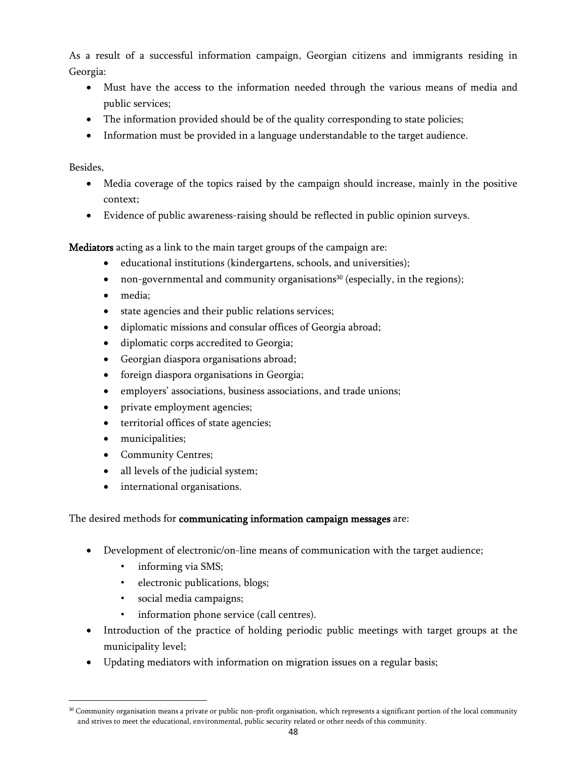As a result of a successful information campaign, Georgian citizens and immigrants residing in Georgia:

- Must have the access to the information needed through the various means of media and public services;
- The information provided should be of the quality corresponding to state policies;
- Information must be provided in a language understandable to the target audience.

Besides,

- Media coverage of the topics raised by the campaign should increase, mainly in the positive context;
- Evidence of public awareness-raising should be reflected in public opinion surveys.

**Mediators** acting as a link to the main target groups of the campaign are:

- educational institutions (kindergartens, schools, and universities);
- non-governmental and community organisations[30] (especially, in the regions);
- media;
- state agencies and their public relations services;
- diplomatic missions and consular offices of Georgia abroad;
- diplomatic corps accredited to Georgia;
- Georgian diaspora organisations abroad;
- foreign diaspora organisations in Georgia;
- employers' associations, business associations, and trade unions;
- private employment agencies;
- territorial offices of state agencies;
- municipalities;
- Community Centres;
- all levels of the judicial system;
- international organisations.

The desired methods for **communicating information campaign messages** are:

- Development of electronic/on-line means of communication with the target audience;
  - informing via SMS;
  - electronic publications, blogs;
  - social media campaigns;
  - information phone service (call centres).
- Introduction of the practice of holding periodic public meetings with target groups at the municipality level;
- Updating mediators with information on migration issues on a regular basis;

[30] Community organisation means a private or public non-profit organisation, which represents a significant portion of the local community and strives to meet the educational, environmental, public security related or other needs of this community.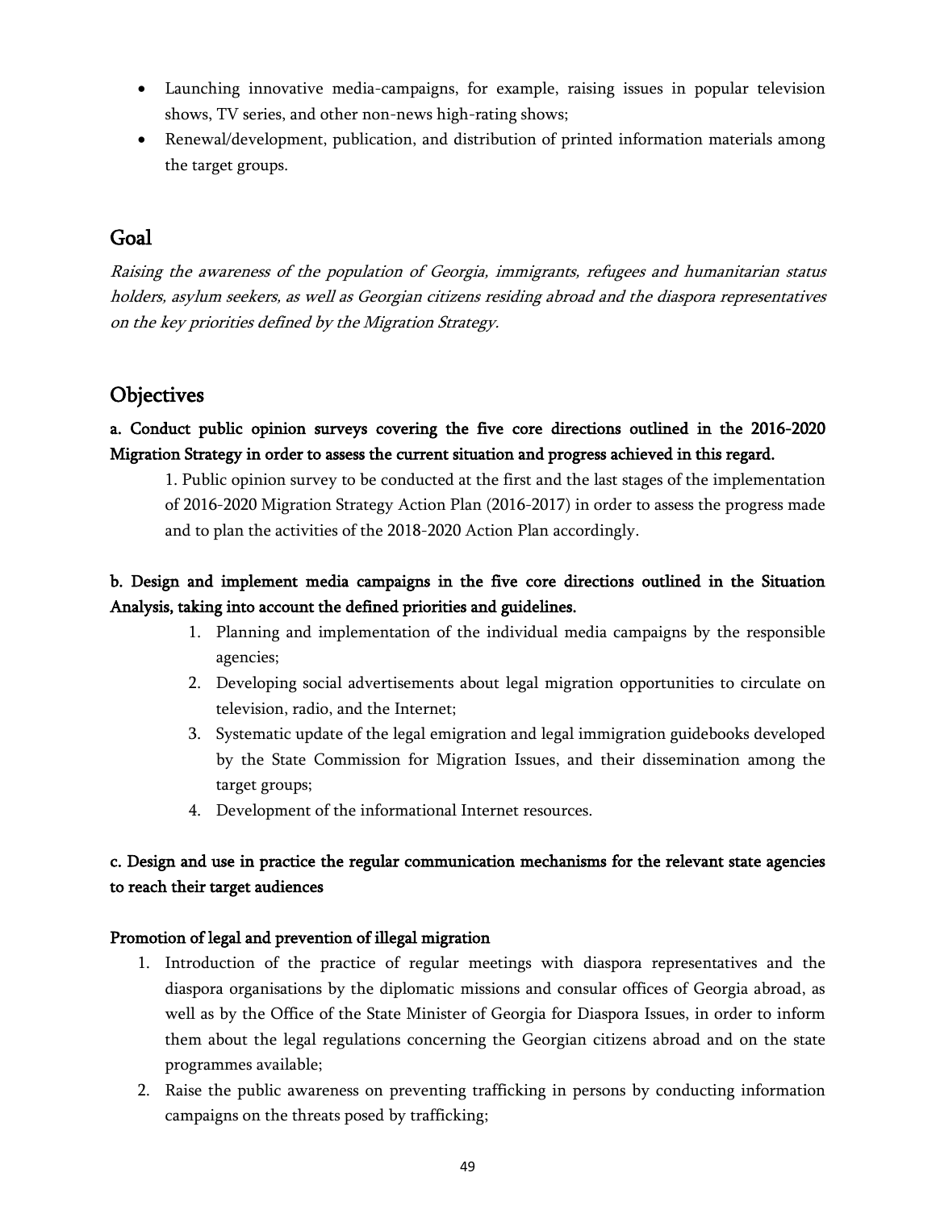- Launching innovative media-campaigns, for example, raising issues in popular television shows, TV series, and other non-news high-rating shows;
- Renewal/development, publication, and distribution of printed information materials among the target groups.

## Goal

*Raising the awareness of the population of Georgia, immigrants, refugees and humanitarian status holders, asylum seekers, as well as Georgian citizens residing abroad and the diaspora representatives on the key priorities defined by the Migration Strategy.*

## Objectives

**a. Conduct public opinion surveys covering the five core directions outlined in the 2016-2020 Migration Strategy in order to assess the current situation and progress achieved in this regard.**

1. Public opinion survey to be conducted at the first and the last stages of the implementation of 2016-2020 Migration Strategy Action Plan (2016-2017) in order to assess the progress made and to plan the activities of the 2018-2020 Action Plan accordingly.

**b. Design and implement media campaigns in the five core directions outlined in the Situation Analysis, taking into account the defined priorities and guidelines.**

1. Planning and implementation of the individual media campaigns by the responsible agencies;
2. Developing social advertisements about legal migration opportunities to circulate on television, radio, and the Internet;
3. Systematic update of the legal emigration and legal immigration guidebooks developed by the State Commission for Migration Issues, and their dissemination among the target groups;
4. Development of the informational Internet resources.

**c. Design and use in practice the regular communication mechanisms for the relevant state agencies to reach their target audiences**

**Promotion of legal and prevention of illegal migration**

1. Introduction of the practice of regular meetings with diaspora representatives and the diaspora organisations by the diplomatic missions and consular offices of Georgia abroad, as well as by the Office of the State Minister of Georgia for Diaspora Issues, in order to inform them about the legal regulations concerning the Georgian citizens abroad and on the state programmes available;
2. Raise the public awareness on preventing trafficking in persons by conducting information campaigns on the threats posed by trafficking;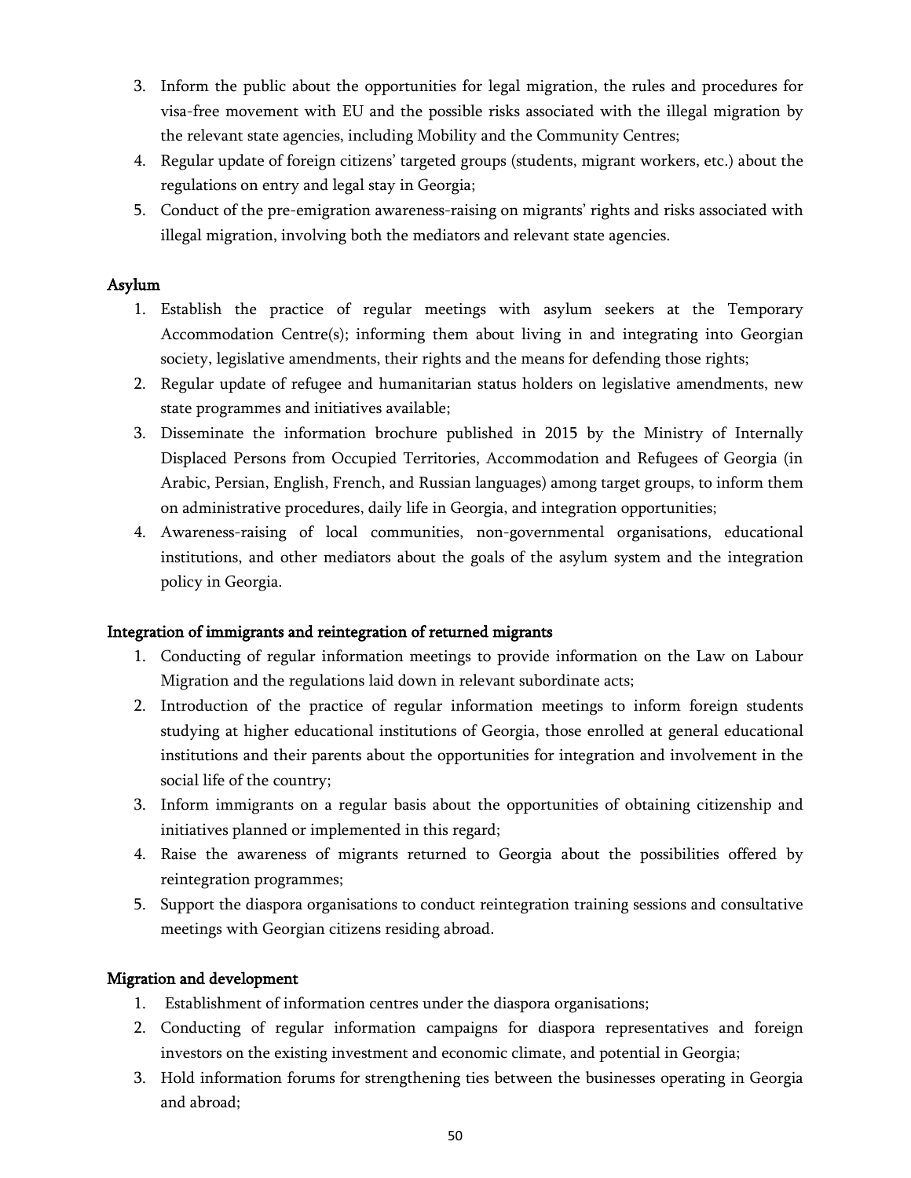3. Inform the public about the opportunities for legal migration, the rules and procedures for visa-free movement with EU and the possible risks associated with the illegal migration by the relevant state agencies, including Mobility and the Community Centres;
4. Regular update of foreign citizens' targeted groups (students, migrant workers, etc.) about the regulations on entry and legal stay in Georgia;
5. Conduct of the pre-emigration awareness-raising on migrants' rights and risks associated with illegal migration, involving both the mediators and relevant state agencies.

**Asylum**

1. Establish the practice of regular meetings with asylum seekers at the Temporary Accommodation Centre(s); informing them about living in and integrating into Georgian society, legislative amendments, their rights and the means for defending those rights;
2. Regular update of refugee and humanitarian status holders on legislative amendments, new state programmes and initiatives available;
3. Disseminate the information brochure published in 2015 by the Ministry of Internally Displaced Persons from Occupied Territories, Accommodation and Refugees of Georgia (in Arabic, Persian, English, French, and Russian languages) among target groups, to inform them on administrative procedures, daily life in Georgia, and integration opportunities;
4. Awareness-raising of local communities, non-governmental organisations, educational institutions, and other mediators about the goals of the asylum system and the integration policy in Georgia.

**Integration of immigrants and reintegration of returned migrants**

1. Conducting of regular information meetings to provide information on the Law on Labour Migration and the regulations laid down in relevant subordinate acts;
2. Introduction of the practice of regular information meetings to inform foreign students studying at higher educational institutions of Georgia, those enrolled at general educational institutions and their parents about the opportunities for integration and involvement in the social life of the country;
3. Inform immigrants on a regular basis about the opportunities of obtaining citizenship and initiatives planned or implemented in this regard;
4. Raise the awareness of migrants returned to Georgia about the possibilities offered by reintegration programmes;
5. Support the diaspora organisations to conduct reintegration training sessions and consultative meetings with Georgian citizens residing abroad.

**Migration and development**

1. Establishment of information centres under the diaspora organisations;
2. Conducting of regular information campaigns for diaspora representatives and foreign investors on the existing investment and economic climate, and potential in Georgia;
3. Hold information forums for strengthening ties between the businesses operating in Georgia and abroad;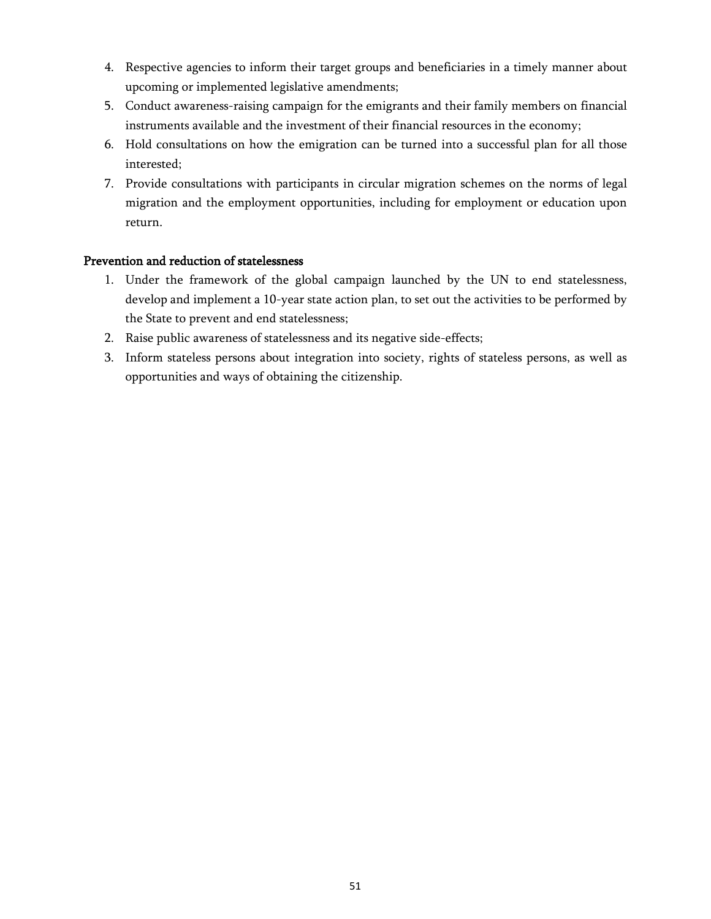4. Respective agencies to inform their target groups and beneficiaries in a timely manner about upcoming or implemented legislative amendments;
5. Conduct awareness-raising campaign for the emigrants and their family members on financial instruments available and the investment of their financial resources in the economy;
6. Hold consultations on how the emigration can be turned into a successful plan for all those interested;
7. Provide consultations with participants in circular migration schemes on the norms of legal migration and the employment opportunities, including for employment or education upon return.

**Prevention and reduction of statelessness**

1. Under the framework of the global campaign launched by the UN to end statelessness, develop and implement a 10-year state action plan, to set out the activities to be performed by the State to prevent and end statelessness;
2. Raise public awareness of statelessness and its negative side-effects;
3. Inform stateless persons about integration into society, rights of stateless persons, as well as opportunities and ways of obtaining the citizenship.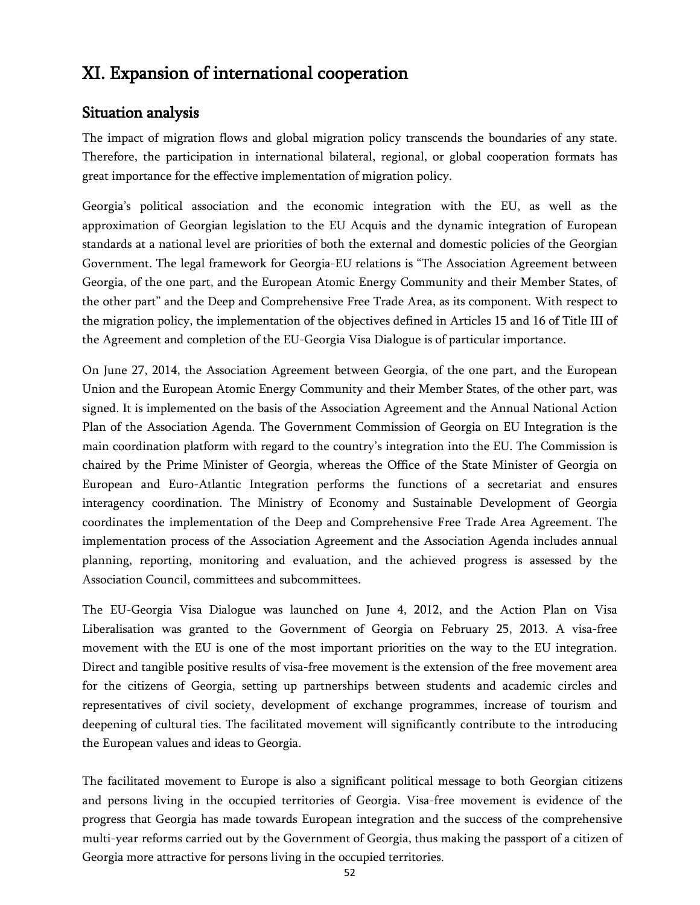# XI. Expansion of international cooperation

## Situation analysis

The impact of migration flows and global migration policy transcends the boundaries of any state. Therefore, the participation in international bilateral, regional, or global cooperation formats has great importance for the effective implementation of migration policy.

Georgia's political association and the economic integration with the EU, as well as the approximation of Georgian legislation to the EU Acquis and the dynamic integration of European standards at a national level are priorities of both the external and domestic policies of the Georgian Government. The legal framework for Georgia-EU relations is "The Association Agreement between Georgia, of the one part, and the European Atomic Energy Community and their Member States, of the other part" and the Deep and Comprehensive Free Trade Area, as its component. With respect to the migration policy, the implementation of the objectives defined in Articles 15 and 16 of Title III of the Agreement and completion of the EU-Georgia Visa Dialogue is of particular importance.

On June 27, 2014, the Association Agreement between Georgia, of the one part, and the European Union and the European Atomic Energy Community and their Member States, of the other part, was signed. It is implemented on the basis of the Association Agreement and the Annual National Action Plan of the Association Agenda. The Government Commission of Georgia on EU Integration is the main coordination platform with regard to the country's integration into the EU. The Commission is chaired by the Prime Minister of Georgia, whereas the Office of the State Minister of Georgia on European and Euro-Atlantic Integration performs the functions of a secretariat and ensures interagency coordination. The Ministry of Economy and Sustainable Development of Georgia coordinates the implementation of the Deep and Comprehensive Free Trade Area Agreement. The implementation process of the Association Agreement and the Association Agenda includes annual planning, reporting, monitoring and evaluation, and the achieved progress is assessed by the Association Council, committees and subcommittees.

The EU-Georgia Visa Dialogue was launched on June 4, 2012, and the Action Plan on Visa Liberalisation was granted to the Government of Georgia on February 25, 2013. A visa-free movement with the EU is one of the most important priorities on the way to the EU integration. Direct and tangible positive results of visa-free movement is the extension of the free movement area for the citizens of Georgia, setting up partnerships between students and academic circles and representatives of civil society, development of exchange programmes, increase of tourism and deepening of cultural ties. The facilitated movement will significantly contribute to the introducing the European values and ideas to Georgia.

The facilitated movement to Europe is also a significant political message to both Georgian citizens and persons living in the occupied territories of Georgia. Visa-free movement is evidence of the progress that Georgia has made towards European integration and the success of the comprehensive multi-year reforms carried out by the Government of Georgia, thus making the passport of a citizen of Georgia more attractive for persons living in the occupied territories.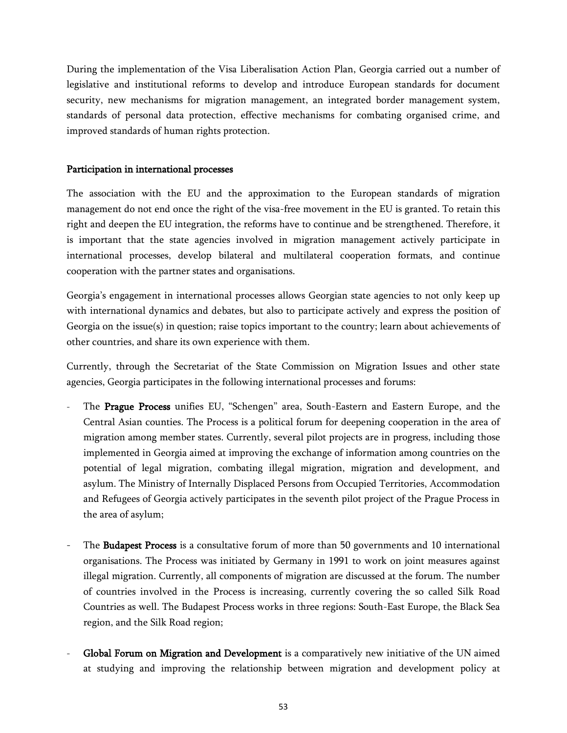During the implementation of the Visa Liberalisation Action Plan, Georgia carried out a number of legislative and institutional reforms to develop and introduce European standards for document security, new mechanisms for migration management, an integrated border management system, standards of personal data protection, effective mechanisms for combating organised crime, and improved standards of human rights protection.

### Participation in international processes

The association with the EU and the approximation to the European standards of migration management do not end once the right of the visa-free movement in the EU is granted. To retain this right and deepen the EU integration, the reforms have to continue and be strengthened. Therefore, it is important that the state agencies involved in migration management actively participate in international processes, develop bilateral and multilateral cooperation formats, and continue cooperation with the partner states and organisations.

Georgia's engagement in international processes allows Georgian state agencies to not only keep up with international dynamics and debates, but also to participate actively and express the position of Georgia on the issue(s) in question; raise topics important to the country; learn about achievements of other countries, and share its own experience with them.

Currently, through the Secretariat of the State Commission on Migration Issues and other state agencies, Georgia participates in the following international processes and forums:

- The **Prague Process** unifies EU, "Schengen" area, South-Eastern and Eastern Europe, and the Central Asian counties. The Process is a political forum for deepening cooperation in the area of migration among member states. Currently, several pilot projects are in progress, including those implemented in Georgia aimed at improving the exchange of information among countries on the potential of legal migration, combating illegal migration, migration and development, and asylum. The Ministry of Internally Displaced Persons from Occupied Territories, Accommodation and Refugees of Georgia actively participates in the seventh pilot project of the Prague Process in the area of asylum;

- The **Budapest Process** is a consultative forum of more than 50 governments and 10 international organisations. The Process was initiated by Germany in 1991 to work on joint measures against illegal migration. Currently, all components of migration are discussed at the forum. The number of countries involved in the Process is increasing, currently covering the so called Silk Road Countries as well. The Budapest Process works in three regions: South-East Europe, the Black Sea region, and the Silk Road region;

- **Global Forum on Migration and Development** is a comparatively new initiative of the UN aimed at studying and improving the relationship between migration and development policy at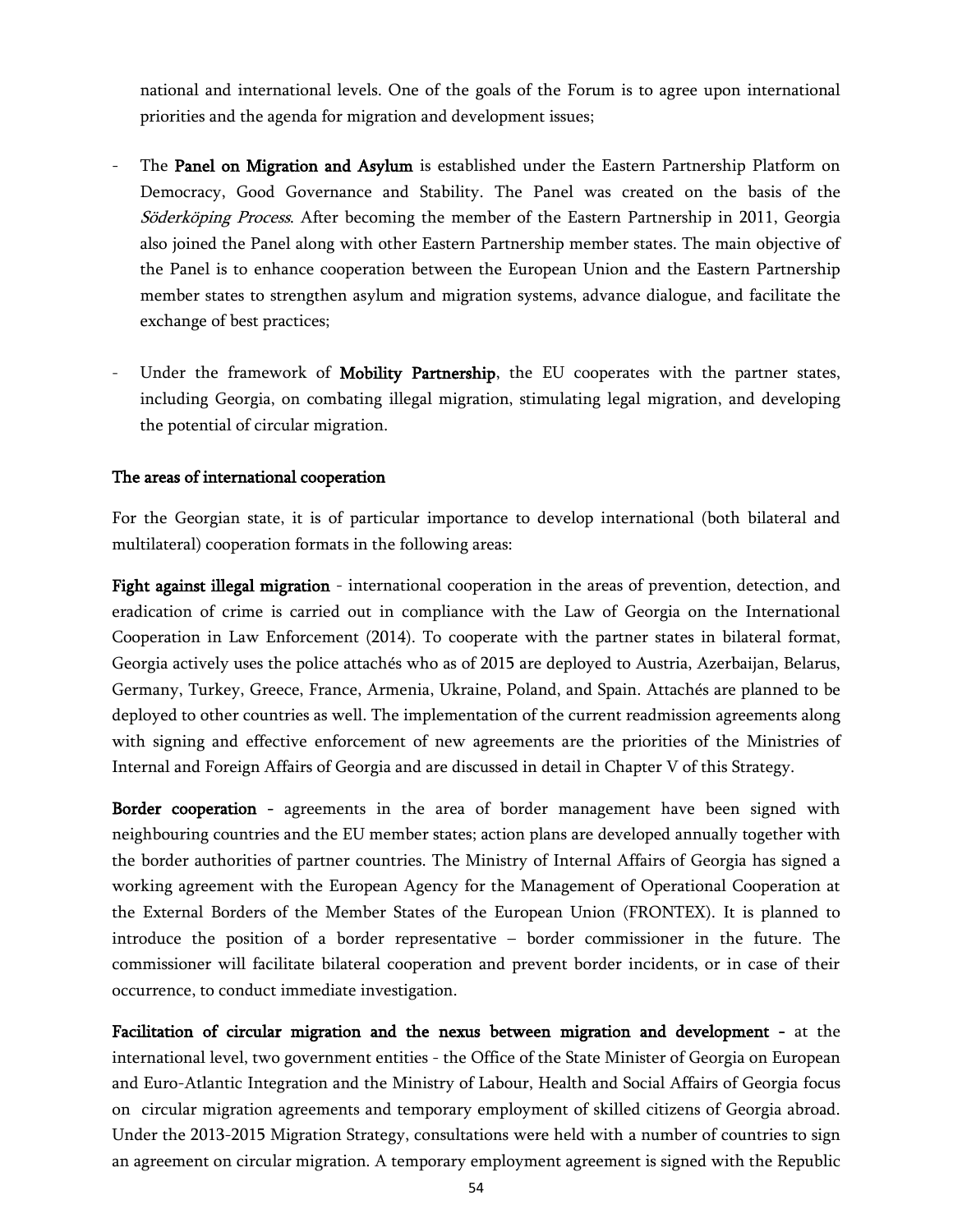national and international levels. One of the goals of the Forum is to agree upon international priorities and the agenda for migration and development issues;

- The **Panel on Migration and Asylum** is established under the Eastern Partnership Platform on Democracy, Good Governance and Stability. The Panel was created on the basis of the *Söderköping Process*. After becoming the member of the Eastern Partnership in 2011, Georgia also joined the Panel along with other Eastern Partnership member states. The main objective of the Panel is to enhance cooperation between the European Union and the Eastern Partnership member states to strengthen asylum and migration systems, advance dialogue, and facilitate the exchange of best practices;

- Under the framework of **Mobility Partnership**, the EU cooperates with the partner states, including Georgia, on combating illegal migration, stimulating legal migration, and developing the potential of circular migration.

### The areas of international cooperation

For the Georgian state, it is of particular importance to develop international (both bilateral and multilateral) cooperation formats in the following areas:

**Fight against illegal migration** - international cooperation in the areas of prevention, detection, and eradication of crime is carried out in compliance with the Law of Georgia on the International Cooperation in Law Enforcement (2014). To cooperate with the partner states in bilateral format, Georgia actively uses the police attachés who as of 2015 are deployed to Austria, Azerbaijan, Belarus, Germany, Turkey, Greece, France, Armenia, Ukraine, Poland, and Spain. Attachés are planned to be deployed to other countries as well. The implementation of the current readmission agreements along with signing and effective enforcement of new agreements are the priorities of the Ministries of Internal and Foreign Affairs of Georgia and are discussed in detail in Chapter V of this Strategy.

**Border cooperation** - agreements in the area of border management have been signed with neighbouring countries and the EU member states; action plans are developed annually together with the border authorities of partner countries. The Ministry of Internal Affairs of Georgia has signed a working agreement with the European Agency for the Management of Operational Cooperation at the External Borders of the Member States of the European Union (FRONTEX). It is planned to introduce the position of a border representative – border commissioner in the future. The commissioner will facilitate bilateral cooperation and prevent border incidents, or in case of their occurrence, to conduct immediate investigation.

**Facilitation of circular migration and the nexus between migration and development** - at the international level, two government entities - the Office of the State Minister of Georgia on European and Euro-Atlantic Integration and the Ministry of Labour, Health and Social Affairs of Georgia focus on circular migration agreements and temporary employment of skilled citizens of Georgia abroad. Under the 2013-2015 Migration Strategy, consultations were held with a number of countries to sign an agreement on circular migration. A temporary employment agreement is signed with the Republic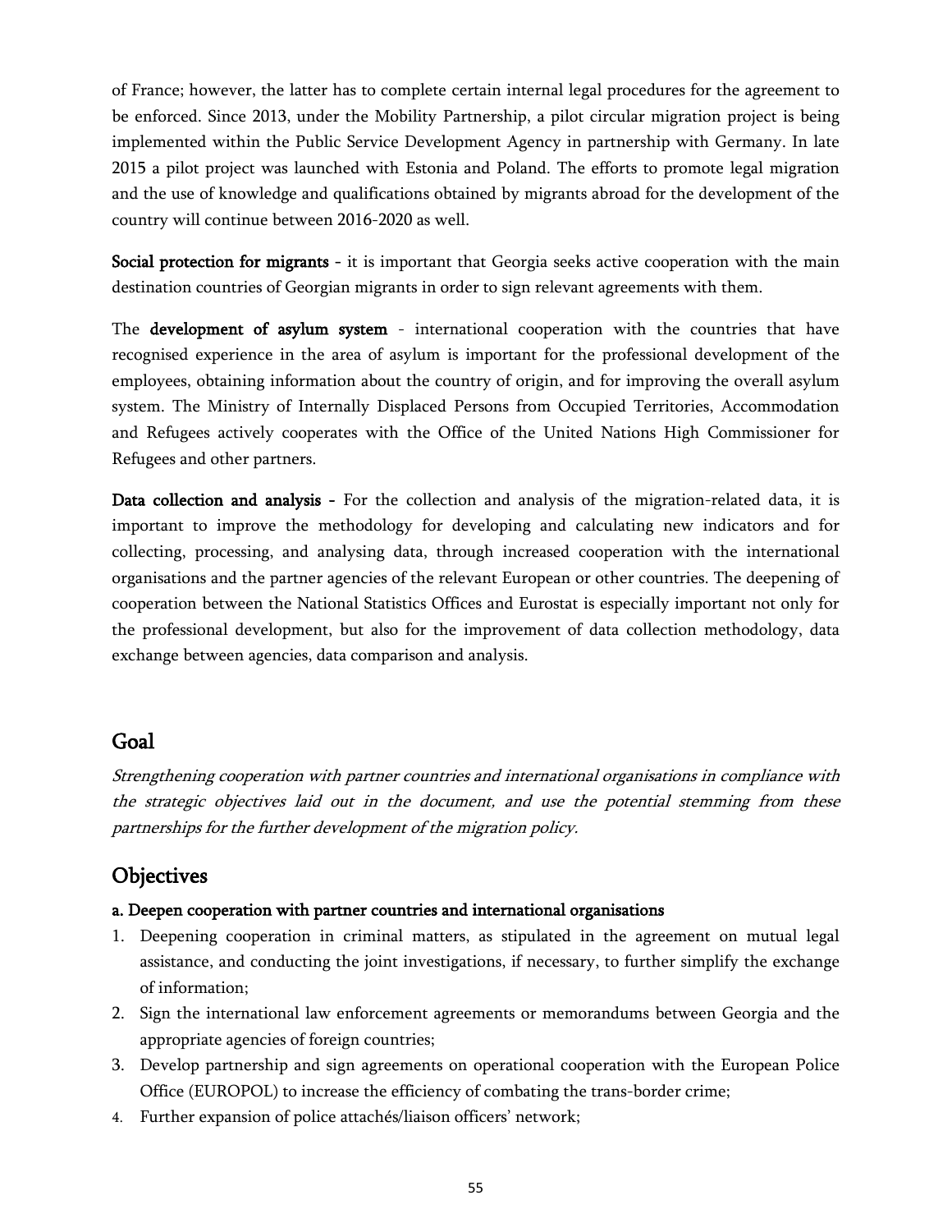of France; however, the latter has to complete certain internal legal procedures for the agreement to be enforced. Since 2013, under the Mobility Partnership, a pilot circular migration project is being implemented within the Public Service Development Agency in partnership with Germany. In late 2015 a pilot project was launched with Estonia and Poland. The efforts to promote legal migration and the use of knowledge and qualifications obtained by migrants abroad for the development of the country will continue between 2016-2020 as well.

**Social protection for migrants** - it is important that Georgia seeks active cooperation with the main destination countries of Georgian migrants in order to sign relevant agreements with them.

The **development of asylum system** - international cooperation with the countries that have recognised experience in the area of asylum is important for the professional development of the employees, obtaining information about the country of origin, and for improving the overall asylum system. The Ministry of Internally Displaced Persons from Occupied Territories, Accommodation and Refugees actively cooperates with the Office of the United Nations High Commissioner for Refugees and other partners.

**Data collection and analysis** - For the collection and analysis of the migration-related data, it is important to improve the methodology for developing and calculating new indicators and for collecting, processing, and analysing data, through increased cooperation with the international organisations and the partner agencies of the relevant European or other countries. The deepening of cooperation between the National Statistics Offices and Eurostat is especially important not only for the professional development, but also for the improvement of data collection methodology, data exchange between agencies, data comparison and analysis.

## Goal

*Strengthening cooperation with partner countries and international organisations in compliance with the strategic objectives laid out in the document, and use the potential stemming from these partnerships for the further development of the migration policy.*

## Objectives

**a. Deepen cooperation with partner countries and international organisations**

1. Deepening cooperation in criminal matters, as stipulated in the agreement on mutual legal assistance, and conducting the joint investigations, if necessary, to further simplify the exchange of information;
2. Sign the international law enforcement agreements or memorandums between Georgia and the appropriate agencies of foreign countries;
3. Develop partnership and sign agreements on operational cooperation with the European Police Office (EUROPOL) to increase the efficiency of combating the trans-border crime;
4. Further expansion of police attachés/liaison officers' network;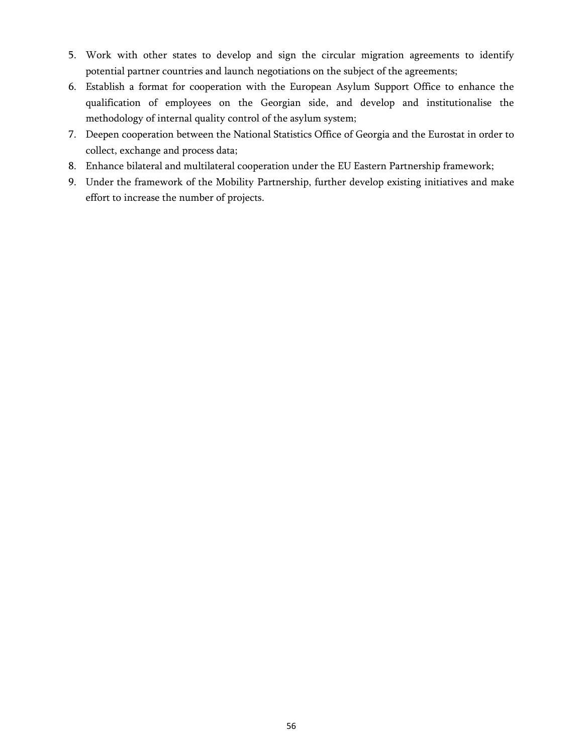5. Work with other states to develop and sign the circular migration agreements to identify potential partner countries and launch negotiations on the subject of the agreements;
6. Establish a format for cooperation with the European Asylum Support Office to enhance the qualification of employees on the Georgian side, and develop and institutionalise the methodology of internal quality control of the asylum system;
7. Deepen cooperation between the National Statistics Office of Georgia and the Eurostat in order to collect, exchange and process data;
8. Enhance bilateral and multilateral cooperation under the EU Eastern Partnership framework;
9. Under the framework of the Mobility Partnership, further develop existing initiatives and make effort to increase the number of projects.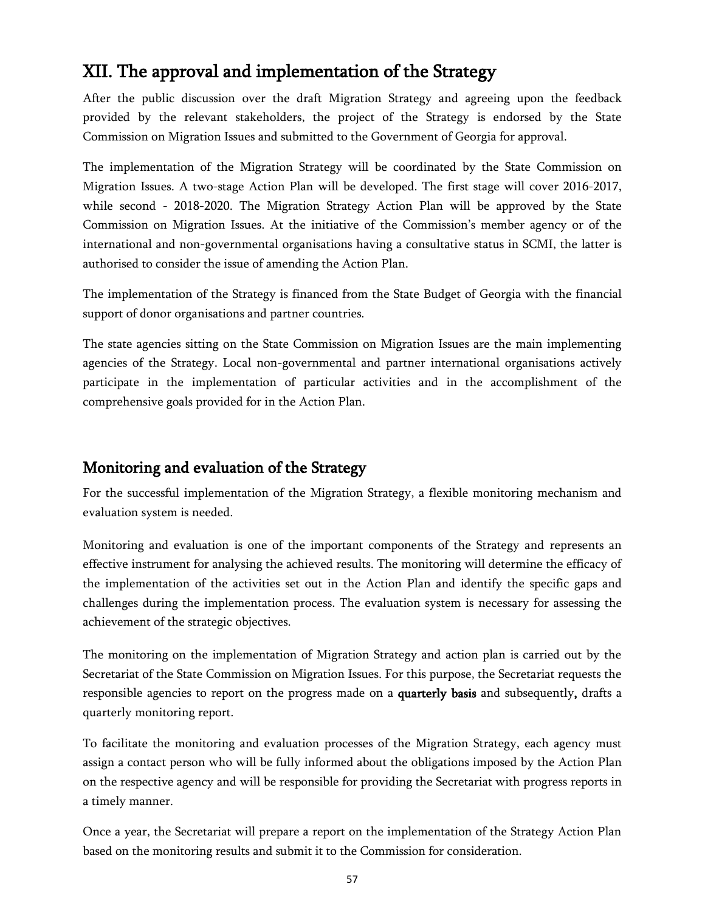# XII. The approval and implementation of the Strategy

After the public discussion over the draft Migration Strategy and agreeing upon the feedback provided by the relevant stakeholders, the project of the Strategy is endorsed by the State Commission on Migration Issues and submitted to the Government of Georgia for approval.

The implementation of the Migration Strategy will be coordinated by the State Commission on Migration Issues. A two-stage Action Plan will be developed. The first stage will cover 2016-2017, while second - 2018-2020. The Migration Strategy Action Plan will be approved by the State Commission on Migration Issues. At the initiative of the Commission's member agency or of the international and non-governmental organisations having a consultative status in SCMI, the latter is authorised to consider the issue of amending the Action Plan.

The implementation of the Strategy is financed from the State Budget of Georgia with the financial support of donor organisations and partner countries.

The state agencies sitting on the State Commission on Migration Issues are the main implementing agencies of the Strategy. Local non-governmental and partner international organisations actively participate in the implementation of particular activities and in the accomplishment of the comprehensive goals provided for in the Action Plan.

## Monitoring and evaluation of the Strategy

For the successful implementation of the Migration Strategy, a flexible monitoring mechanism and evaluation system is needed.

Monitoring and evaluation is one of the important components of the Strategy and represents an effective instrument for analysing the achieved results. The monitoring will determine the efficacy of the implementation of the activities set out in the Action Plan and identify the specific gaps and challenges during the implementation process. The evaluation system is necessary for assessing the achievement of the strategic objectives.

The monitoring on the implementation of Migration Strategy and action plan is carried out by the Secretariat of the State Commission on Migration Issues. For this purpose, the Secretariat requests the responsible agencies to report on the progress made on a **quarterly basis** and subsequently**,** drafts a quarterly monitoring report.

To facilitate the monitoring and evaluation processes of the Migration Strategy, each agency must assign a contact person who will be fully informed about the obligations imposed by the Action Plan on the respective agency and will be responsible for providing the Secretariat with progress reports in a timely manner.

Once a year, the Secretariat will prepare a report on the implementation of the Strategy Action Plan based on the monitoring results and submit it to the Commission for consideration.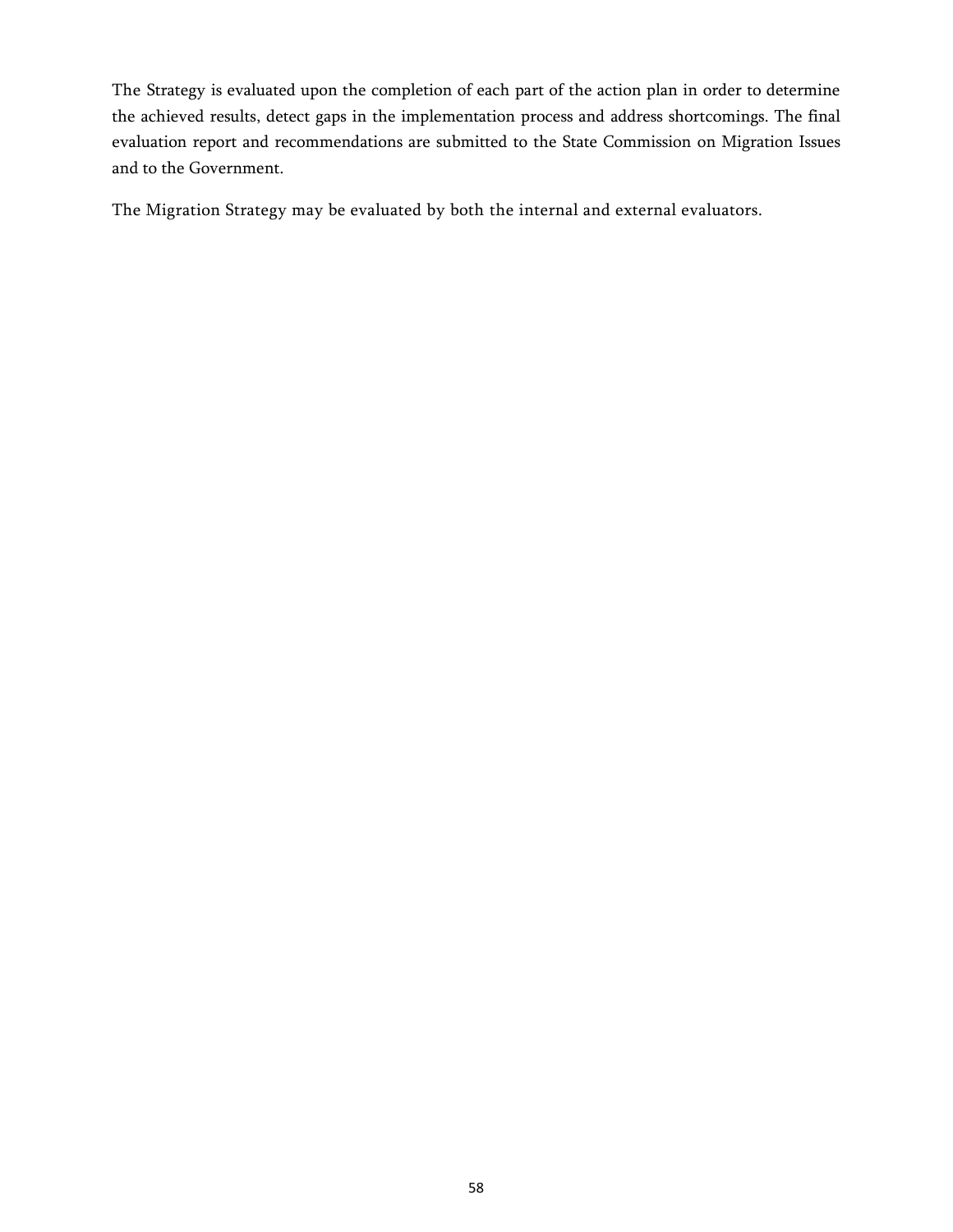The Strategy is evaluated upon the completion of each part of the action plan in order to determine the achieved results, detect gaps in the implementation process and address shortcomings. The final evaluation report and recommendations are submitted to the State Commission on Migration Issues and to the Government.

The Migration Strategy may be evaluated by both the internal and external evaluators.